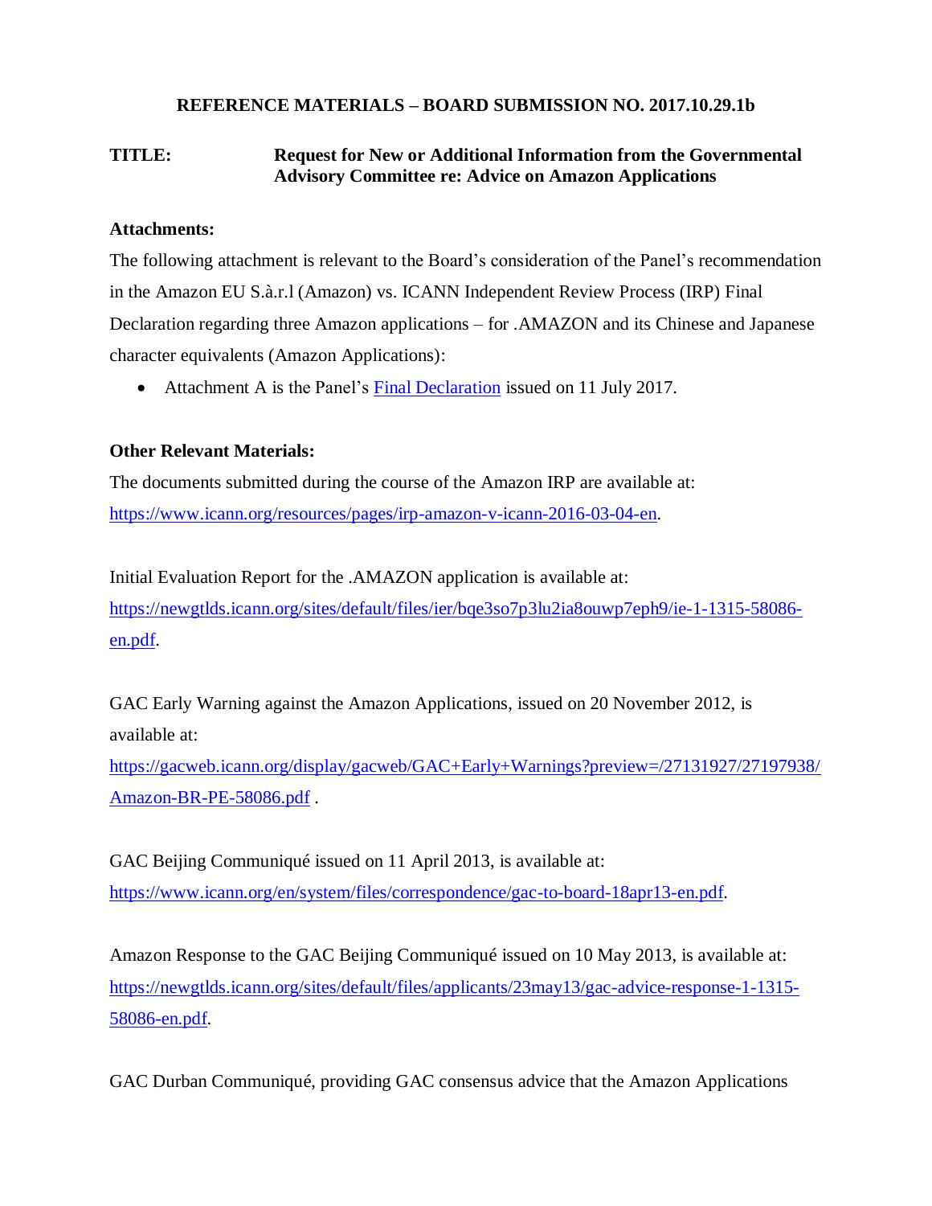**REFERENCE MATERIALS – BOARD SUBMISSION NO. 2017.10.29.1b**

**TITLE:** **Request for New or Additional Information from the Governmental Advisory Committee re: Advice on Amazon Applications**

**Attachments:**

The following attachment is relevant to the Board's consideration of the Panel's recommendation in the Amazon EU S.à.r.l (Amazon) vs. ICANN Independent Review Process (IRP) Final Declaration regarding three Amazon applications – for .AMAZON and its Chinese and Japanese character equivalents (Amazon Applications):

- Attachment A is the Panel's Final Declaration issued on 11 July 2017.

**Other Relevant Materials:**

The documents submitted during the course of the Amazon IRP are available at: https://www.icann.org/resources/pages/irp-amazon-v-icann-2016-03-04-en.

Initial Evaluation Report for the .AMAZON application is available at: https://newgtlds.icann.org/sites/default/files/ier/bqe3so7p3lu2ia8ouwp7eph9/ie-1-1315-58086-en.pdf.

GAC Early Warning against the Amazon Applications, issued on 20 November 2012, is available at: https://gacweb.icann.org/display/gacweb/GAC+Early+Warnings?preview=/27131927/27197938/Amazon-BR-PE-58086.pdf .

GAC Beijing Communiqué issued on 11 April 2013, is available at: https://www.icann.org/en/system/files/correspondence/gac-to-board-18apr13-en.pdf.

Amazon Response to the GAC Beijing Communiqué issued on 10 May 2013, is available at: https://newgtlds.icann.org/sites/default/files/applicants/23may13/gac-advice-response-1-1315-58086-en.pdf.

GAC Durban Communiqué, providing GAC consensus advice that the Amazon Applications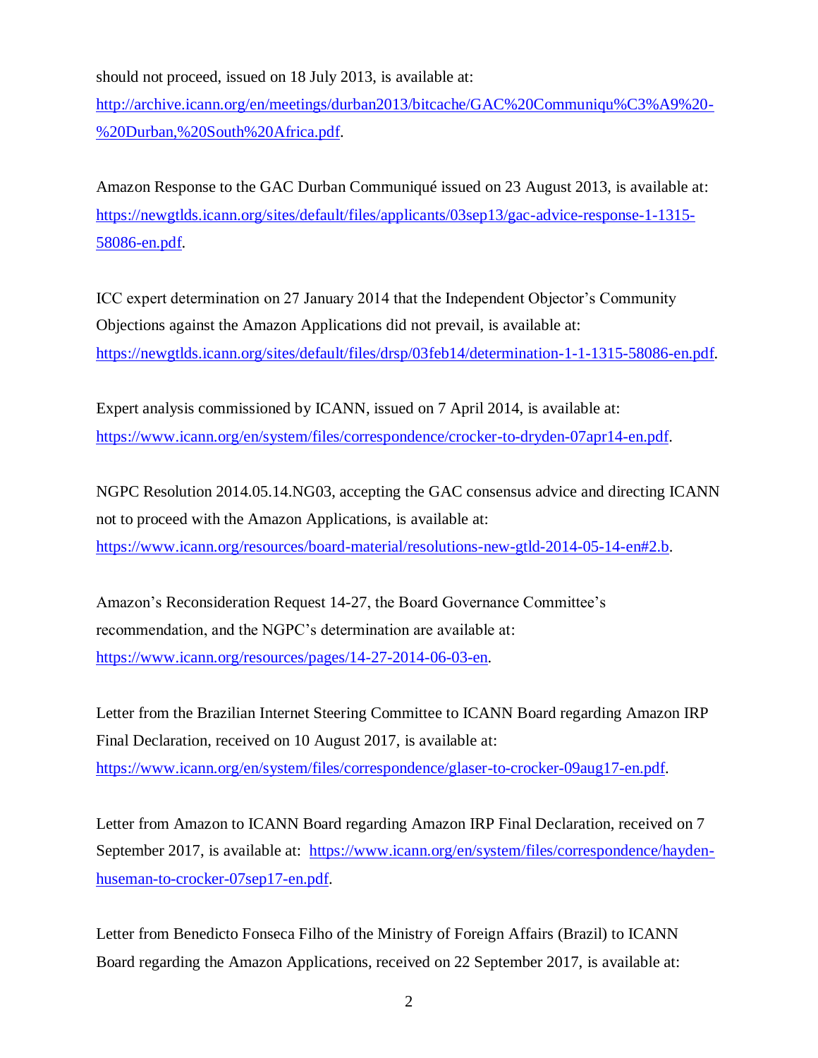should not proceed, issued on 18 July 2013, is available at: [http://archive.icann.org/en/meetings/durban2013/bitcache/GAC%20Communiqu%C3%A9%20-%20Durban,%20South%20Africa.pdf](http://archive.icann.org/en/meetings/durban2013/bitcache/GAC%20Communiqu%C3%A9%20-%20Durban,%20South%20Africa.pdf).

Amazon Response to the GAC Durban Communiqué issued on 23 August 2013, is available at: [https://newgtlds.icann.org/sites/default/files/applicants/03sep13/gac-advice-response-1-1315-58086-en.pdf](https://newgtlds.icann.org/sites/default/files/applicants/03sep13/gac-advice-response-1-1315-58086-en.pdf).

ICC expert determination on 27 January 2014 that the Independent Objector's Community Objections against the Amazon Applications did not prevail, is available at: [https://newgtlds.icann.org/sites/default/files/drsp/03feb14/determination-1-1-1315-58086-en.pdf](https://newgtlds.icann.org/sites/default/files/drsp/03feb14/determination-1-1-1315-58086-en.pdf).

Expert analysis commissioned by ICANN, issued on 7 April 2014, is available at: [https://www.icann.org/en/system/files/correspondence/crocker-to-dryden-07apr14-en.pdf](https://www.icann.org/en/system/files/correspondence/crocker-to-dryden-07apr14-en.pdf).

NGPC Resolution 2014.05.14.NG03, accepting the GAC consensus advice and directing ICANN not to proceed with the Amazon Applications, is available at: [https://www.icann.org/resources/board-material/resolutions-new-gtld-2014-05-14-en#2.b](https://www.icann.org/resources/board-material/resolutions-new-gtld-2014-05-14-en#2.b).

Amazon's Reconsideration Request 14-27, the Board Governance Committee's recommendation, and the NGPC's determination are available at: [https://www.icann.org/resources/pages/14-27-2014-06-03-en](https://www.icann.org/resources/pages/14-27-2014-06-03-en).

Letter from the Brazilian Internet Steering Committee to ICANN Board regarding Amazon IRP Final Declaration, received on 10 August 2017, is available at: [https://www.icann.org/en/system/files/correspondence/glaser-to-crocker-09aug17-en.pdf](https://www.icann.org/en/system/files/correspondence/glaser-to-crocker-09aug17-en.pdf).

Letter from Amazon to ICANN Board regarding Amazon IRP Final Declaration, received on 7 September 2017, is available at: [https://www.icann.org/en/system/files/correspondence/hayden-huseman-to-crocker-07sep17-en.pdf](https://www.icann.org/en/system/files/correspondence/hayden-huseman-to-crocker-07sep17-en.pdf).

Letter from Benedicto Fonseca Filho of the Ministry of Foreign Affairs (Brazil) to ICANN Board regarding the Amazon Applications, received on 22 September 2017, is available at: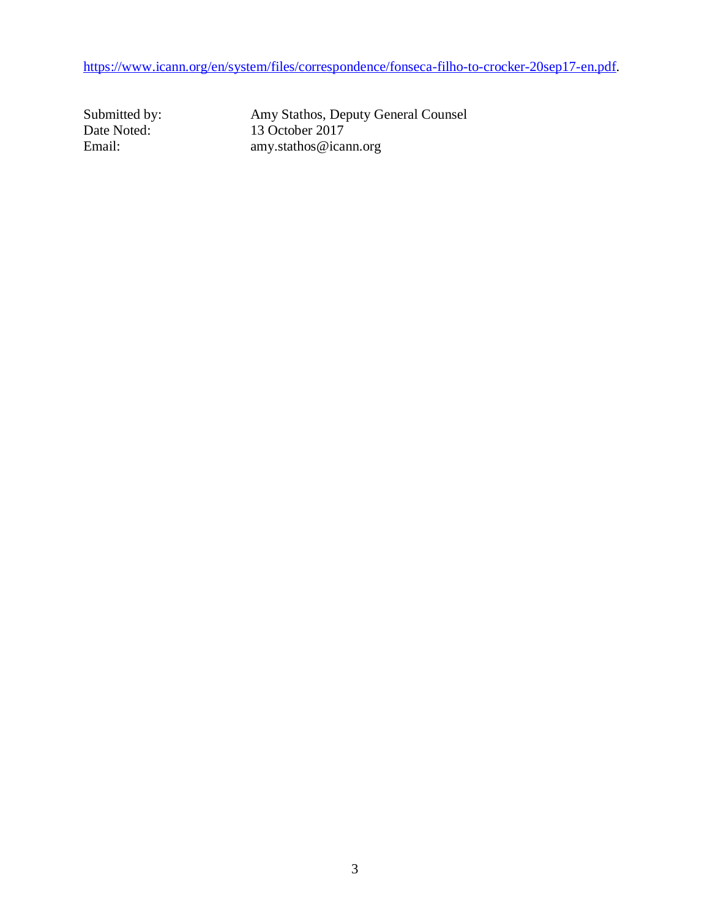https://www.icann.org/en/system/files/correspondence/fonseca-filho-to-crocker-20sep17-en.pdf.

Submitted by: Amy Stathos, Deputy General Counsel
Date Noted: 13 October 2017
Email: amy.stathos@icann.org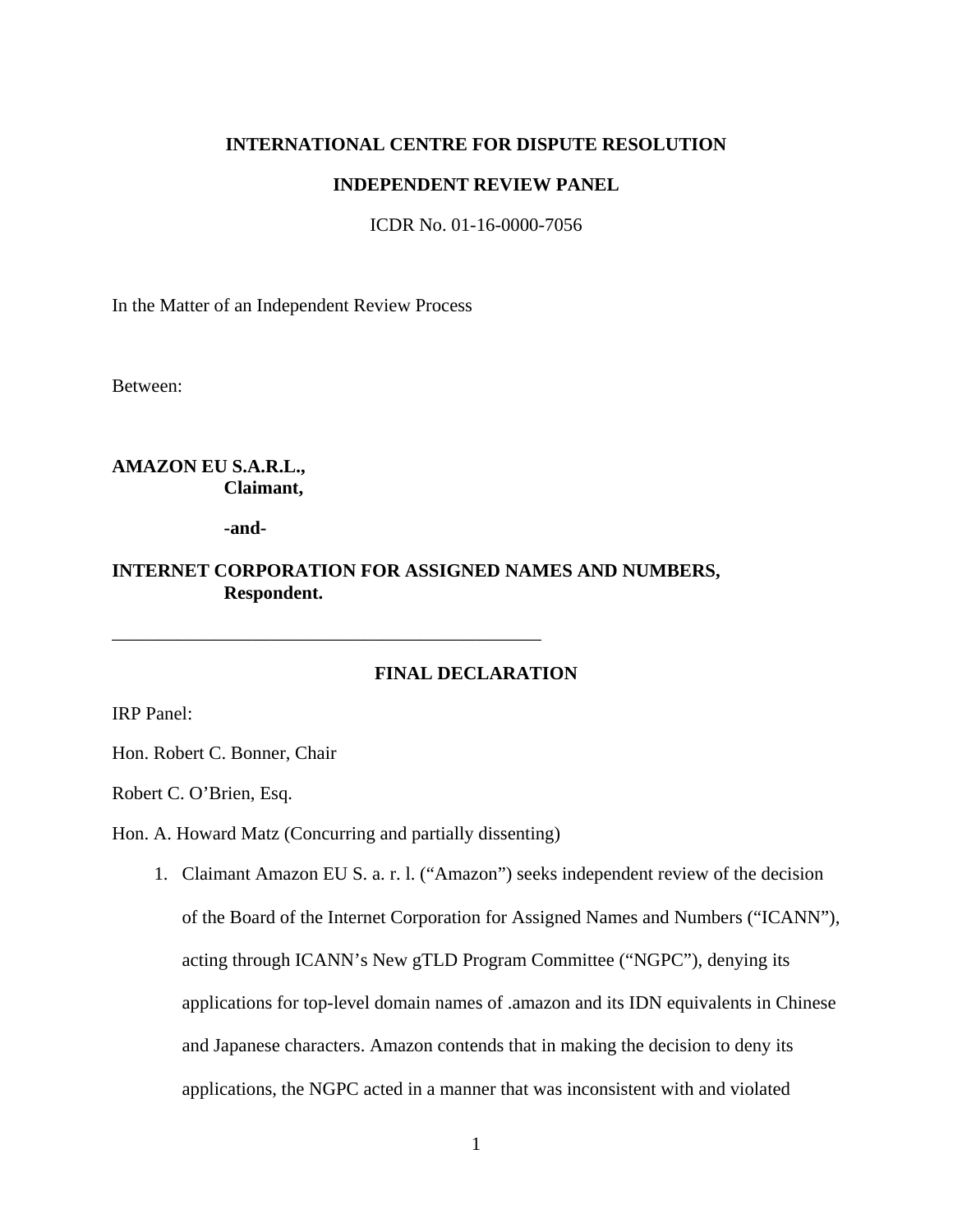**INTERNATIONAL CENTRE FOR DISPUTE RESOLUTION**

**INDEPENDENT REVIEW PANEL**

ICDR No. 01-16-0000-7056

In the Matter of an Independent Review Process

Between:

**AMAZON EU S.A.R.L.,**
**Claimant,**

**-and-**

**INTERNET CORPORATION FOR ASSIGNED NAMES AND NUMBERS,**
**Respondent.**

---

**FINAL DECLARATION**

IRP Panel:

Hon. Robert C. Bonner, Chair

Robert C. O'Brien, Esq.

Hon. A. Howard Matz (Concurring and partially dissenting)

1. Claimant Amazon EU S. a. r. l. ("Amazon") seeks independent review of the decision of the Board of the Internet Corporation for Assigned Names and Numbers ("ICANN"), acting through ICANN's New gTLD Program Committee ("NGPC"), denying its applications for top-level domain names of .amazon and its IDN equivalents in Chinese and Japanese characters. Amazon contends that in making the decision to deny its applications, the NGPC acted in a manner that was inconsistent with and violated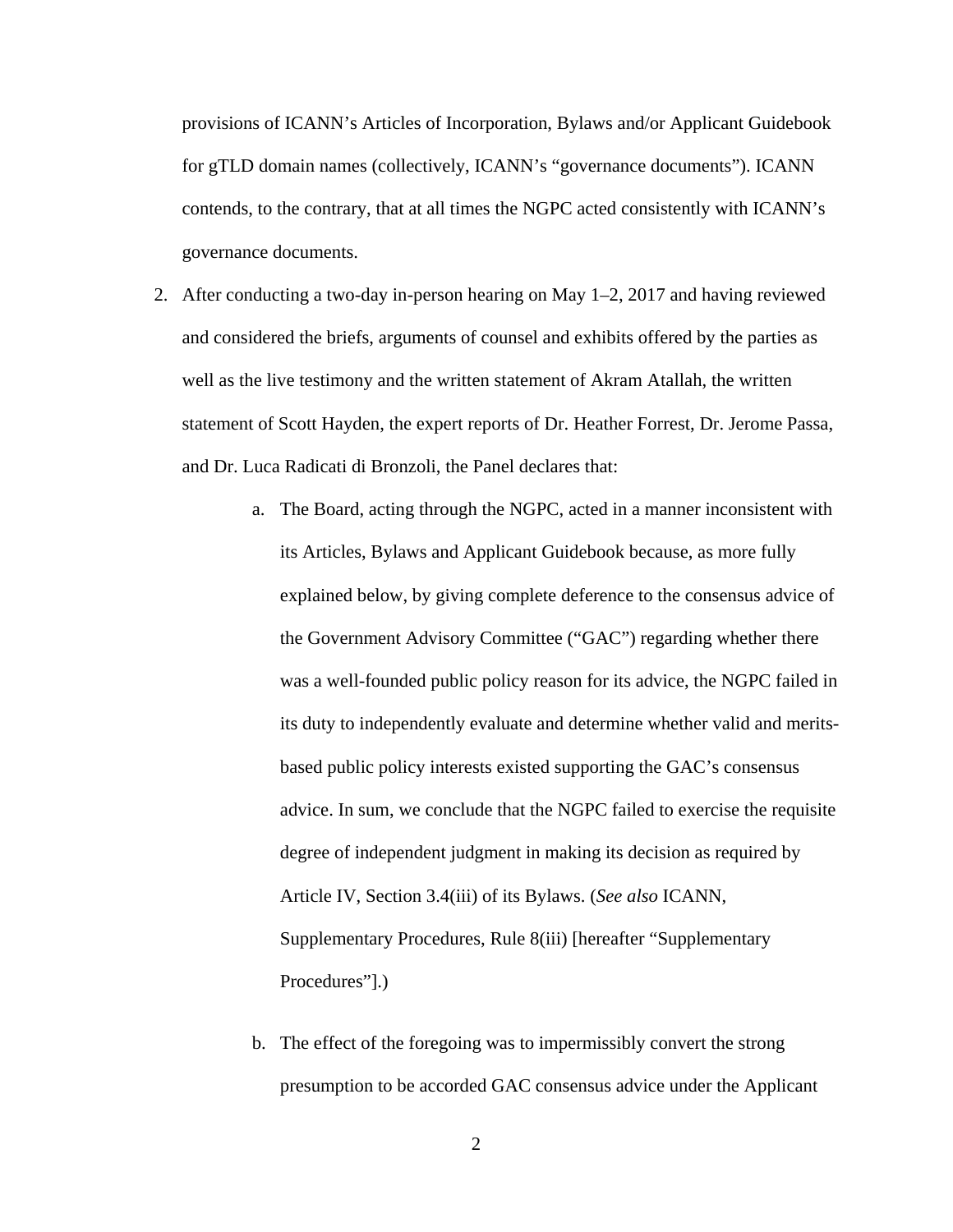provisions of ICANN's Articles of Incorporation, Bylaws and/or Applicant Guidebook for gTLD domain names (collectively, ICANN's "governance documents"). ICANN contends, to the contrary, that at all times the NGPC acted consistently with ICANN's governance documents.

2. After conducting a two-day in-person hearing on May 1–2, 2017 and having reviewed and considered the briefs, arguments of counsel and exhibits offered by the parties as well as the live testimony and the written statement of Akram Atallah, the written statement of Scott Hayden, the expert reports of Dr. Heather Forrest, Dr. Jerome Passa, and Dr. Luca Radicati di Bronzoli, the Panel declares that:

    a. The Board, acting through the NGPC, acted in a manner inconsistent with its Articles, Bylaws and Applicant Guidebook because, as more fully explained below, by giving complete deference to the consensus advice of the Government Advisory Committee ("GAC") regarding whether there was a well-founded public policy reason for its advice, the NGPC failed in its duty to independently evaluate and determine whether valid and merits-based public policy interests existed supporting the GAC's consensus advice. In sum, we conclude that the NGPC failed to exercise the requisite degree of independent judgment in making its decision as required by Article IV, Section 3.4(iii) of its Bylaws. (*See also* ICANN, Supplementary Procedures, Rule 8(iii) [hereafter "Supplementary Procedures"].)

    b. The effect of the foregoing was to impermissibly convert the strong presumption to be accorded GAC consensus advice under the Applicant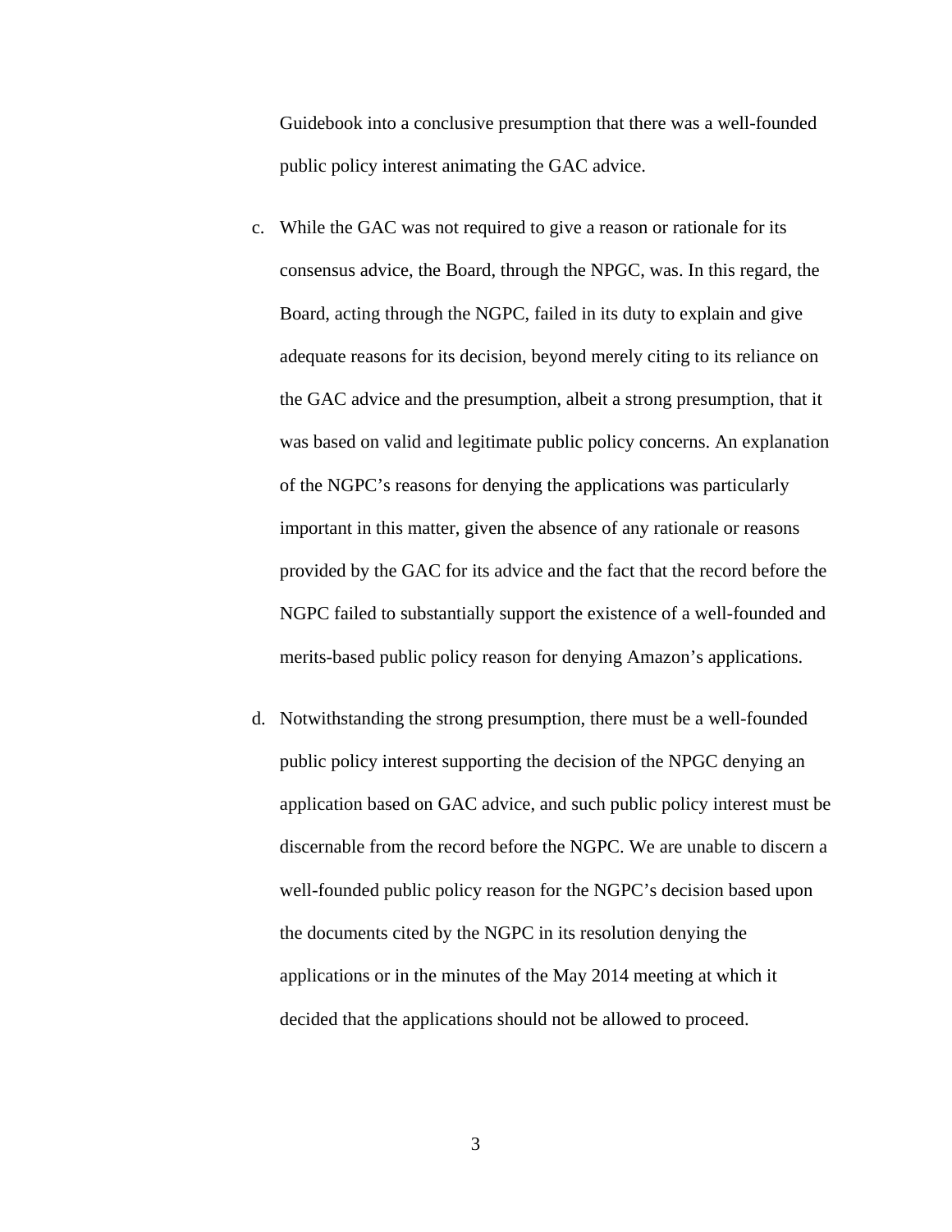Guidebook into a conclusive presumption that there was a well-founded public policy interest animating the GAC advice.

c. While the GAC was not required to give a reason or rationale for its consensus advice, the Board, through the NPGC, was. In this regard, the Board, acting through the NGPC, failed in its duty to explain and give adequate reasons for its decision, beyond merely citing to its reliance on the GAC advice and the presumption, albeit a strong presumption, that it was based on valid and legitimate public policy concerns. An explanation of the NGPC's reasons for denying the applications was particularly important in this matter, given the absence of any rationale or reasons provided by the GAC for its advice and the fact that the record before the NGPC failed to substantially support the existence of a well-founded and merits-based public policy reason for denying Amazon's applications.

d. Notwithstanding the strong presumption, there must be a well-founded public policy interest supporting the decision of the NPGC denying an application based on GAC advice, and such public policy interest must be discernable from the record before the NGPC. We are unable to discern a well-founded public policy reason for the NGPC's decision based upon the documents cited by the NGPC in its resolution denying the applications or in the minutes of the May 2014 meeting at which it decided that the applications should not be allowed to proceed.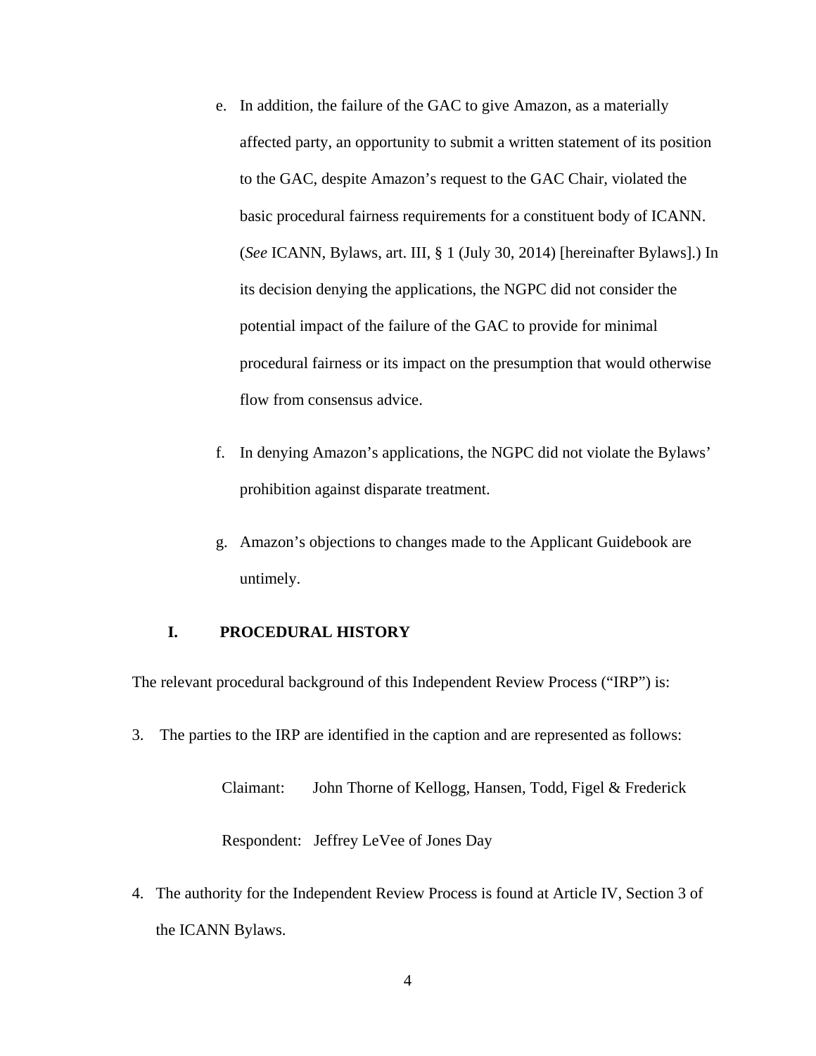e. In addition, the failure of the GAC to give Amazon, as a materially affected party, an opportunity to submit a written statement of its position to the GAC, despite Amazon's request to the GAC Chair, violated the basic procedural fairness requirements for a constituent body of ICANN. (*See* ICANN, Bylaws, art. III, § 1 (July 30, 2014) [hereinafter Bylaws].) In its decision denying the applications, the NGPC did not consider the potential impact of the failure of the GAC to provide for minimal procedural fairness or its impact on the presumption that would otherwise flow from consensus advice.

f. In denying Amazon's applications, the NGPC did not violate the Bylaws' prohibition against disparate treatment.

g. Amazon's objections to changes made to the Applicant Guidebook are untimely.

## I. PROCEDURAL HISTORY

The relevant procedural background of this Independent Review Process ("IRP") is:

3. The parties to the IRP are identified in the caption and are represented as follows:

   Claimant: John Thorne of Kellogg, Hansen, Todd, Figel & Frederick

   Respondent: Jeffrey LeVee of Jones Day

4. The authority for the Independent Review Process is found at Article IV, Section 3 of the ICANN Bylaws.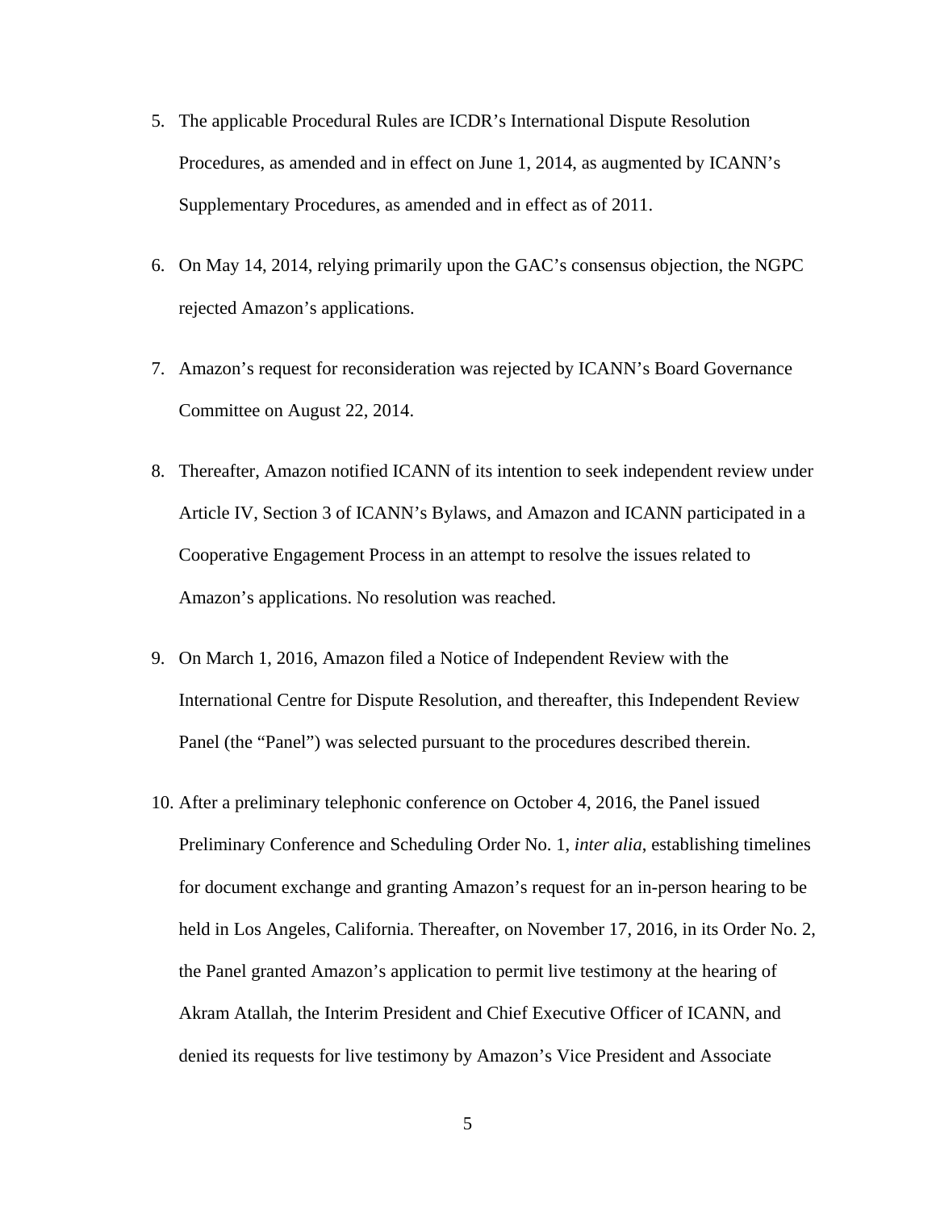5. The applicable Procedural Rules are ICDR's International Dispute Resolution Procedures, as amended and in effect on June 1, 2014, as augmented by ICANN's Supplementary Procedures, as amended and in effect as of 2011.

6. On May 14, 2014, relying primarily upon the GAC's consensus objection, the NGPC rejected Amazon's applications.

7. Amazon's request for reconsideration was rejected by ICANN's Board Governance Committee on August 22, 2014.

8. Thereafter, Amazon notified ICANN of its intention to seek independent review under Article IV, Section 3 of ICANN's Bylaws, and Amazon and ICANN participated in a Cooperative Engagement Process in an attempt to resolve the issues related to Amazon's applications. No resolution was reached.

9. On March 1, 2016, Amazon filed a Notice of Independent Review with the International Centre for Dispute Resolution, and thereafter, this Independent Review Panel (the "Panel") was selected pursuant to the procedures described therein.

10. After a preliminary telephonic conference on October 4, 2016, the Panel issued Preliminary Conference and Scheduling Order No. 1, *inter alia*, establishing timelines for document exchange and granting Amazon's request for an in-person hearing to be held in Los Angeles, California. Thereafter, on November 17, 2016, in its Order No. 2, the Panel granted Amazon's application to permit live testimony at the hearing of Akram Atallah, the Interim President and Chief Executive Officer of ICANN, and denied its requests for live testimony by Amazon's Vice President and Associate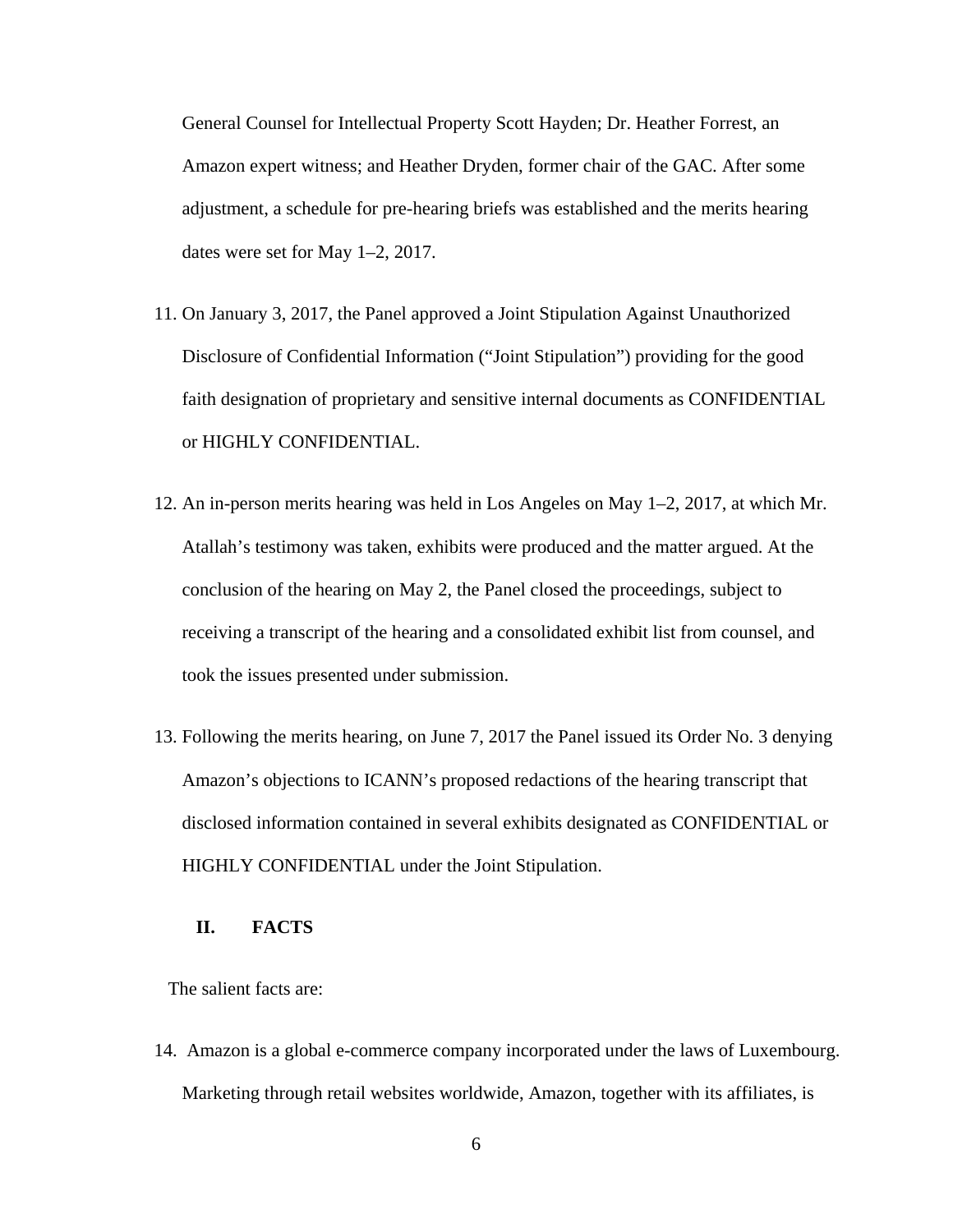General Counsel for Intellectual Property Scott Hayden; Dr. Heather Forrest, an Amazon expert witness; and Heather Dryden, former chair of the GAC. After some adjustment, a schedule for pre-hearing briefs was established and the merits hearing dates were set for May 1–2, 2017.

11. On January 3, 2017, the Panel approved a Joint Stipulation Against Unauthorized Disclosure of Confidential Information ("Joint Stipulation") providing for the good faith designation of proprietary and sensitive internal documents as CONFIDENTIAL or HIGHLY CONFIDENTIAL.

12. An in-person merits hearing was held in Los Angeles on May 1–2, 2017, at which Mr. Atallah's testimony was taken, exhibits were produced and the matter argued. At the conclusion of the hearing on May 2, the Panel closed the proceedings, subject to receiving a transcript of the hearing and a consolidated exhibit list from counsel, and took the issues presented under submission.

13. Following the merits hearing, on June 7, 2017 the Panel issued its Order No. 3 denying Amazon's objections to ICANN's proposed redactions of the hearing transcript that disclosed information contained in several exhibits designated as CONFIDENTIAL or HIGHLY CONFIDENTIAL under the Joint Stipulation.

## II. FACTS

The salient facts are:

14. Amazon is a global e-commerce company incorporated under the laws of Luxembourg. Marketing through retail websites worldwide, Amazon, together with its affiliates, is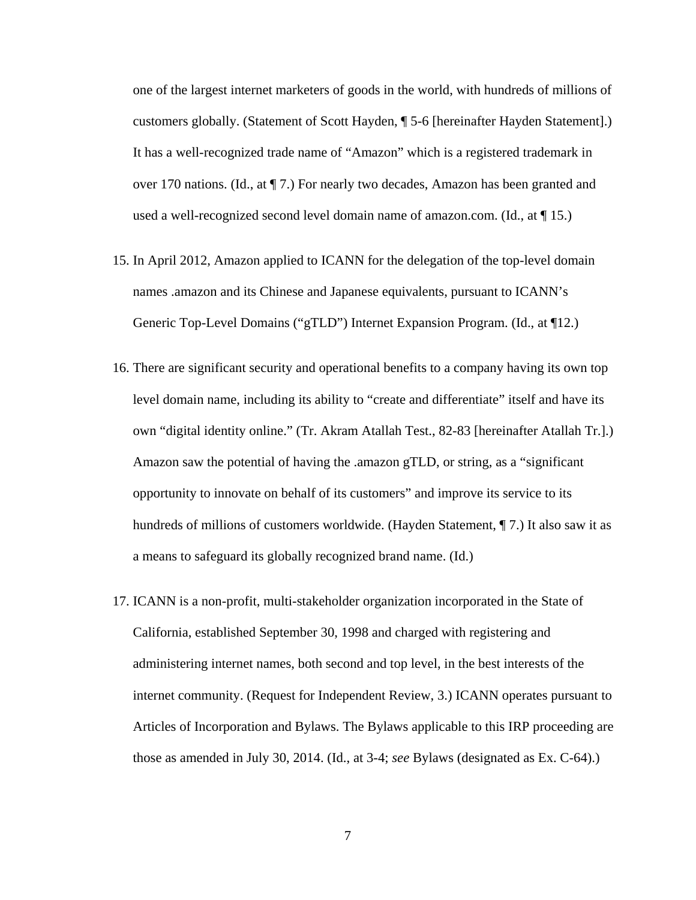one of the largest internet marketers of goods in the world, with hundreds of millions of customers globally. (Statement of Scott Hayden, ¶ 5-6 [hereinafter Hayden Statement].) It has a well-recognized trade name of "Amazon" which is a registered trademark in over 170 nations. (Id., at ¶ 7.) For nearly two decades, Amazon has been granted and used a well-recognized second level domain name of amazon.com. (Id., at ¶ 15.)

15. In April 2012, Amazon applied to ICANN for the delegation of the top-level domain names .amazon and its Chinese and Japanese equivalents, pursuant to ICANN's Generic Top-Level Domains ("gTLD") Internet Expansion Program. (Id., at ¶12.)

16. There are significant security and operational benefits to a company having its own top level domain name, including its ability to "create and differentiate" itself and have its own "digital identity online." (Tr. Akram Atallah Test., 82-83 [hereinafter Atallah Tr.].) Amazon saw the potential of having the .amazon gTLD, or string, as a "significant opportunity to innovate on behalf of its customers" and improve its service to its hundreds of millions of customers worldwide. (Hayden Statement, ¶ 7.) It also saw it as a means to safeguard its globally recognized brand name. (Id.)

17. ICANN is a non-profit, multi-stakeholder organization incorporated in the State of California, established September 30, 1998 and charged with registering and administering internet names, both second and top level, in the best interests of the internet community. (Request for Independent Review, 3.) ICANN operates pursuant to Articles of Incorporation and Bylaws. The Bylaws applicable to this IRP proceeding are those as amended in July 30, 2014. (Id., at 3-4; *see* Bylaws (designated as Ex. C-64).)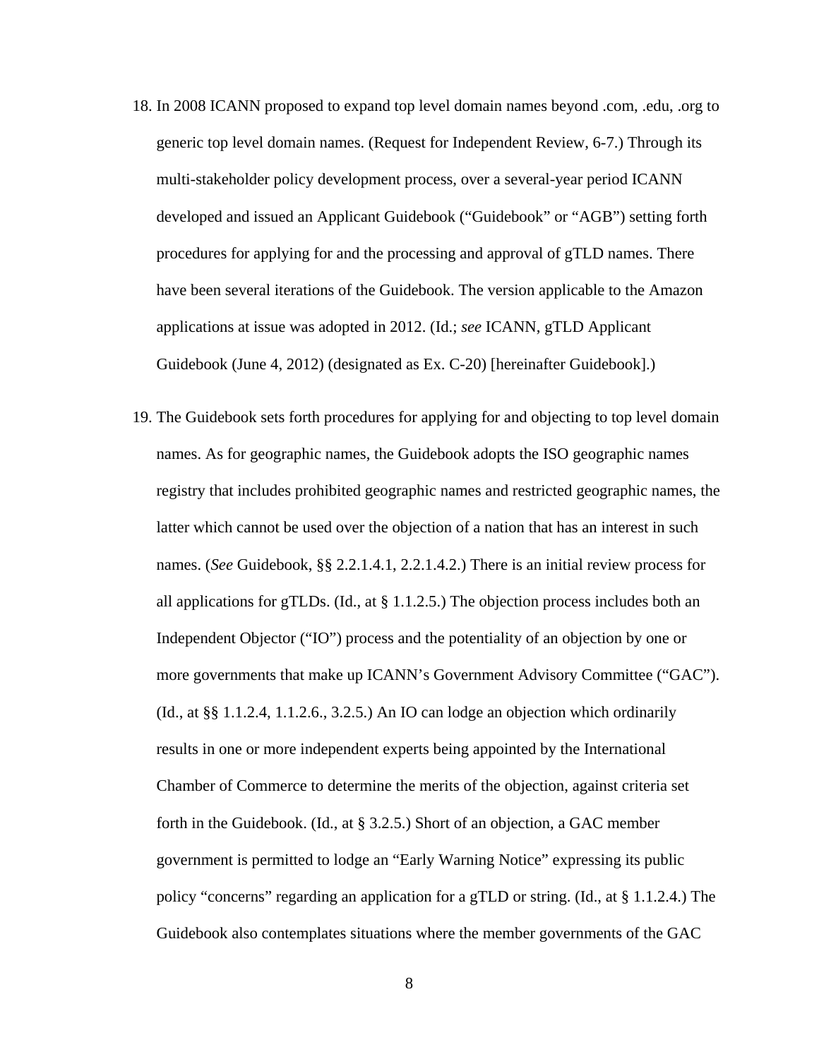18. In 2008 ICANN proposed to expand top level domain names beyond .com, .edu, .org to generic top level domain names. (Request for Independent Review, 6-7.) Through its multi-stakeholder policy development process, over a several-year period ICANN developed and issued an Applicant Guidebook ("Guidebook" or "AGB") setting forth procedures for applying for and the processing and approval of gTLD names. There have been several iterations of the Guidebook. The version applicable to the Amazon applications at issue was adopted in 2012. (Id.; *see* ICANN, gTLD Applicant Guidebook (June 4, 2012) (designated as Ex. C-20) [hereinafter Guidebook].)

19. The Guidebook sets forth procedures for applying for and objecting to top level domain names. As for geographic names, the Guidebook adopts the ISO geographic names registry that includes prohibited geographic names and restricted geographic names, the latter which cannot be used over the objection of a nation that has an interest in such names. (*See* Guidebook, §§ 2.2.1.4.1, 2.2.1.4.2.) There is an initial review process for all applications for gTLDs. (Id., at § 1.1.2.5.) The objection process includes both an Independent Objector ("IO") process and the potentiality of an objection by one or more governments that make up ICANN's Government Advisory Committee ("GAC"). (Id., at §§ 1.1.2.4, 1.1.2.6., 3.2.5.) An IO can lodge an objection which ordinarily results in one or more independent experts being appointed by the International Chamber of Commerce to determine the merits of the objection, against criteria set forth in the Guidebook. (Id., at § 3.2.5.) Short of an objection, a GAC member government is permitted to lodge an "Early Warning Notice" expressing its public policy "concerns" regarding an application for a gTLD or string. (Id., at § 1.1.2.4.) The Guidebook also contemplates situations where the member governments of the GAC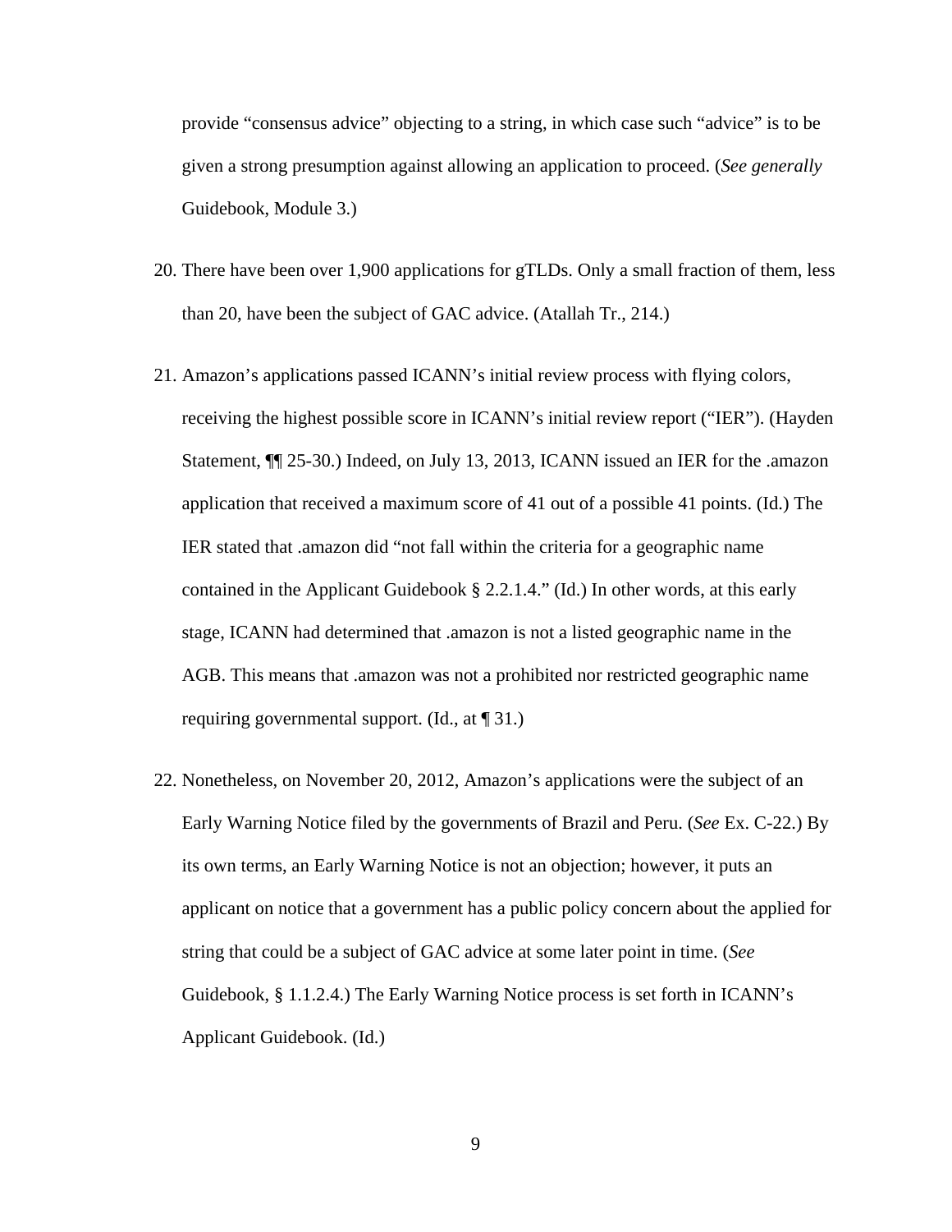provide "consensus advice" objecting to a string, in which case such "advice" is to be given a strong presumption against allowing an application to proceed. (*See generally* Guidebook, Module 3.)

20. There have been over 1,900 applications for gTLDs. Only a small fraction of them, less than 20, have been the subject of GAC advice. (Atallah Tr., 214.)

21. Amazon's applications passed ICANN's initial review process with flying colors, receiving the highest possible score in ICANN's initial review report ("IER"). (Hayden Statement, ¶¶ 25-30.) Indeed, on July 13, 2013, ICANN issued an IER for the .amazon application that received a maximum score of 41 out of a possible 41 points. (Id.) The IER stated that .amazon did "not fall within the criteria for a geographic name contained in the Applicant Guidebook § 2.2.1.4." (Id.) In other words, at this early stage, ICANN had determined that .amazon is not a listed geographic name in the AGB. This means that .amazon was not a prohibited nor restricted geographic name requiring governmental support. (Id., at ¶ 31.)

22. Nonetheless, on November 20, 2012, Amazon's applications were the subject of an Early Warning Notice filed by the governments of Brazil and Peru. (*See* Ex. C-22.) By its own terms, an Early Warning Notice is not an objection; however, it puts an applicant on notice that a government has a public policy concern about the applied for string that could be a subject of GAC advice at some later point in time. (*See* Guidebook, § 1.1.2.4.) The Early Warning Notice process is set forth in ICANN's Applicant Guidebook. (Id.)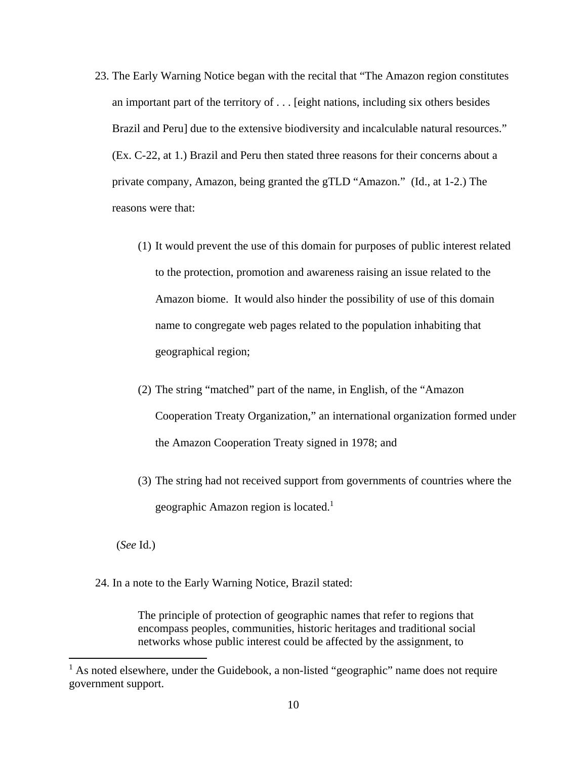23. The Early Warning Notice began with the recital that "The Amazon region constitutes an important part of the territory of . . . [eight nations, including six others besides Brazil and Peru] due to the extensive biodiversity and incalculable natural resources." (Ex. C-22, at 1.) Brazil and Peru then stated three reasons for their concerns about a private company, Amazon, being granted the gTLD "Amazon." (Id., at 1-2.) The reasons were that:

    (1) It would prevent the use of this domain for purposes of public interest related to the protection, promotion and awareness raising an issue related to the Amazon biome. It would also hinder the possibility of use of this domain name to congregate web pages related to the population inhabiting that geographical region;

    (2) The string "matched" part of the name, in English, of the "Amazon Cooperation Treaty Organization," an international organization formed under the Amazon Cooperation Treaty signed in 1978; and

    (3) The string had not received support from governments of countries where the geographic Amazon region is located.[1]

    (*See* Id.)

24. In a note to the Early Warning Notice, Brazil stated:

> The principle of protection of geographic names that refer to regions that encompass peoples, communities, historic heritages and traditional social networks whose public interest could be affected by the assignment, to

---

[1] As noted elsewhere, under the Guidebook, a non-listed "geographic" name does not require government support.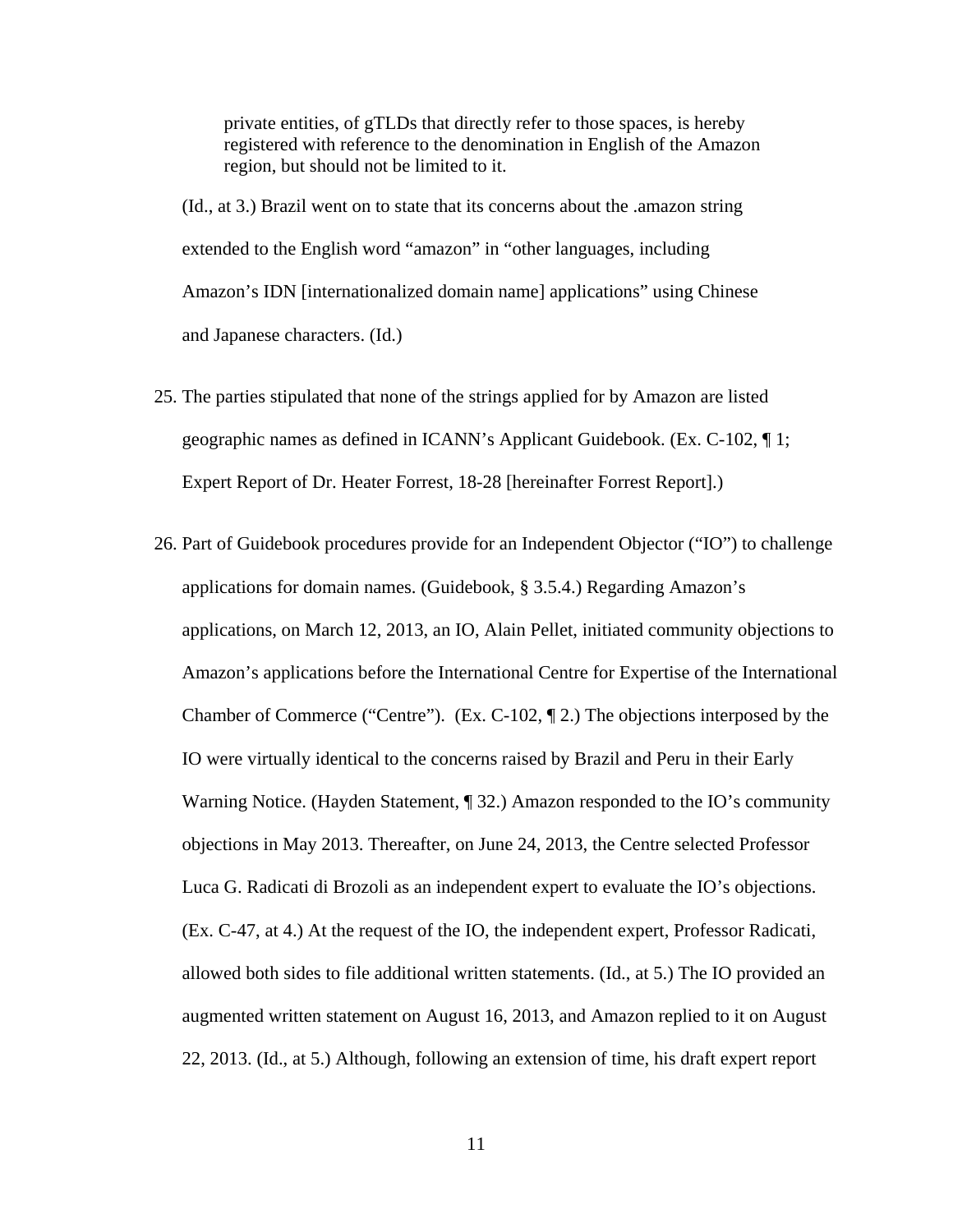> private entities, of gTLDs that directly refer to those spaces, is hereby registered with reference to the denomination in English of the Amazon region, but should not be limited to it.

(Id., at 3.) Brazil went on to state that its concerns about the .amazon string extended to the English word "amazon" in "other languages, including Amazon's IDN [internationalized domain name] applications" using Chinese and Japanese characters. (Id.)

25. The parties stipulated that none of the strings applied for by Amazon are listed geographic names as defined in ICANN's Applicant Guidebook. (Ex. C-102, ¶ 1; Expert Report of Dr. Heater Forrest, 18-28 [hereinafter Forrest Report].)

26. Part of Guidebook procedures provide for an Independent Objector ("IO") to challenge applications for domain names. (Guidebook, § 3.5.4.) Regarding Amazon's applications, on March 12, 2013, an IO, Alain Pellet, initiated community objections to Amazon's applications before the International Centre for Expertise of the International Chamber of Commerce ("Centre"). (Ex. C-102, ¶ 2.) The objections interposed by the IO were virtually identical to the concerns raised by Brazil and Peru in their Early Warning Notice. (Hayden Statement, ¶ 32.) Amazon responded to the IO's community objections in May 2013. Thereafter, on June 24, 2013, the Centre selected Professor Luca G. Radicati di Brozoli as an independent expert to evaluate the IO's objections. (Ex. C-47, at 4.) At the request of the IO, the independent expert, Professor Radicati, allowed both sides to file additional written statements. (Id., at 5.) The IO provided an augmented written statement on August 16, 2013, and Amazon replied to it on August 22, 2013. (Id., at 5.) Although, following an extension of time, his draft expert report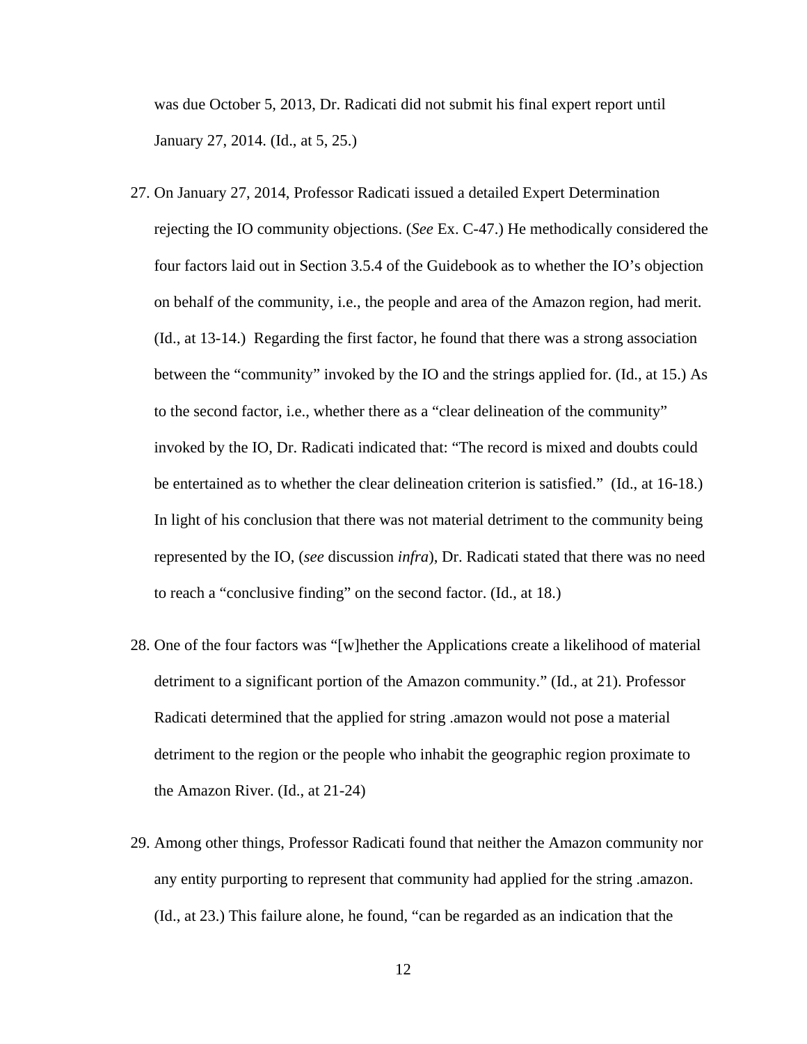was due October 5, 2013, Dr. Radicati did not submit his final expert report until January 27, 2014. (Id., at 5, 25.)

27. On January 27, 2014, Professor Radicati issued a detailed Expert Determination rejecting the IO community objections. (*See* Ex. C-47.) He methodically considered the four factors laid out in Section 3.5.4 of the Guidebook as to whether the IO's objection on behalf of the community, i.e., the people and area of the Amazon region, had merit. (Id., at 13-14.) Regarding the first factor, he found that there was a strong association between the "community" invoked by the IO and the strings applied for. (Id., at 15.) As to the second factor, i.e., whether there as a "clear delineation of the community" invoked by the IO, Dr. Radicati indicated that: "The record is mixed and doubts could be entertained as to whether the clear delineation criterion is satisfied." (Id., at 16-18.) In light of his conclusion that there was not material detriment to the community being represented by the IO, (*see* discussion *infra*), Dr. Radicati stated that there was no need to reach a "conclusive finding" on the second factor. (Id., at 18.)

28. One of the four factors was "[w]hether the Applications create a likelihood of material detriment to a significant portion of the Amazon community." (Id., at 21). Professor Radicati determined that the applied for string .amazon would not pose a material detriment to the region or the people who inhabit the geographic region proximate to the Amazon River. (Id., at 21-24)

29. Among other things, Professor Radicati found that neither the Amazon community nor any entity purporting to represent that community had applied for the string .amazon. (Id., at 23.) This failure alone, he found, "can be regarded as an indication that the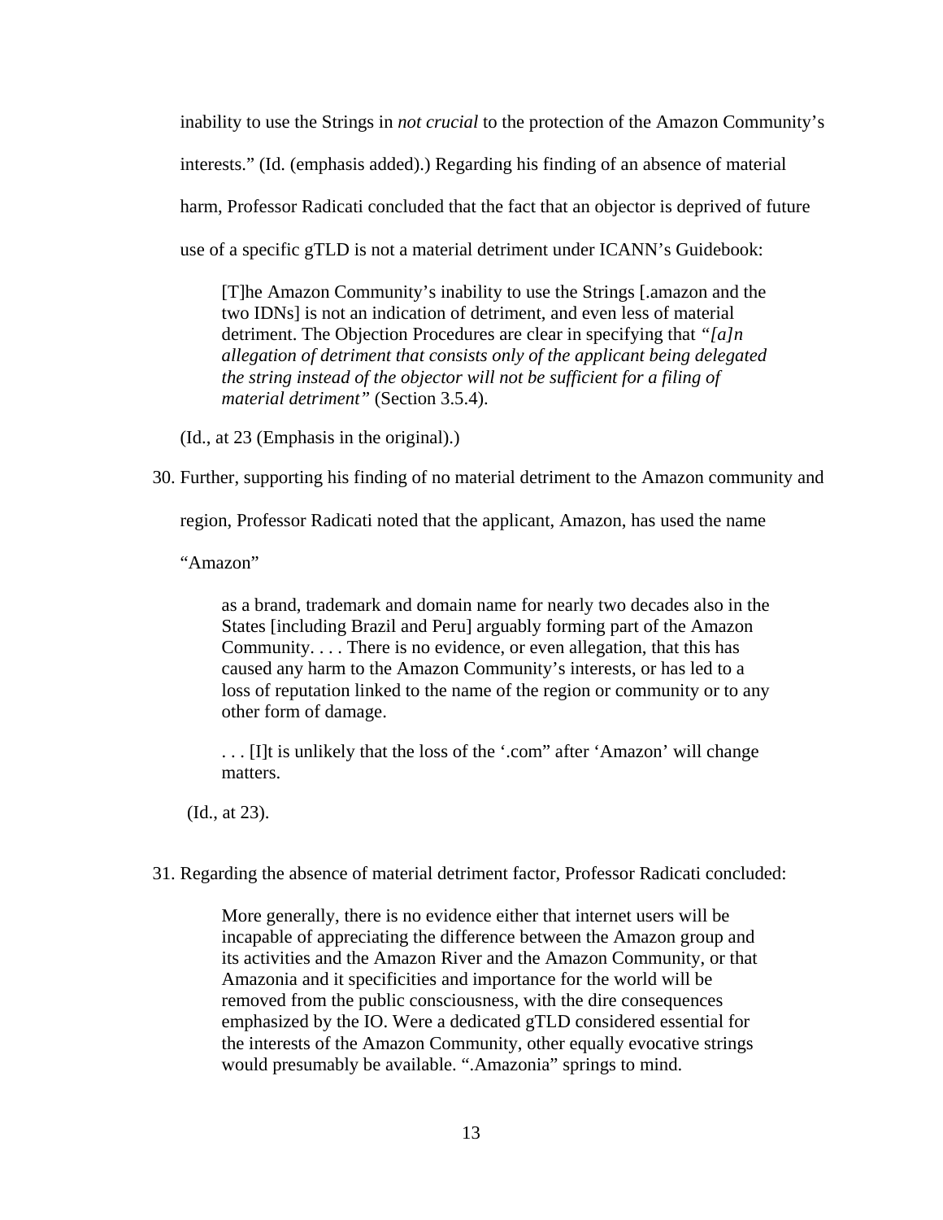inability to use the Strings in *not crucial* to the protection of the Amazon Community's interests." (Id. (emphasis added).) Regarding his finding of an absence of material harm, Professor Radicati concluded that the fact that an objector is deprived of future use of a specific gTLD is not a material detriment under ICANN's Guidebook:

> [T]he Amazon Community's inability to use the Strings [.amazon and the two IDNs] is not an indication of detriment, and even less of material detriment. The Objection Procedures are clear in specifying that *"[a]n allegation of detriment that consists only of the applicant being delegated the string instead of the objector will not be sufficient for a filing of material detriment"* (Section 3.5.4).

(Id., at 23 (Emphasis in the original).)

30. Further, supporting his finding of no material detriment to the Amazon community and region, Professor Radicati noted that the applicant, Amazon, has used the name "Amazon"

> as a brand, trademark and domain name for nearly two decades also in the States [including Brazil and Peru] arguably forming part of the Amazon Community. . . . There is no evidence, or even allegation, that this has caused any harm to the Amazon Community's interests, or has led to a loss of reputation linked to the name of the region or community or to any other form of damage.
>
> . . . [I]t is unlikely that the loss of the '.com" after 'Amazon' will change matters.

(Id., at 23).

31. Regarding the absence of material detriment factor, Professor Radicati concluded:

> More generally, there is no evidence either that internet users will be incapable of appreciating the difference between the Amazon group and its activities and the Amazon River and the Amazon Community, or that Amazonia and it specificities and importance for the world will be removed from the public consciousness, with the dire consequences emphasized by the IO. Were a dedicated gTLD considered essential for the interests of the Amazon Community, other equally evocative strings would presumably be available. ".Amazonia" springs to mind.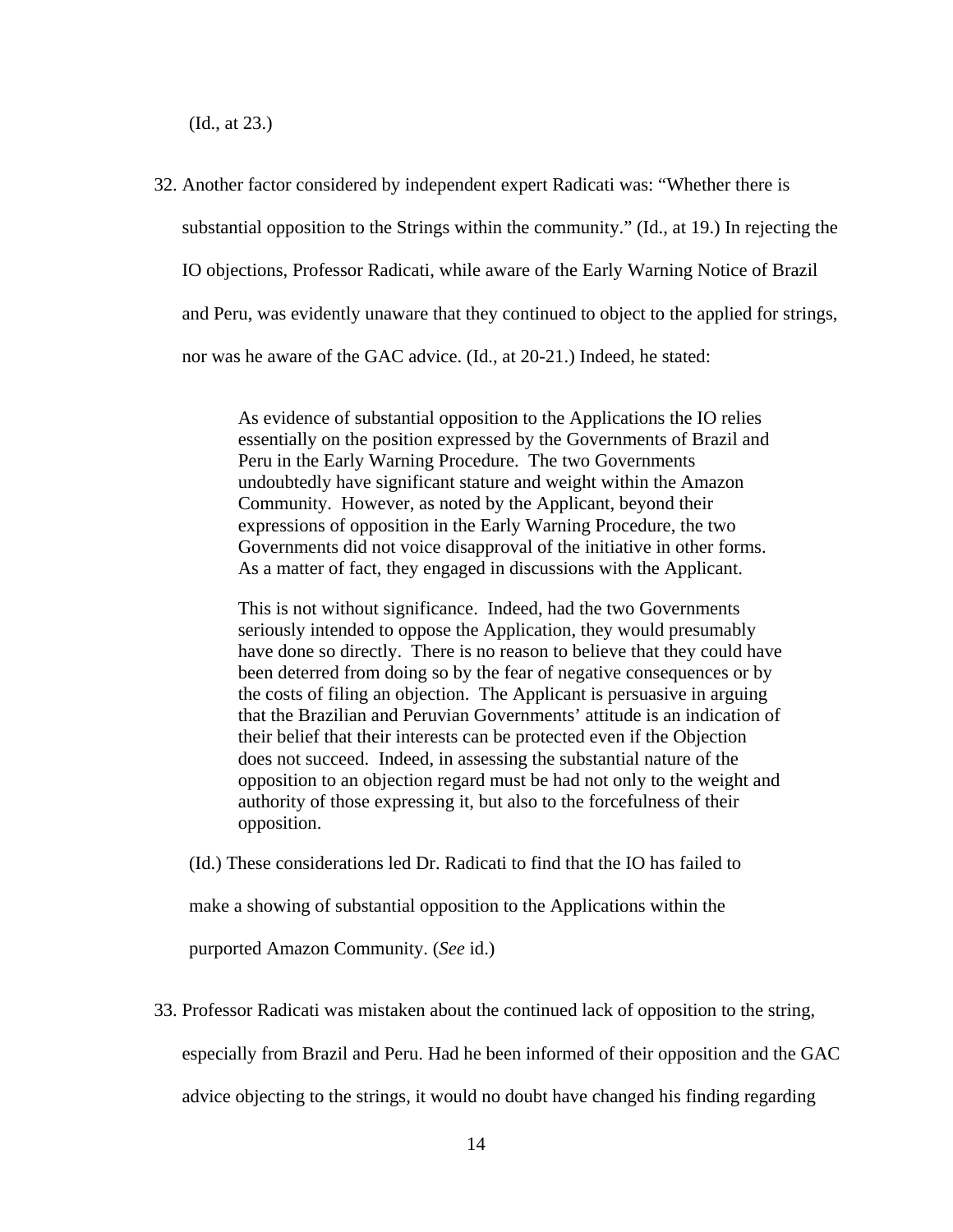(Id., at 23.)

32. Another factor considered by independent expert Radicati was: “Whether there is substantial opposition to the Strings within the community.” (Id., at 19.) In rejecting the IO objections, Professor Radicati, while aware of the Early Warning Notice of Brazil and Peru, was evidently unaware that they continued to object to the applied for strings, nor was he aware of the GAC advice. (Id., at 20-21.) Indeed, he stated:

> As evidence of substantial opposition to the Applications the IO relies essentially on the position expressed by the Governments of Brazil and Peru in the Early Warning Procedure. The two Governments undoubtedly have significant stature and weight within the Amazon Community. However, as noted by the Applicant, beyond their expressions of opposition in the Early Warning Procedure, the two Governments did not voice disapproval of the initiative in other forms. As a matter of fact, they engaged in discussions with the Applicant.
>
> This is not without significance. Indeed, had the two Governments seriously intended to oppose the Application, they would presumably have done so directly. There is no reason to believe that they could have been deterred from doing so by the fear of negative consequences or by the costs of filing an objection. The Applicant is persuasive in arguing that the Brazilian and Peruvian Governments’ attitude is an indication of their belief that their interests can be protected even if the Objection does not succeed. Indeed, in assessing the substantial nature of the opposition to an objection regard must be had not only to the weight and authority of those expressing it, but also to the forcefulness of their opposition.

(Id.) These considerations led Dr. Radicati to find that the IO has failed to make a showing of substantial opposition to the Applications within the purported Amazon Community. (*See* id.)

33. Professor Radicati was mistaken about the continued lack of opposition to the string, especially from Brazil and Peru. Had he been informed of their opposition and the GAC advice objecting to the strings, it would no doubt have changed his finding regarding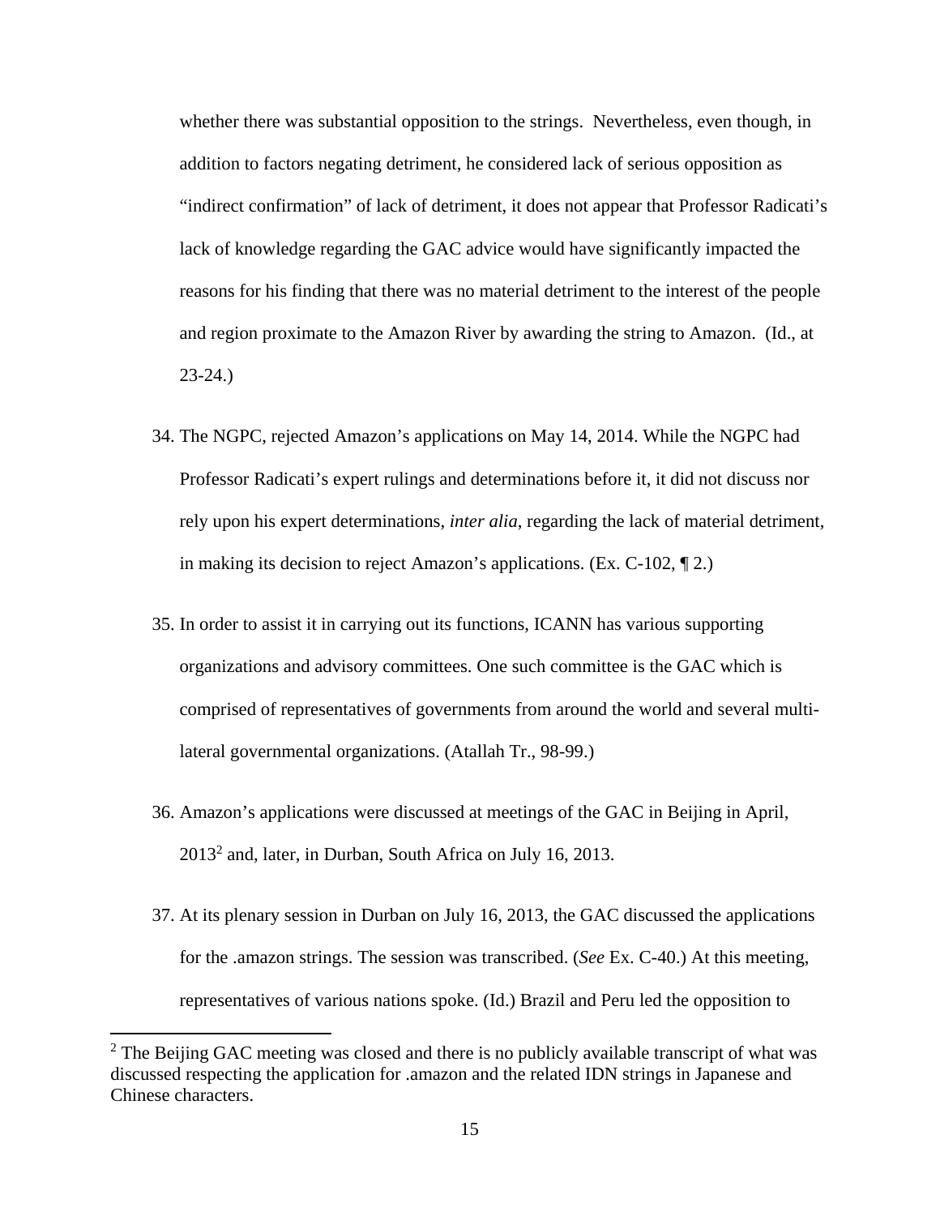whether there was substantial opposition to the strings. Nevertheless, even though, in addition to factors negating detriment, he considered lack of serious opposition as "indirect confirmation" of lack of detriment, it does not appear that Professor Radicati's lack of knowledge regarding the GAC advice would have significantly impacted the reasons for his finding that there was no material detriment to the interest of the people and region proximate to the Amazon River by awarding the string to Amazon. (Id., at 23-24.)

34. The NGPC, rejected Amazon's applications on May 14, 2014. While the NGPC had Professor Radicati's expert rulings and determinations before it, it did not discuss nor rely upon his expert determinations, *inter alia*, regarding the lack of material detriment, in making its decision to reject Amazon's applications. (Ex. C-102, ¶ 2.)

35. In order to assist it in carrying out its functions, ICANN has various supporting organizations and advisory committees. One such committee is the GAC which is comprised of representatives of governments from around the world and several multi-lateral governmental organizations. (Atallah Tr., 98-99.)

36. Amazon's applications were discussed at meetings of the GAC in Beijing in April, 2013[2] and, later, in Durban, South Africa on July 16, 2013.

37. At its plenary session in Durban on July 16, 2013, the GAC discussed the applications for the .amazon strings. The session was transcribed. (*See* Ex. C-40.) At this meeting, representatives of various nations spoke. (Id.) Brazil and Peru led the opposition to

[2] The Beijing GAC meeting was closed and there is no publicly available transcript of what was discussed respecting the application for .amazon and the related IDN strings in Japanese and Chinese characters.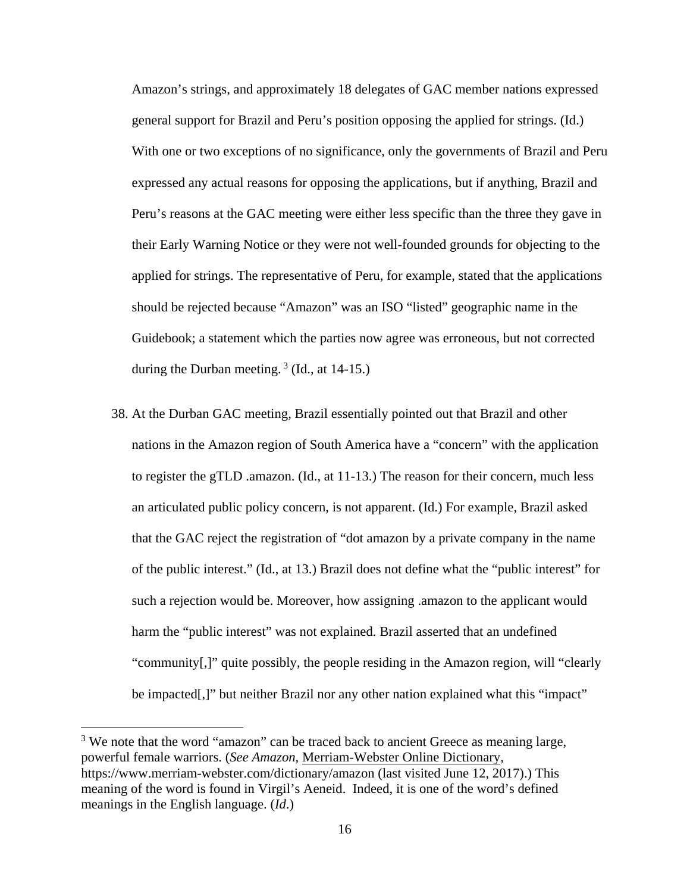Amazon's strings, and approximately 18 delegates of GAC member nations expressed general support for Brazil and Peru's position opposing the applied for strings. (Id.) With one or two exceptions of no significance, only the governments of Brazil and Peru expressed any actual reasons for opposing the applications, but if anything, Brazil and Peru's reasons at the GAC meeting were either less specific than the three they gave in their Early Warning Notice or they were not well-founded grounds for objecting to the applied for strings. The representative of Peru, for example, stated that the applications should be rejected because "Amazon" was an ISO "listed" geographic name in the Guidebook; a statement which the parties now agree was erroneous, but not corrected during the Durban meeting.[3] (Id., at 14-15.)

38. At the Durban GAC meeting, Brazil essentially pointed out that Brazil and other nations in the Amazon region of South America have a "concern" with the application to register the gTLD .amazon. (Id., at 11-13.) The reason for their concern, much less an articulated public policy concern, is not apparent. (Id.) For example, Brazil asked that the GAC reject the registration of "dot amazon by a private company in the name of the public interest." (Id., at 13.) Brazil does not define what the "public interest" for such a rejection would be. Moreover, how assigning .amazon to the applicant would harm the "public interest" was not explained. Brazil asserted that an undefined "community[,]" quite possibly, the people residing in the Amazon region, will "clearly be impacted[,]" but neither Brazil nor any other nation explained what this "impact"

---

[3] We note that the word "amazon" can be traced back to ancient Greece as meaning large, powerful female warriors. (*See Amazon*, Merriam-Webster Online Dictionary, https://www.merriam-webster.com/dictionary/amazon (last visited June 12, 2017).) This meaning of the word is found in Virgil's Aeneid. Indeed, it is one of the word's defined meanings in the English language. (*Id*.)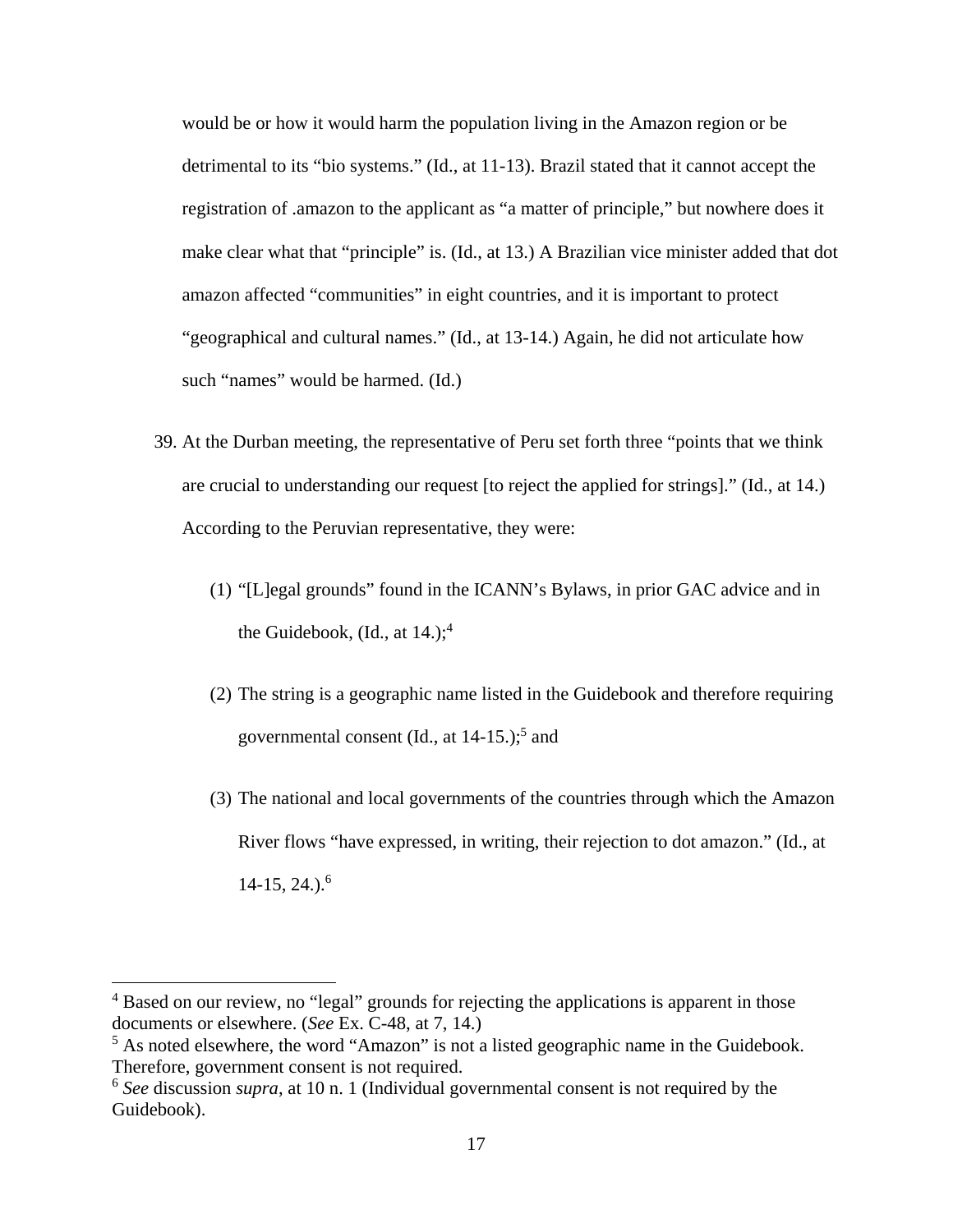would be or how it would harm the population living in the Amazon region or be detrimental to its "bio systems." (Id., at 11-13). Brazil stated that it cannot accept the registration of .amazon to the applicant as "a matter of principle," but nowhere does it make clear what that "principle" is. (Id., at 13.) A Brazilian vice minister added that dot amazon affected "communities" in eight countries, and it is important to protect "geographical and cultural names." (Id., at 13-14.) Again, he did not articulate how such "names" would be harmed. (Id.)

39. At the Durban meeting, the representative of Peru set forth three "points that we think are crucial to understanding our request [to reject the applied for strings]." (Id., at 14.) According to the Peruvian representative, they were:

    (1) "[L]egal grounds" found in the ICANN's Bylaws, in prior GAC advice and in the Guidebook, (Id., at 14.);[4]

    (2) The string is a geographic name listed in the Guidebook and therefore requiring governmental consent (Id., at 14-15.);[5] and

    (3) The national and local governments of the countries through which the Amazon River flows "have expressed, in writing, their rejection to dot amazon." (Id., at 14-15, 24.).[6]

---

[4] Based on our review, no "legal" grounds for rejecting the applications is apparent in those documents or elsewhere. (*See* Ex. C-48, at 7, 14.)

[5] As noted elsewhere, the word "Amazon" is not a listed geographic name in the Guidebook. Therefore, government consent is not required.

[6] *See* discussion *supra*, at 10 n. 1 (Individual governmental consent is not required by the Guidebook).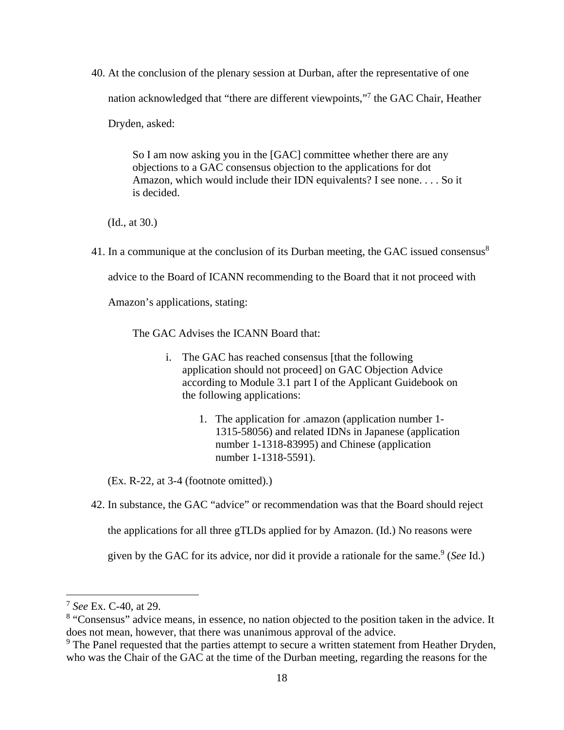40. At the conclusion of the plenary session at Durban, after the representative of one nation acknowledged that "there are different viewpoints,"[7] the GAC Chair, Heather Dryden, asked:

> So I am now asking you in the [GAC] committee whether there are any objections to a GAC consensus objection to the applications for dot Amazon, which would include their IDN equivalents? I see none. . . . So it is decided.

(Id., at 30.)

41. In a communique at the conclusion of its Durban meeting, the GAC issued consensus[8] advice to the Board of ICANN recommending to the Board that it not proceed with Amazon's applications, stating:

> The GAC Advises the ICANN Board that:
>
> i. The GAC has reached consensus [that the following application should not proceed] on GAC Objection Advice according to Module 3.1 part I of the Applicant Guidebook on the following applications:
>
> 1. The application for .amazon (application number 1-1315-58056) and related IDNs in Japanese (application number 1-1318-83995) and Chinese (application number 1-1318-5591).

(Ex. R-22, at 3-4 (footnote omitted).)

42. In substance, the GAC "advice" or recommendation was that the Board should reject the applications for all three gTLDs applied for by Amazon. (Id.) No reasons were given by the GAC for its advice, nor did it provide a rationale for the same.[9] (*See* Id.)

---

[7] *See* Ex. C-40, at 29.

[8] "Consensus" advice means, in essence, no nation objected to the position taken in the advice. It does not mean, however, that there was unanimous approval of the advice.

[9] The Panel requested that the parties attempt to secure a written statement from Heather Dryden, who was the Chair of the GAC at the time of the Durban meeting, regarding the reasons for the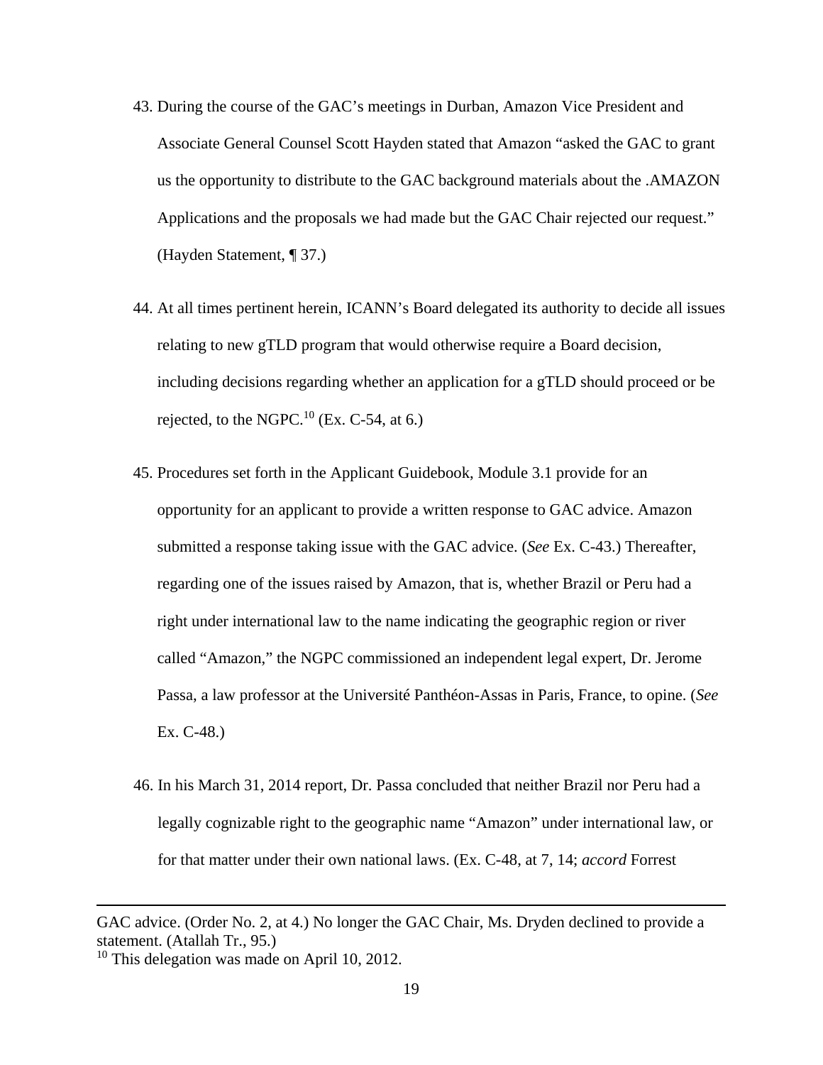43. During the course of the GAC's meetings in Durban, Amazon Vice President and Associate General Counsel Scott Hayden stated that Amazon "asked the GAC to grant us the opportunity to distribute to the GAC background materials about the .AMAZON Applications and the proposals we had made but the GAC Chair rejected our request." (Hayden Statement, ¶ 37.)

44. At all times pertinent herein, ICANN's Board delegated its authority to decide all issues relating to new gTLD program that would otherwise require a Board decision, including decisions regarding whether an application for a gTLD should proceed or be rejected, to the NGPC.[10] (Ex. C-54, at 6.)

45. Procedures set forth in the Applicant Guidebook, Module 3.1 provide for an opportunity for an applicant to provide a written response to GAC advice. Amazon submitted a response taking issue with the GAC advice. (*See* Ex. C-43.) Thereafter, regarding one of the issues raised by Amazon, that is, whether Brazil or Peru had a right under international law to the name indicating the geographic region or river called "Amazon," the NGPC commissioned an independent legal expert, Dr. Jerome Passa, a law professor at the Université Panthéon-Assas in Paris, France, to opine. (*See* Ex. C-48.)

46. In his March 31, 2014 report, Dr. Passa concluded that neither Brazil nor Peru had a legally cognizable right to the geographic name "Amazon" under international law, or for that matter under their own national laws. (Ex. C-48, at 7, 14; *accord* Forrest

---

GAC advice. (Order No. 2, at 4.) No longer the GAC Chair, Ms. Dryden declined to provide a statement. (Atallah Tr., 95.)

[10] This delegation was made on April 10, 2012.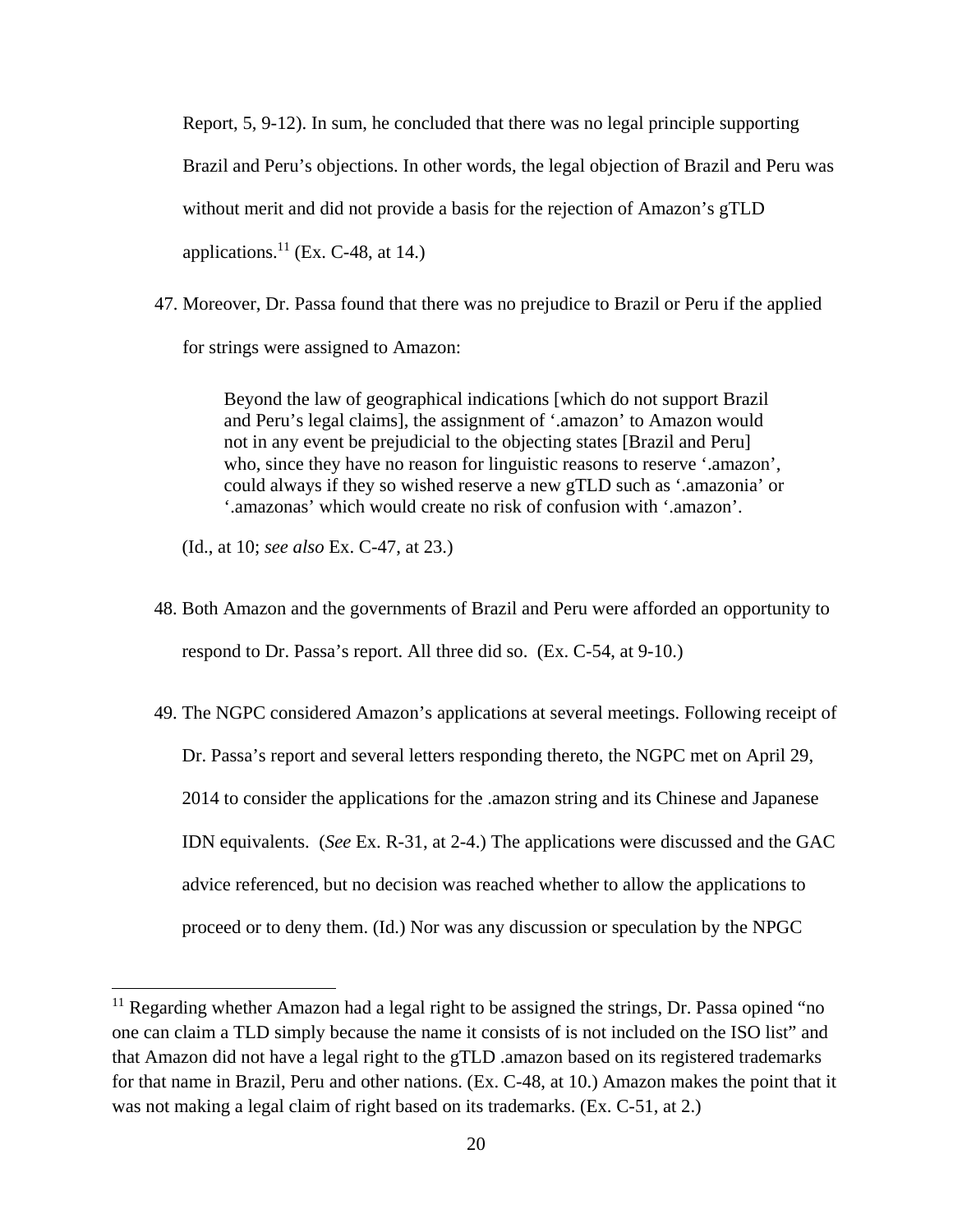Report, 5, 9-12). In sum, he concluded that there was no legal principle supporting Brazil and Peru's objections. In other words, the legal objection of Brazil and Peru was without merit and did not provide a basis for the rejection of Amazon's gTLD applications.[11] (Ex. C-48, at 14.)

47. Moreover, Dr. Passa found that there was no prejudice to Brazil or Peru if the applied for strings were assigned to Amazon:

> Beyond the law of geographical indications [which do not support Brazil and Peru's legal claims], the assignment of '.amazon' to Amazon would not in any event be prejudicial to the objecting states [Brazil and Peru] who, since they have no reason for linguistic reasons to reserve '.amazon', could always if they so wished reserve a new gTLD such as '.amazonia' or '.amazonas' which would create no risk of confusion with '.amazon'.

(Id., at 10; *see also* Ex. C-47, at 23.)

48. Both Amazon and the governments of Brazil and Peru were afforded an opportunity to respond to Dr. Passa's report. All three did so. (Ex. C-54, at 9-10.)

49. The NGPC considered Amazon's applications at several meetings. Following receipt of Dr. Passa's report and several letters responding thereto, the NGPC met on April 29, 2014 to consider the applications for the .amazon string and its Chinese and Japanese IDN equivalents. (*See* Ex. R-31, at 2-4.) The applications were discussed and the GAC advice referenced, but no decision was reached whether to allow the applications to proceed or to deny them. (Id.) Nor was any discussion or speculation by the NPGC

[11] Regarding whether Amazon had a legal right to be assigned the strings, Dr. Passa opined "no one can claim a TLD simply because the name it consists of is not included on the ISO list" and that Amazon did not have a legal right to the gTLD .amazon based on its registered trademarks for that name in Brazil, Peru and other nations. (Ex. C-48, at 10.) Amazon makes the point that it was not making a legal claim of right based on its trademarks. (Ex. C-51, at 2.)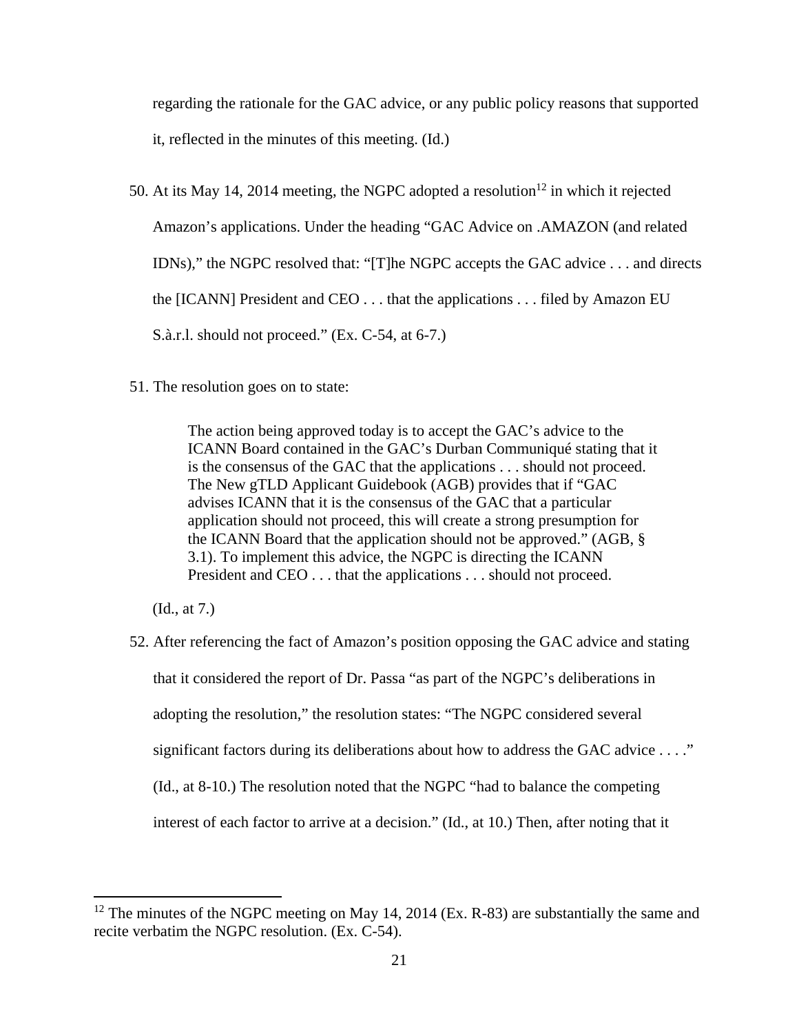regarding the rationale for the GAC advice, or any public policy reasons that supported it, reflected in the minutes of this meeting. (Id.)

50. At its May 14, 2014 meeting, the NGPC adopted a resolution[12] in which it rejected Amazon's applications. Under the heading "GAC Advice on .AMAZON (and related IDNs)," the NGPC resolved that: "[T]he NGPC accepts the GAC advice . . . and directs the [ICANN] President and CEO . . . that the applications . . . filed by Amazon EU S.à.r.l. should not proceed." (Ex. C-54, at 6-7.)

51. The resolution goes on to state:

> The action being approved today is to accept the GAC's advice to the ICANN Board contained in the GAC's Durban Communiqué stating that it is the consensus of the GAC that the applications . . . should not proceed. The New gTLD Applicant Guidebook (AGB) provides that if "GAC advises ICANN that it is the consensus of the GAC that a particular application should not proceed, this will create a strong presumption for the ICANN Board that the application should not be approved." (AGB, § 3.1). To implement this advice, the NGPC is directing the ICANN President and CEO . . . that the applications . . . should not proceed.

(Id., at 7.)

52. After referencing the fact of Amazon's position opposing the GAC advice and stating that it considered the report of Dr. Passa "as part of the NGPC's deliberations in adopting the resolution," the resolution states: "The NGPC considered several significant factors during its deliberations about how to address the GAC advice . . . ." (Id., at 8-10.) The resolution noted that the NGPC "had to balance the competing interest of each factor to arrive at a decision." (Id., at 10.) Then, after noting that it

---

[12] The minutes of the NGPC meeting on May 14, 2014 (Ex. R-83) are substantially the same and recite verbatim the NGPC resolution. (Ex. C-54).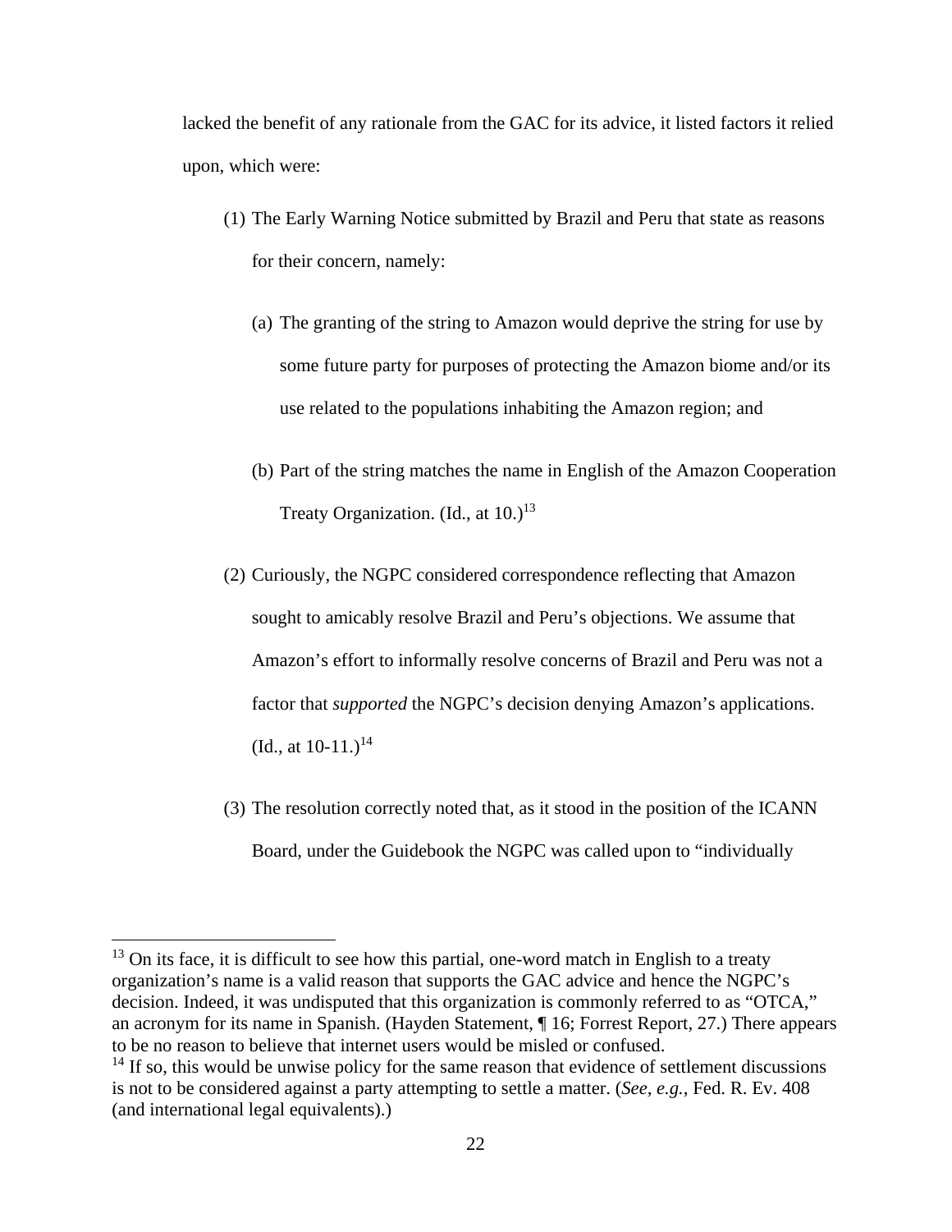lacked the benefit of any rationale from the GAC for its advice, it listed factors it relied upon, which were:

(1) The Early Warning Notice submitted by Brazil and Peru that state as reasons for their concern, namely:

   (a) The granting of the string to Amazon would deprive the string for use by some future party for purposes of protecting the Amazon biome and/or its use related to the populations inhabiting the Amazon region; and

   (b) Part of the string matches the name in English of the Amazon Cooperation Treaty Organization. (Id., at 10.)[13]

(2) Curiously, the NGPC considered correspondence reflecting that Amazon sought to amicably resolve Brazil and Peru's objections. We assume that Amazon's effort to informally resolve concerns of Brazil and Peru was not a factor that *supported* the NGPC's decision denying Amazon's applications. (Id., at 10-11.)[14]

(3) The resolution correctly noted that, as it stood in the position of the ICANN Board, under the Guidebook the NGPC was called upon to "individually

---

[13] On its face, it is difficult to see how this partial, one-word match in English to a treaty organization's name is a valid reason that supports the GAC advice and hence the NGPC's decision. Indeed, it was undisputed that this organization is commonly referred to as "OTCA," an acronym for its name in Spanish. (Hayden Statement, ¶ 16; Forrest Report, 27.) There appears to be no reason to believe that internet users would be misled or confused.

[14] If so, this would be unwise policy for the same reason that evidence of settlement discussions is not to be considered against a party attempting to settle a matter. (*See, e.g.*, Fed. R. Ev. 408 (and international legal equivalents).)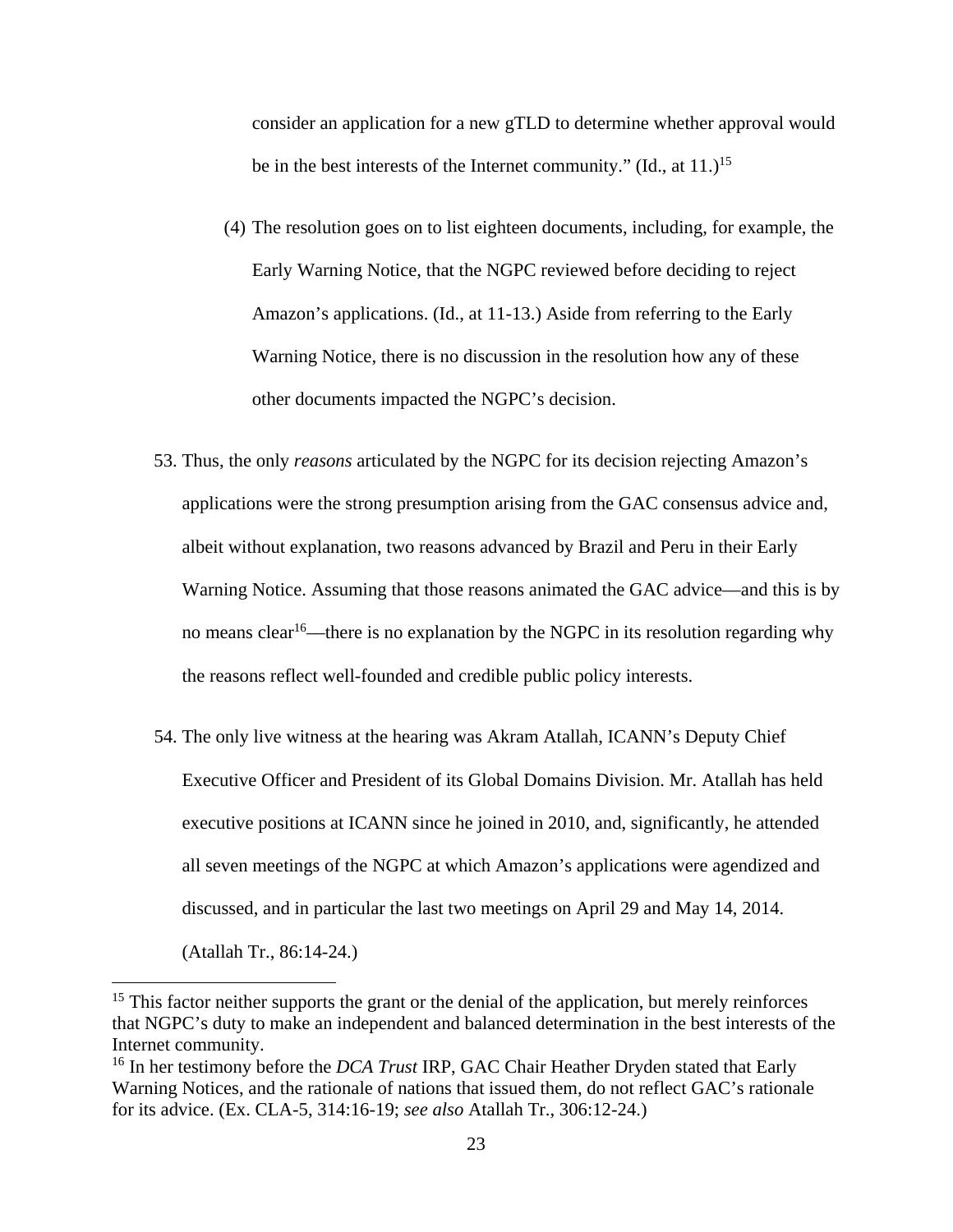consider an application for a new gTLD to determine whether approval would be in the best interests of the Internet community." (Id., at 11.)[15]

(4) The resolution goes on to list eighteen documents, including, for example, the Early Warning Notice, that the NGPC reviewed before deciding to reject Amazon's applications. (Id., at 11-13.) Aside from referring to the Early Warning Notice, there is no discussion in the resolution how any of these other documents impacted the NGPC's decision.

53. Thus, the only *reasons* articulated by the NGPC for its decision rejecting Amazon's applications were the strong presumption arising from the GAC consensus advice and, albeit without explanation, two reasons advanced by Brazil and Peru in their Early Warning Notice. Assuming that those reasons animated the GAC advice—and this is by no means clear[16]—there is no explanation by the NGPC in its resolution regarding why the reasons reflect well-founded and credible public policy interests.

54. The only live witness at the hearing was Akram Atallah, ICANN's Deputy Chief Executive Officer and President of its Global Domains Division. Mr. Atallah has held executive positions at ICANN since he joined in 2010, and, significantly, he attended all seven meetings of the NGPC at which Amazon's applications were agendized and discussed, and in particular the last two meetings on April 29 and May 14, 2014. (Atallah Tr., 86:14-24.)

---

[15] This factor neither supports the grant or the denial of the application, but merely reinforces that NGPC's duty to make an independent and balanced determination in the best interests of the Internet community.

[16] In her testimony before the *DCA Trust* IRP, GAC Chair Heather Dryden stated that Early Warning Notices, and the rationale of nations that issued them, do not reflect GAC's rationale for its advice. (Ex. CLA-5, 314:16-19; *see also* Atallah Tr., 306:12-24.)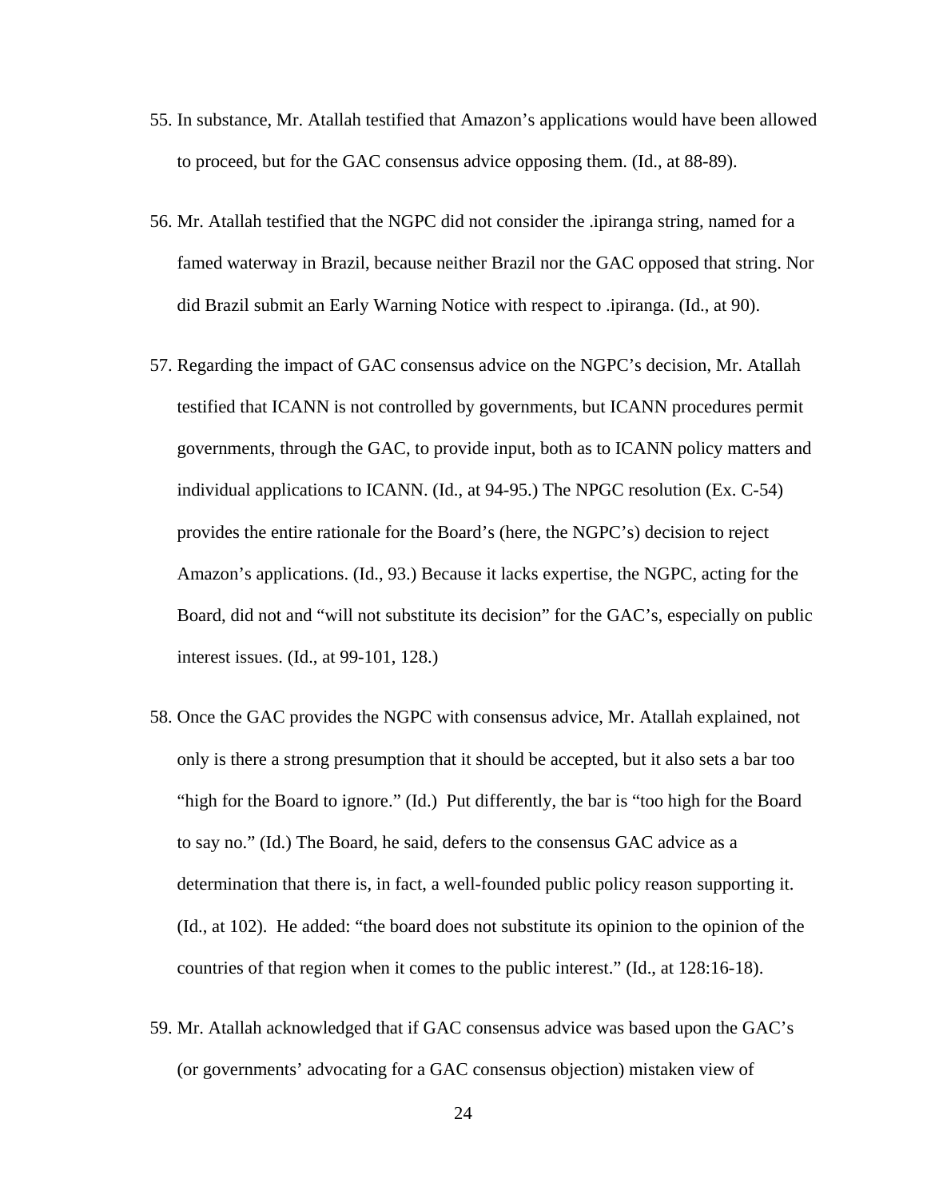55. In substance, Mr. Atallah testified that Amazon's applications would have been allowed to proceed, but for the GAC consensus advice opposing them. (Id., at 88-89).

56. Mr. Atallah testified that the NGPC did not consider the .ipiranga string, named for a famed waterway in Brazil, because neither Brazil nor the GAC opposed that string. Nor did Brazil submit an Early Warning Notice with respect to .ipiranga. (Id., at 90).

57. Regarding the impact of GAC consensus advice on the NGPC's decision, Mr. Atallah testified that ICANN is not controlled by governments, but ICANN procedures permit governments, through the GAC, to provide input, both as to ICANN policy matters and individual applications to ICANN. (Id., at 94-95.) The NPGC resolution (Ex. C-54) provides the entire rationale for the Board's (here, the NGPC's) decision to reject Amazon's applications. (Id., 93.) Because it lacks expertise, the NGPC, acting for the Board, did not and "will not substitute its decision" for the GAC's, especially on public interest issues. (Id., at 99-101, 128.)

58. Once the GAC provides the NGPC with consensus advice, Mr. Atallah explained, not only is there a strong presumption that it should be accepted, but it also sets a bar too "high for the Board to ignore." (Id.) Put differently, the bar is "too high for the Board to say no." (Id.) The Board, he said, defers to the consensus GAC advice as a determination that there is, in fact, a well-founded public policy reason supporting it. (Id., at 102). He added: "the board does not substitute its opinion to the opinion of the countries of that region when it comes to the public interest." (Id., at 128:16-18).

59. Mr. Atallah acknowledged that if GAC consensus advice was based upon the GAC's (or governments' advocating for a GAC consensus objection) mistaken view of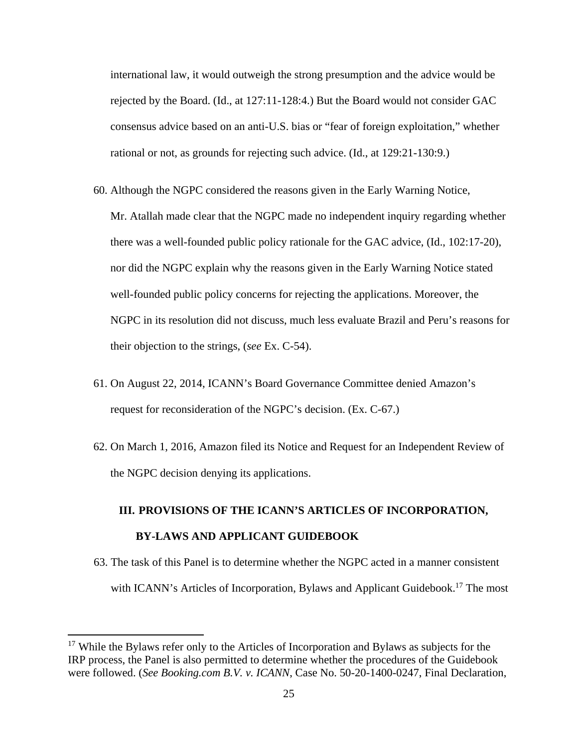international law, it would outweigh the strong presumption and the advice would be rejected by the Board. (Id., at 127:11-128:4.) But the Board would not consider GAC consensus advice based on an anti-U.S. bias or "fear of foreign exploitation," whether rational or not, as grounds for rejecting such advice. (Id., at 129:21-130:9.)

60. Although the NGPC considered the reasons given in the Early Warning Notice, Mr. Atallah made clear that the NGPC made no independent inquiry regarding whether there was a well-founded public policy rationale for the GAC advice, (Id., 102:17-20), nor did the NGPC explain why the reasons given in the Early Warning Notice stated well-founded public policy concerns for rejecting the applications. Moreover, the NGPC in its resolution did not discuss, much less evaluate Brazil and Peru's reasons for their objection to the strings, (*see* Ex. C-54).

61. On August 22, 2014, ICANN's Board Governance Committee denied Amazon's request for reconsideration of the NGPC's decision. (Ex. C-67.)

62. On March 1, 2016, Amazon filed its Notice and Request for an Independent Review of the NGPC decision denying its applications.

## III. PROVISIONS OF THE ICANN'S ARTICLES OF INCORPORATION, BY-LAWS AND APPLICANT GUIDEBOOK

63. The task of this Panel is to determine whether the NGPC acted in a manner consistent with ICANN's Articles of Incorporation, Bylaws and Applicant Guidebook.[17] The most

[17] While the Bylaws refer only to the Articles of Incorporation and Bylaws as subjects for the IRP process, the Panel is also permitted to determine whether the procedures of the Guidebook were followed. (*See Booking.com B.V. v. ICANN*, Case No. 50-20-1400-0247, Final Declaration,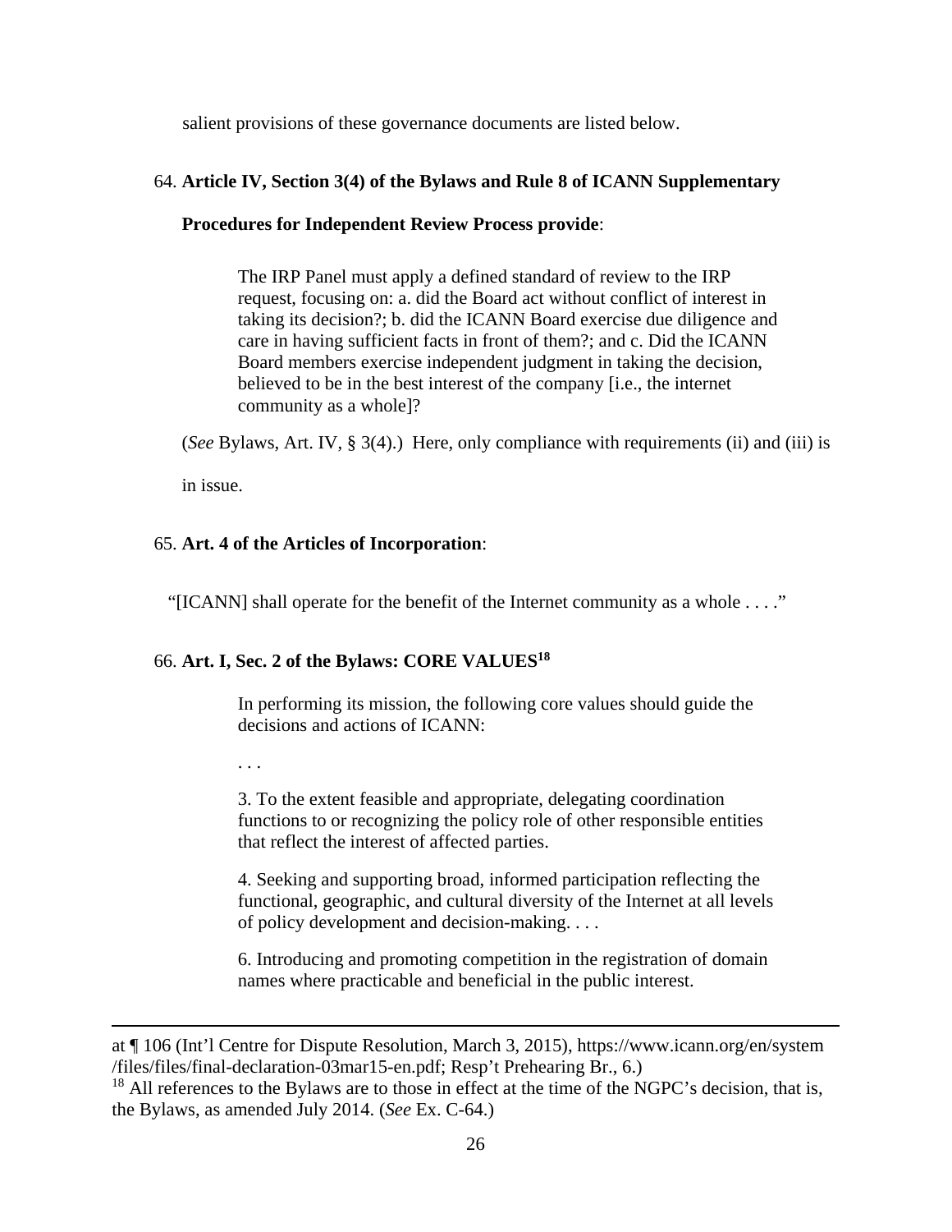salient provisions of these governance documents are listed below.

64. **Article IV, Section 3(4) of the Bylaws and Rule 8 of ICANN Supplementary Procedures for Independent Review Process provide**:

> The IRP Panel must apply a defined standard of review to the IRP request, focusing on: a. did the Board act without conflict of interest in taking its decision?; b. did the ICANN Board exercise due diligence and care in having sufficient facts in front of them?; and c. Did the ICANN Board members exercise independent judgment in taking the decision, believed to be in the best interest of the company [i.e., the internet community as a whole]?

(*See* Bylaws, Art. IV, § 3(4).) Here, only compliance with requirements (ii) and (iii) is in issue.

65. **Art. 4 of the Articles of Incorporation**:

"[ICANN] shall operate for the benefit of the Internet community as a whole . . . ."

66. **Art. I, Sec. 2 of the Bylaws: CORE VALUES**[18]

> In performing its mission, the following core values should guide the decisions and actions of ICANN:
>
> . . .
>
> 3. To the extent feasible and appropriate, delegating coordination functions to or recognizing the policy role of other responsible entities that reflect the interest of affected parties.
>
> 4. Seeking and supporting broad, informed participation reflecting the functional, geographic, and cultural diversity of the Internet at all levels of policy development and decision-making. . . .
>
> 6. Introducing and promoting competition in the registration of domain names where practicable and beneficial in the public interest.

---

at ¶ 106 (Int'l Centre for Dispute Resolution, March 3, 2015), https://www.icann.org/en/system/files/files/final-declaration-03mar15-en.pdf; Resp't Prehearing Br., 6.)

[18] All references to the Bylaws are to those in effect at the time of the NGPC's decision, that is, the Bylaws, as amended July 2014. (*See* Ex. C-64.)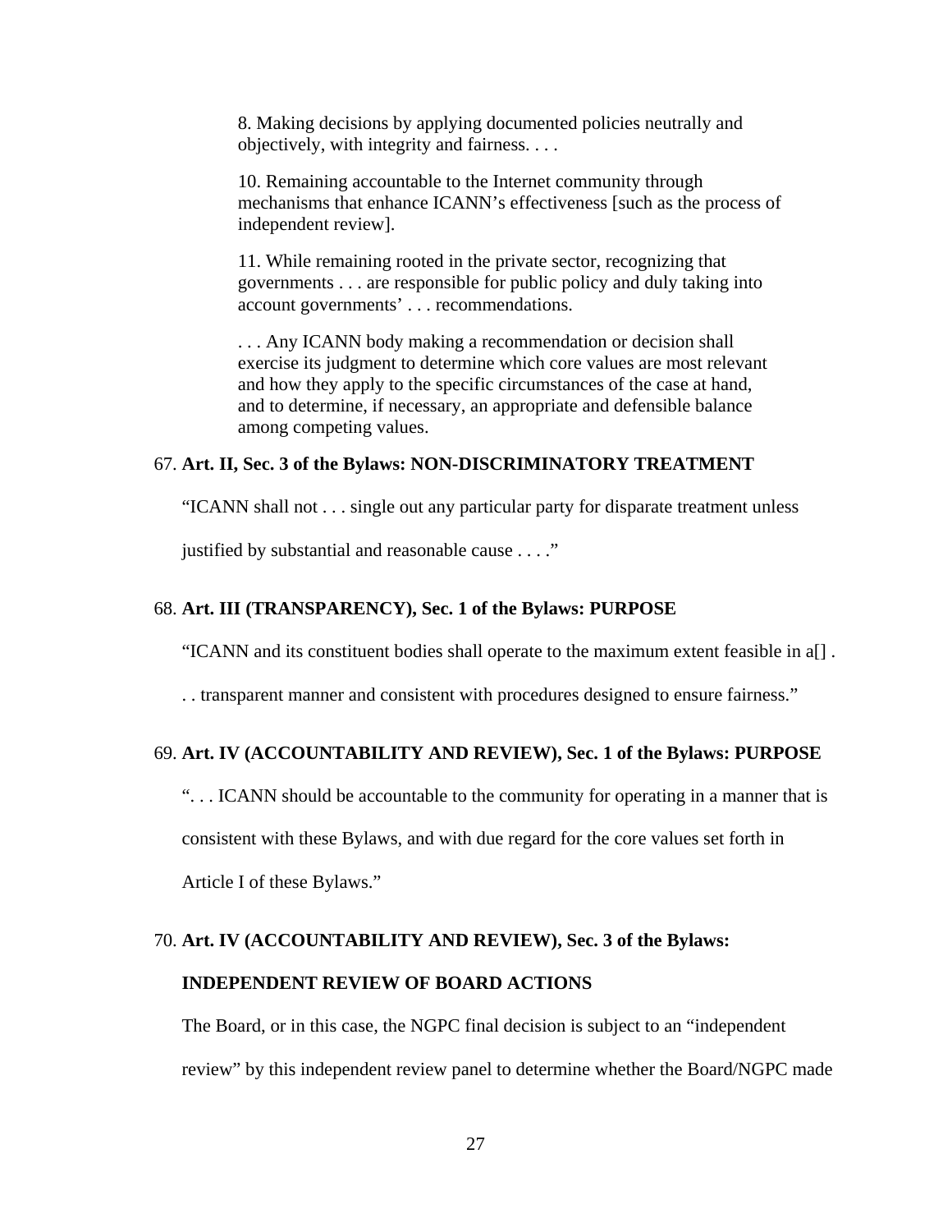> 8. Making decisions by applying documented policies neutrally and objectively, with integrity and fairness. . . .
>
> 10. Remaining accountable to the Internet community through mechanisms that enhance ICANN's effectiveness [such as the process of independent review].
>
> 11. While remaining rooted in the private sector, recognizing that governments . . . are responsible for public policy and duly taking into account governments' . . . recommendations.
>
> . . . Any ICANN body making a recommendation or decision shall exercise its judgment to determine which core values are most relevant and how they apply to the specific circumstances of the case at hand, and to determine, if necessary, an appropriate and defensible balance among competing values.

67. **Art. II, Sec. 3 of the Bylaws: NON-DISCRIMINATORY TREATMENT**

"ICANN shall not . . . single out any particular party for disparate treatment unless justified by substantial and reasonable cause . . . ."

68. **Art. III (TRANSPARENCY), Sec. 1 of the Bylaws: PURPOSE**

"ICANN and its constituent bodies shall operate to the maximum extent feasible in a[] . . . transparent manner and consistent with procedures designed to ensure fairness."

69. **Art. IV (ACCOUNTABILITY AND REVIEW), Sec. 1 of the Bylaws: PURPOSE**

". . . ICANN should be accountable to the community for operating in a manner that is consistent with these Bylaws, and with due regard for the core values set forth in Article I of these Bylaws."

70. **Art. IV (ACCOUNTABILITY AND REVIEW), Sec. 3 of the Bylaws: INDEPENDENT REVIEW OF BOARD ACTIONS**

The Board, or in this case, the NGPC final decision is subject to an "independent review" by this independent review panel to determine whether the Board/NGPC made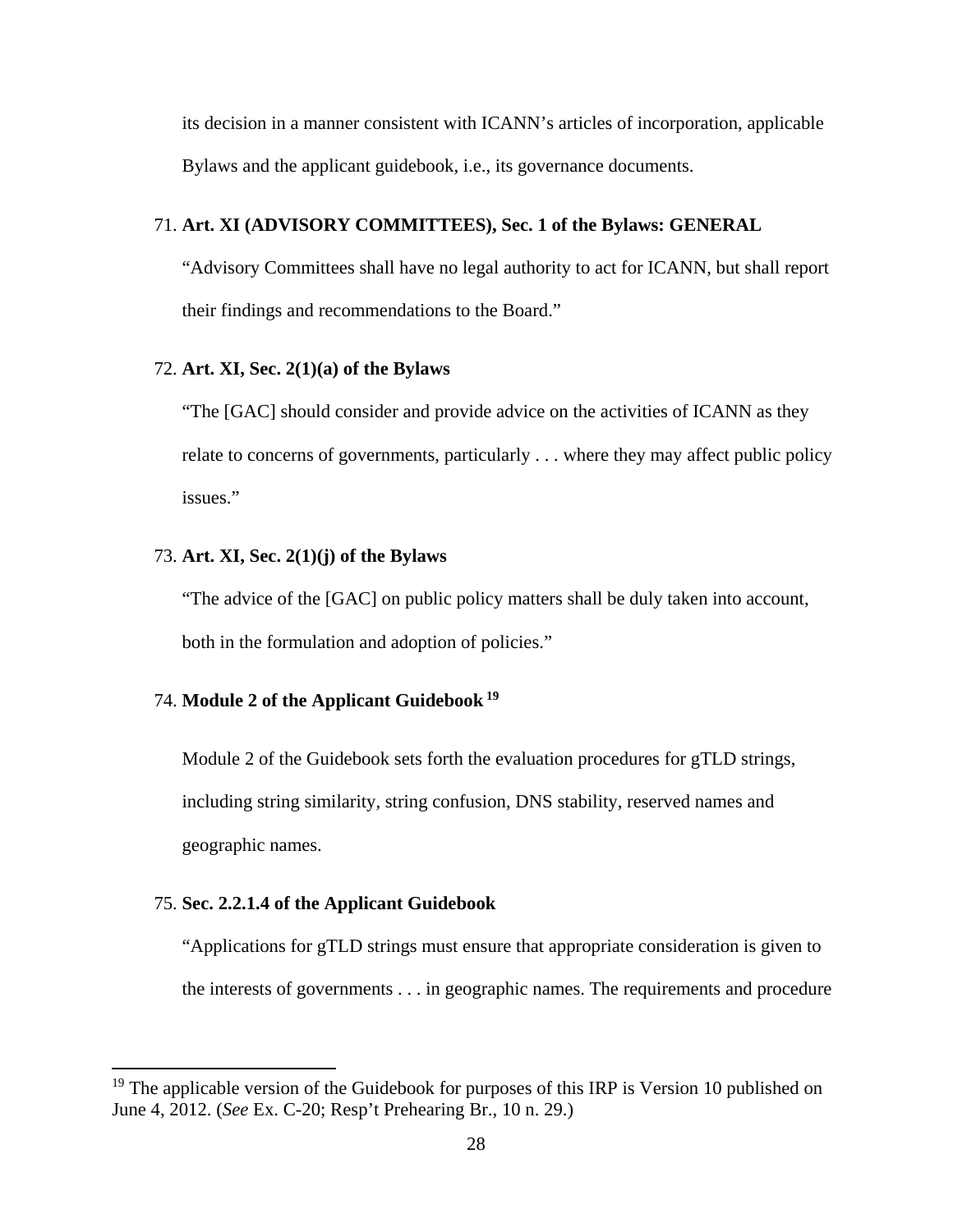its decision in a manner consistent with ICANN's articles of incorporation, applicable Bylaws and the applicant guidebook, i.e., its governance documents.

71. **Art. XI (ADVISORY COMMITTEES), Sec. 1 of the Bylaws: GENERAL**

    "Advisory Committees shall have no legal authority to act for ICANN, but shall report their findings and recommendations to the Board."

72. **Art. XI, Sec. 2(1)(a) of the Bylaws**

    "The [GAC] should consider and provide advice on the activities of ICANN as they relate to concerns of governments, particularly . . . where they may affect public policy issues."

73. **Art. XI, Sec. 2(1)(j) of the Bylaws**

    "The advice of the [GAC] on public policy matters shall be duly taken into account, both in the formulation and adoption of policies."

74. **Module 2 of the Applicant Guidebook** [19]

    Module 2 of the Guidebook sets forth the evaluation procedures for gTLD strings, including string similarity, string confusion, DNS stability, reserved names and geographic names.

75. **Sec. 2.2.1.4 of the Applicant Guidebook**

    "Applications for gTLD strings must ensure that appropriate consideration is given to the interests of governments . . . in geographic names. The requirements and procedure

---

[19] The applicable version of the Guidebook for purposes of this IRP is Version 10 published on June 4, 2012. (*See* Ex. C-20; Resp't Prehearing Br., 10 n. 29.)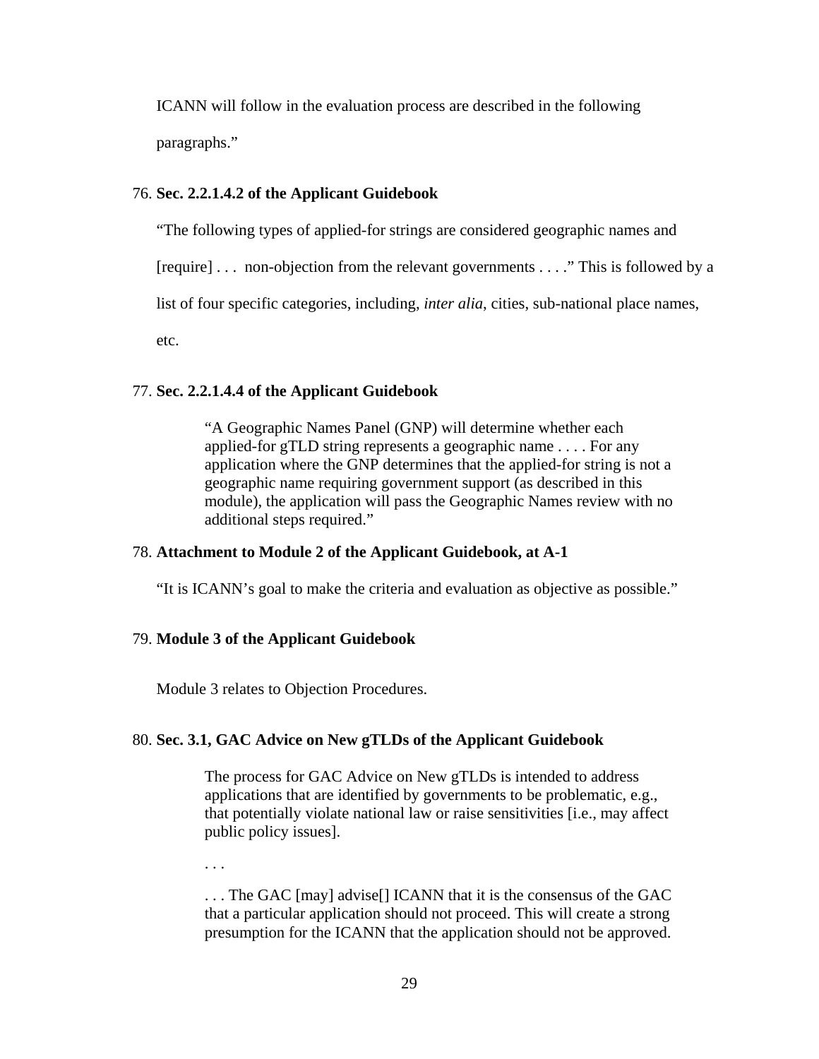ICANN will follow in the evaluation process are described in the following paragraphs."

76. **Sec. 2.2.1.4.2 of the Applicant Guidebook**

"The following types of applied-for strings are considered geographic names and [require] . . . non-objection from the relevant governments . . . ." This is followed by a list of four specific categories, including, *inter alia*, cities, sub-national place names, etc.

77. **Sec. 2.2.1.4.4 of the Applicant Guidebook**

> "A Geographic Names Panel (GNP) will determine whether each applied-for gTLD string represents a geographic name . . . . For any application where the GNP determines that the applied-for string is not a geographic name requiring government support (as described in this module), the application will pass the Geographic Names review with no additional steps required."

78. **Attachment to Module 2 of the Applicant Guidebook, at A-1**

"It is ICANN's goal to make the criteria and evaluation as objective as possible."

79. **Module 3 of the Applicant Guidebook**

Module 3 relates to Objection Procedures.

80. **Sec. 3.1, GAC Advice on New gTLDs of the Applicant Guidebook**

> The process for GAC Advice on New gTLDs is intended to address applications that are identified by governments to be problematic, e.g., that potentially violate national law or raise sensitivities [i.e., may affect public policy issues].
>
> . . .
>
> . . . The GAC [may] advise[] ICANN that it is the consensus of the GAC that a particular application should not proceed. This will create a strong presumption for the ICANN that the application should not be approved.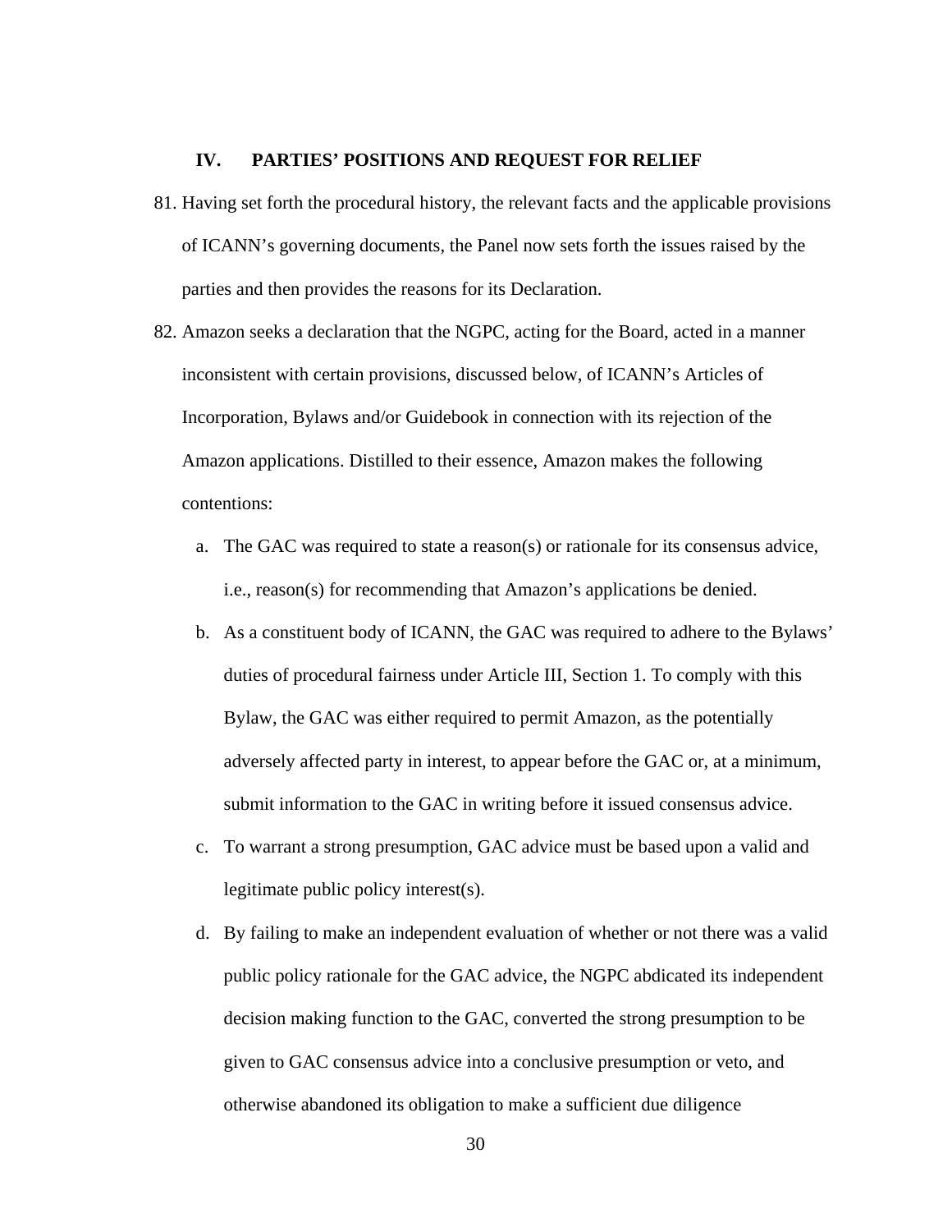## IV. PARTIES' POSITIONS AND REQUEST FOR RELIEF

81. Having set forth the procedural history, the relevant facts and the applicable provisions of ICANN's governing documents, the Panel now sets forth the issues raised by the parties and then provides the reasons for its Declaration.

82. Amazon seeks a declaration that the NGPC, acting for the Board, acted in a manner inconsistent with certain provisions, discussed below, of ICANN's Articles of Incorporation, Bylaws and/or Guidebook in connection with its rejection of the Amazon applications. Distilled to their essence, Amazon makes the following contentions:

    a. The GAC was required to state a reason(s) or rationale for its consensus advice, i.e., reason(s) for recommending that Amazon's applications be denied.

    b. As a constituent body of ICANN, the GAC was required to adhere to the Bylaws' duties of procedural fairness under Article III, Section 1. To comply with this Bylaw, the GAC was either required to permit Amazon, as the potentially adversely affected party in interest, to appear before the GAC or, at a minimum, submit information to the GAC in writing before it issued consensus advice.

    c. To warrant a strong presumption, GAC advice must be based upon a valid and legitimate public policy interest(s).

    d. By failing to make an independent evaluation of whether or not there was a valid public policy rationale for the GAC advice, the NGPC abdicated its independent decision making function to the GAC, converted the strong presumption to be given to GAC consensus advice into a conclusive presumption or veto, and otherwise abandoned its obligation to make a sufficient due diligence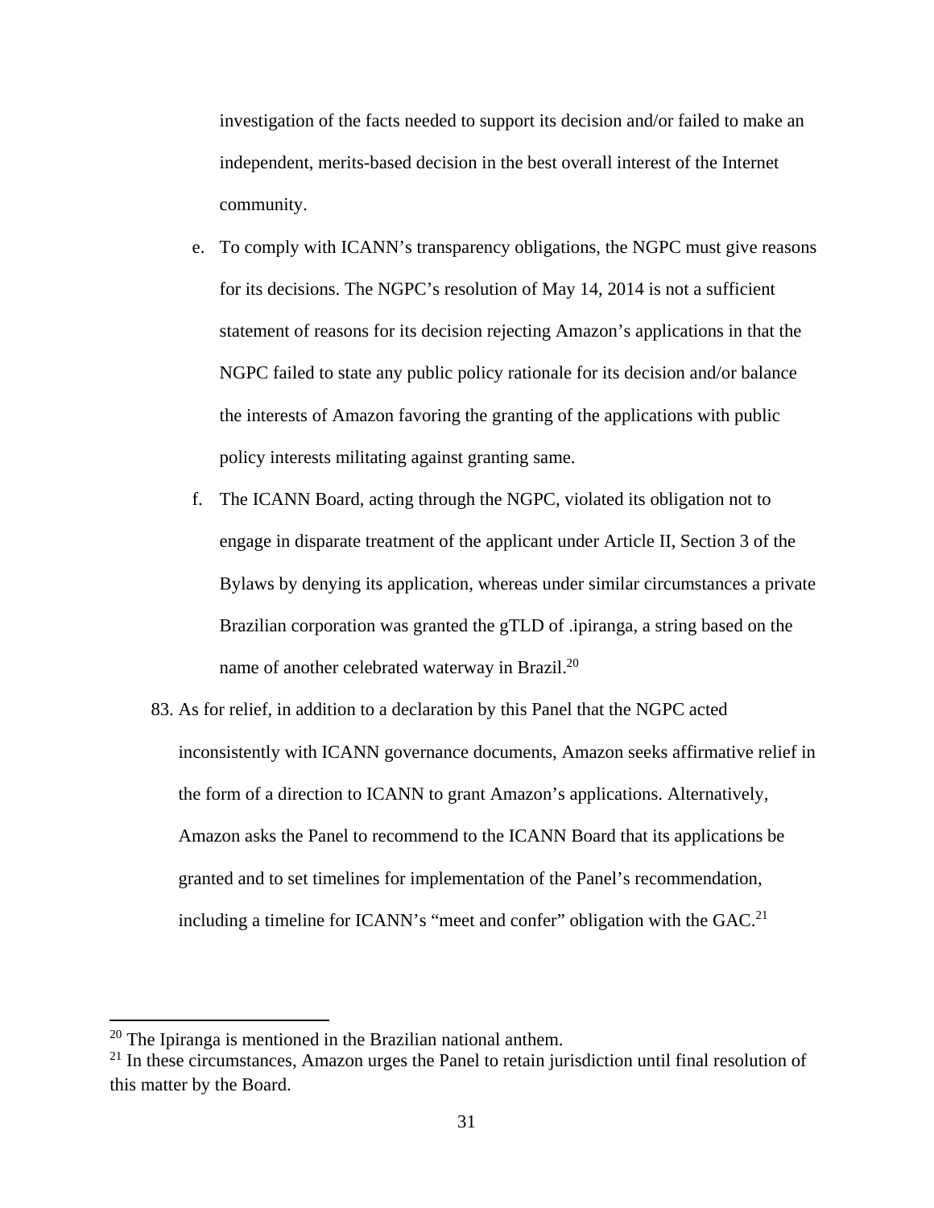investigation of the facts needed to support its decision and/or failed to make an independent, merits-based decision in the best overall interest of the Internet community.

e. To comply with ICANN's transparency obligations, the NGPC must give reasons for its decisions. The NGPC's resolution of May 14, 2014 is not a sufficient statement of reasons for its decision rejecting Amazon's applications in that the NGPC failed to state any public policy rationale for its decision and/or balance the interests of Amazon favoring the granting of the applications with public policy interests militating against granting same.

f. The ICANN Board, acting through the NGPC, violated its obligation not to engage in disparate treatment of the applicant under Article II, Section 3 of the Bylaws by denying its application, whereas under similar circumstances a private Brazilian corporation was granted the gTLD of .ipiranga, a string based on the name of another celebrated waterway in Brazil.[20]

83. As for relief, in addition to a declaration by this Panel that the NGPC acted inconsistently with ICANN governance documents, Amazon seeks affirmative relief in the form of a direction to ICANN to grant Amazon's applications. Alternatively, Amazon asks the Panel to recommend to the ICANN Board that its applications be granted and to set timelines for implementation of the Panel's recommendation, including a timeline for ICANN's "meet and confer" obligation with the GAC.[21]

---

[20] The Ipiranga is mentioned in the Brazilian national anthem.

[21] In these circumstances, Amazon urges the Panel to retain jurisdiction until final resolution of this matter by the Board.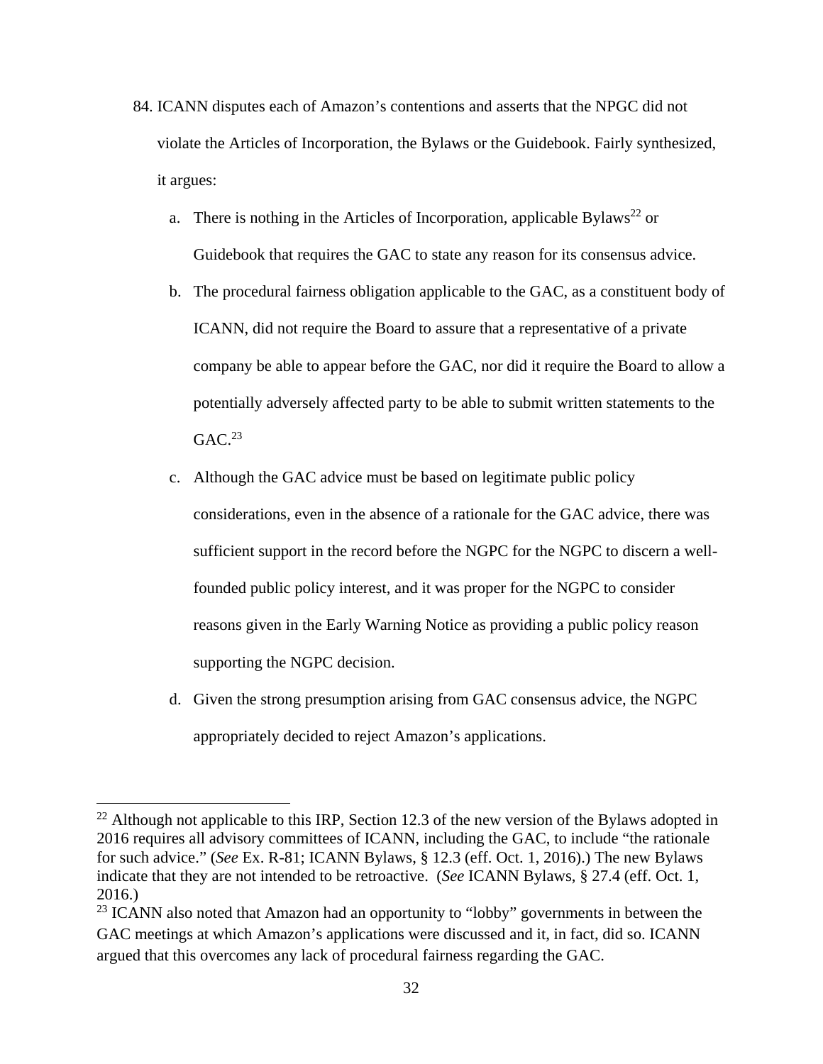84. ICANN disputes each of Amazon's contentions and asserts that the NPGC did not violate the Articles of Incorporation, the Bylaws or the Guidebook. Fairly synthesized, it argues:

   a. There is nothing in the Articles of Incorporation, applicable Bylaws[22] or Guidebook that requires the GAC to state any reason for its consensus advice.

   b. The procedural fairness obligation applicable to the GAC, as a constituent body of ICANN, did not require the Board to assure that a representative of a private company be able to appear before the GAC, nor did it require the Board to allow a potentially adversely affected party to be able to submit written statements to the GAC.[23]

   c. Although the GAC advice must be based on legitimate public policy considerations, even in the absence of a rationale for the GAC advice, there was sufficient support in the record before the NGPC for the NGPC to discern a well-founded public policy interest, and it was proper for the NGPC to consider reasons given in the Early Warning Notice as providing a public policy reason supporting the NGPC decision.

   d. Given the strong presumption arising from GAC consensus advice, the NGPC appropriately decided to reject Amazon's applications.

---

[22] Although not applicable to this IRP, Section 12.3 of the new version of the Bylaws adopted in 2016 requires all advisory committees of ICANN, including the GAC, to include "the rationale for such advice." (*See* Ex. R-81; ICANN Bylaws, § 12.3 (eff. Oct. 1, 2016).) The new Bylaws indicate that they are not intended to be retroactive. (*See* ICANN Bylaws, § 27.4 (eff. Oct. 1, 2016.)

[23] ICANN also noted that Amazon had an opportunity to "lobby" governments in between the GAC meetings at which Amazon's applications were discussed and it, in fact, did so. ICANN argued that this overcomes any lack of procedural fairness regarding the GAC.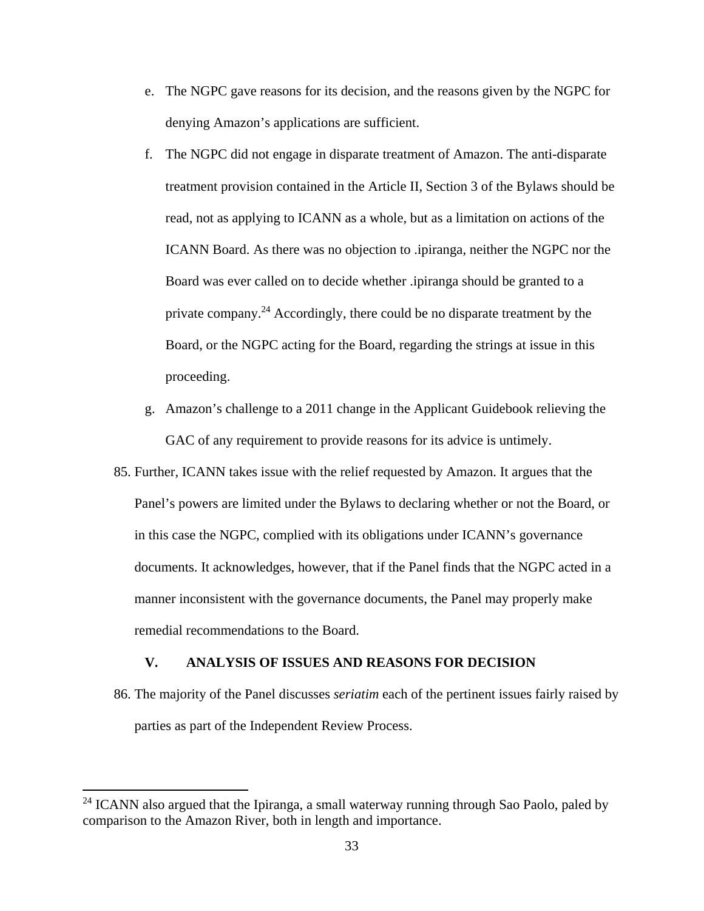e. The NGPC gave reasons for its decision, and the reasons given by the NGPC for denying Amazon's applications are sufficient.

f. The NGPC did not engage in disparate treatment of Amazon. The anti-disparate treatment provision contained in the Article II, Section 3 of the Bylaws should be read, not as applying to ICANN as a whole, but as a limitation on actions of the ICANN Board. As there was no objection to .ipiranga, neither the NGPC nor the Board was ever called on to decide whether .ipiranga should be granted to a private company.[24] Accordingly, there could be no disparate treatment by the Board, or the NGPC acting for the Board, regarding the strings at issue in this proceeding.

g. Amazon's challenge to a 2011 change in the Applicant Guidebook relieving the GAC of any requirement to provide reasons for its advice is untimely.

85. Further, ICANN takes issue with the relief requested by Amazon. It argues that the Panel's powers are limited under the Bylaws to declaring whether or not the Board, or in this case the NGPC, complied with its obligations under ICANN's governance documents. It acknowledges, however, that if the Panel finds that the NGPC acted in a manner inconsistent with the governance documents, the Panel may properly make remedial recommendations to the Board.

## V. ANALYSIS OF ISSUES AND REASONS FOR DECISION

86. The majority of the Panel discusses *seriatim* each of the pertinent issues fairly raised by parties as part of the Independent Review Process.

---

[24] ICANN also argued that the Ipiranga, a small waterway running through Sao Paolo, paled by comparison to the Amazon River, both in length and importance.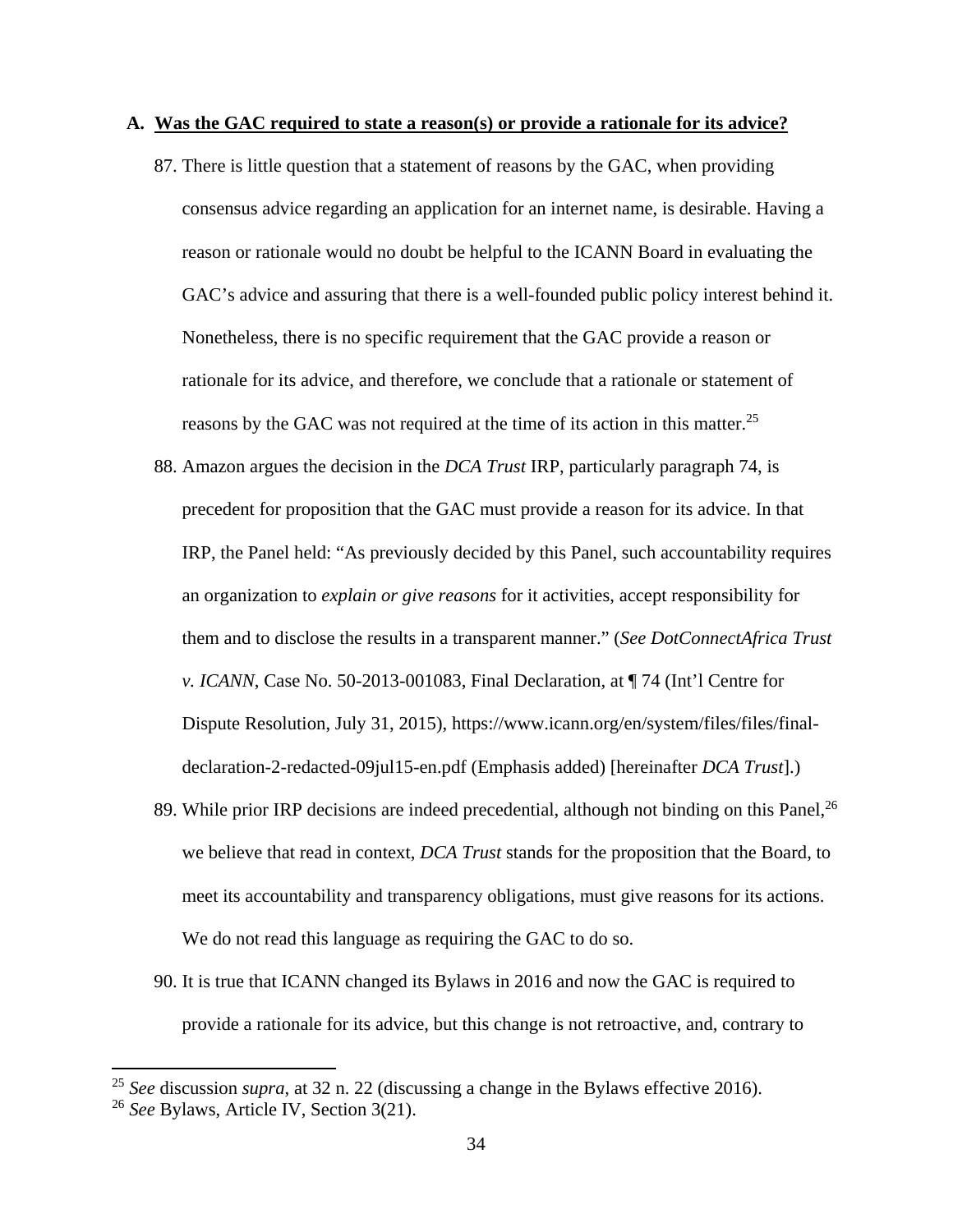### A. <u>Was the GAC required to state a reason(s) or provide a rationale for its advice?</u>

87. There is little question that a statement of reasons by the GAC, when providing consensus advice regarding an application for an internet name, is desirable. Having a reason or rationale would no doubt be helpful to the ICANN Board in evaluating the GAC's advice and assuring that there is a well-founded public policy interest behind it. Nonetheless, there is no specific requirement that the GAC provide a reason or rationale for its advice, and therefore, we conclude that a rationale or statement of reasons by the GAC was not required at the time of its action in this matter.[25]

88. Amazon argues the decision in the *DCA Trust* IRP, particularly paragraph 74, is precedent for proposition that the GAC must provide a reason for its advice. In that IRP, the Panel held: "As previously decided by this Panel, such accountability requires an organization to *explain or give reasons* for it activities, accept responsibility for them and to disclose the results in a transparent manner." (*See DotConnectAfrica Trust v. ICANN*, Case No. 50-2013-001083, Final Declaration, at ¶ 74 (Int'l Centre for Dispute Resolution, July 31, 2015), https://www.icann.org/en/system/files/files/final-declaration-2-redacted-09jul15-en.pdf (Emphasis added) [hereinafter *DCA Trust*].)

89. While prior IRP decisions are indeed precedential, although not binding on this Panel,[26] we believe that read in context, *DCA Trust* stands for the proposition that the Board, to meet its accountability and transparency obligations, must give reasons for its actions. We do not read this language as requiring the GAC to do so.

90. It is true that ICANN changed its Bylaws in 2016 and now the GAC is required to provide a rationale for its advice, but this change is not retroactive, and, contrary to

---

[25] *See* discussion *supra*, at 32 n. 22 (discussing a change in the Bylaws effective 2016).

[26] *See* Bylaws, Article IV, Section 3(21).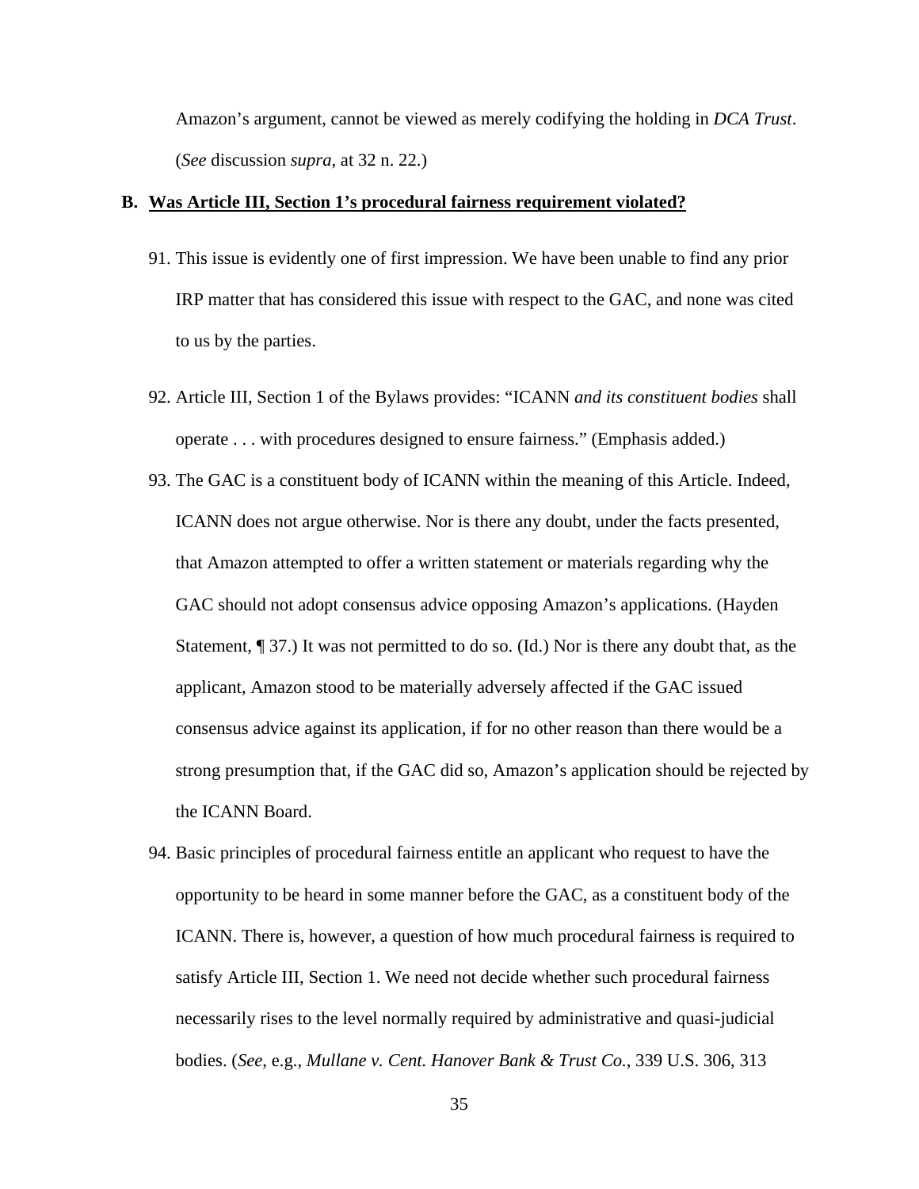Amazon's argument, cannot be viewed as merely codifying the holding in *DCA Trust*. (*See* discussion *supra*, at 32 n. 22.)

## B. Was Article III, Section 1's procedural fairness requirement violated?

91. This issue is evidently one of first impression. We have been unable to find any prior IRP matter that has considered this issue with respect to the GAC, and none was cited to us by the parties.

92. Article III, Section 1 of the Bylaws provides: "ICANN *and its constituent bodies* shall operate . . . with procedures designed to ensure fairness." (Emphasis added.)

93. The GAC is a constituent body of ICANN within the meaning of this Article. Indeed, ICANN does not argue otherwise. Nor is there any doubt, under the facts presented, that Amazon attempted to offer a written statement or materials regarding why the GAC should not adopt consensus advice opposing Amazon's applications. (Hayden Statement, ¶ 37.) It was not permitted to do so. (Id.) Nor is there any doubt that, as the applicant, Amazon stood to be materially adversely affected if the GAC issued consensus advice against its application, if for no other reason than there would be a strong presumption that, if the GAC did so, Amazon's application should be rejected by the ICANN Board.

94. Basic principles of procedural fairness entitle an applicant who request to have the opportunity to be heard in some manner before the GAC, as a constituent body of the ICANN. There is, however, a question of how much procedural fairness is required to satisfy Article III, Section 1. We need not decide whether such procedural fairness necessarily rises to the level normally required by administrative and quasi-judicial bodies. (*See*, e.g., *Mullane v. Cent. Hanover Bank & Trust Co.*, 339 U.S. 306, 313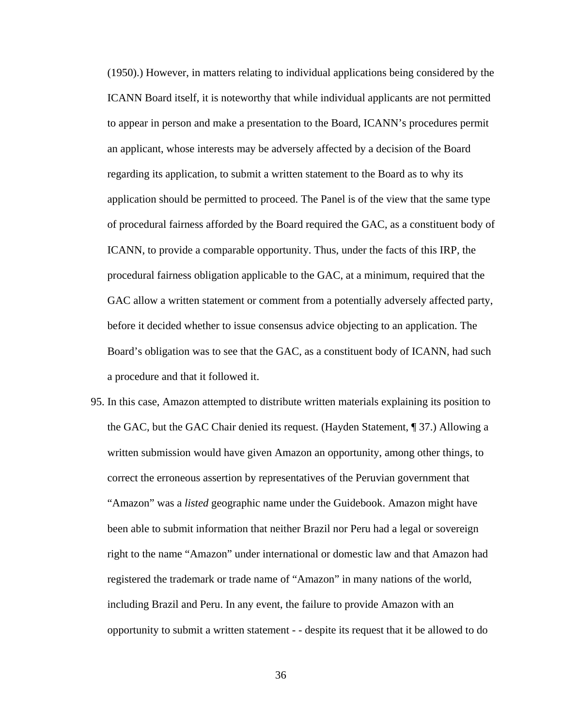(1950).) However, in matters relating to individual applications being considered by the ICANN Board itself, it is noteworthy that while individual applicants are not permitted to appear in person and make a presentation to the Board, ICANN's procedures permit an applicant, whose interests may be adversely affected by a decision of the Board regarding its application, to submit a written statement to the Board as to why its application should be permitted to proceed. The Panel is of the view that the same type of procedural fairness afforded by the Board required the GAC, as a constituent body of ICANN, to provide a comparable opportunity. Thus, under the facts of this IRP, the procedural fairness obligation applicable to the GAC, at a minimum, required that the GAC allow a written statement or comment from a potentially adversely affected party, before it decided whether to issue consensus advice objecting to an application. The Board's obligation was to see that the GAC, as a constituent body of ICANN, had such a procedure and that it followed it.

95. In this case, Amazon attempted to distribute written materials explaining its position to the GAC, but the GAC Chair denied its request. (Hayden Statement, ¶ 37.) Allowing a written submission would have given Amazon an opportunity, among other things, to correct the erroneous assertion by representatives of the Peruvian government that "Amazon" was a *listed* geographic name under the Guidebook. Amazon might have been able to submit information that neither Brazil nor Peru had a legal or sovereign right to the name "Amazon" under international or domestic law and that Amazon had registered the trademark or trade name of "Amazon" in many nations of the world, including Brazil and Peru. In any event, the failure to provide Amazon with an opportunity to submit a written statement - - despite its request that it be allowed to do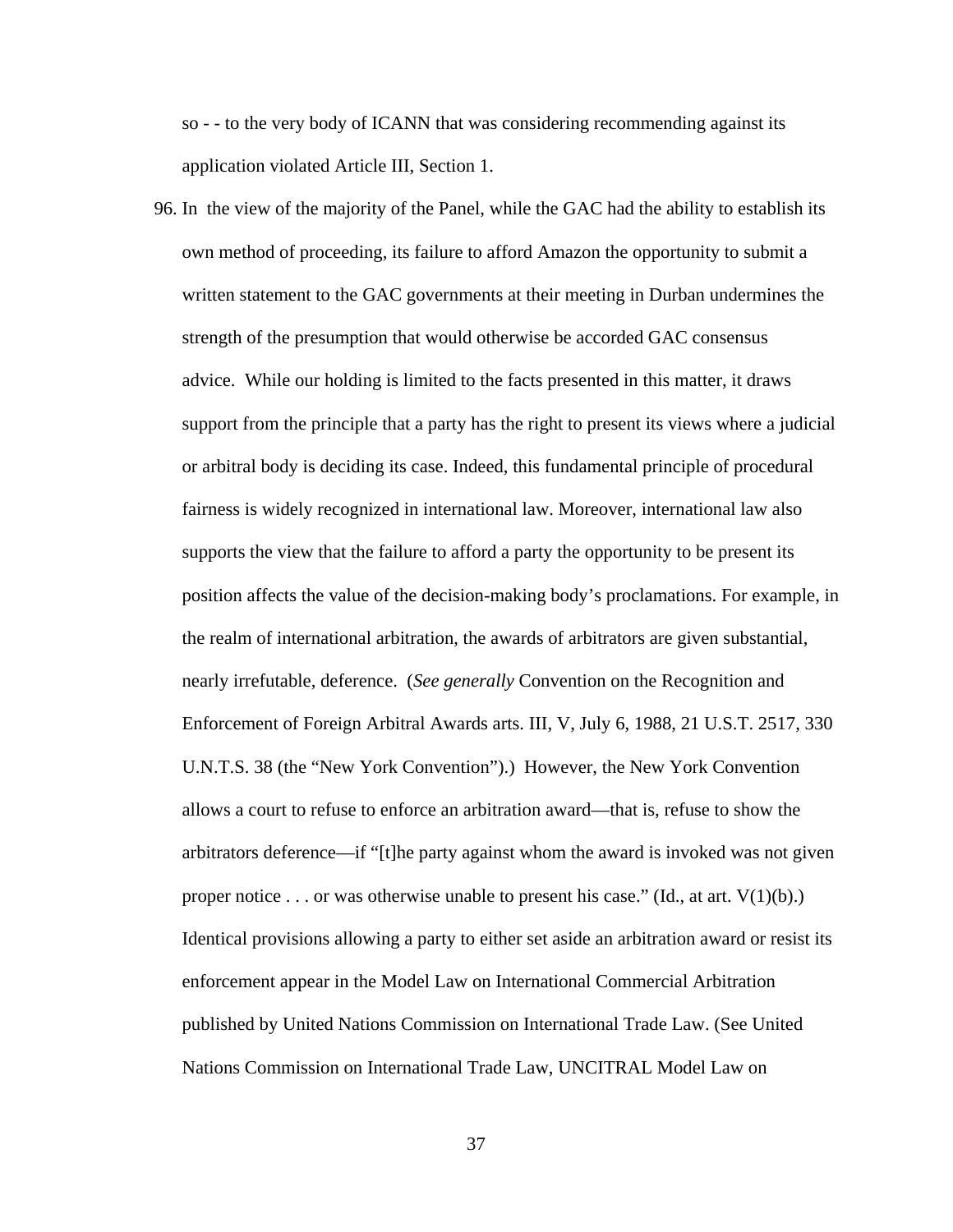so - - to the very body of ICANN that was considering recommending against its application violated Article III, Section 1.

96. In the view of the majority of the Panel, while the GAC had the ability to establish its own method of proceeding, its failure to afford Amazon the opportunity to submit a written statement to the GAC governments at their meeting in Durban undermines the strength of the presumption that would otherwise be accorded GAC consensus advice. While our holding is limited to the facts presented in this matter, it draws support from the principle that a party has the right to present its views where a judicial or arbitral body is deciding its case. Indeed, this fundamental principle of procedural fairness is widely recognized in international law. Moreover, international law also supports the view that the failure to afford a party the opportunity to be present its position affects the value of the decision-making body's proclamations. For example, in the realm of international arbitration, the awards of arbitrators are given substantial, nearly irrefutable, deference. (*See generally* Convention on the Recognition and Enforcement of Foreign Arbitral Awards arts. III, V, July 6, 1988, 21 U.S.T. 2517, 330 U.N.T.S. 38 (the "New York Convention").) However, the New York Convention allows a court to refuse to enforce an arbitration award—that is, refuse to show the arbitrators deference—if "[t]he party against whom the award is invoked was not given proper notice . . . or was otherwise unable to present his case." (Id., at art. V(1)(b).) Identical provisions allowing a party to either set aside an arbitration award or resist its enforcement appear in the Model Law on International Commercial Arbitration published by United Nations Commission on International Trade Law. (See United Nations Commission on International Trade Law, UNCITRAL Model Law on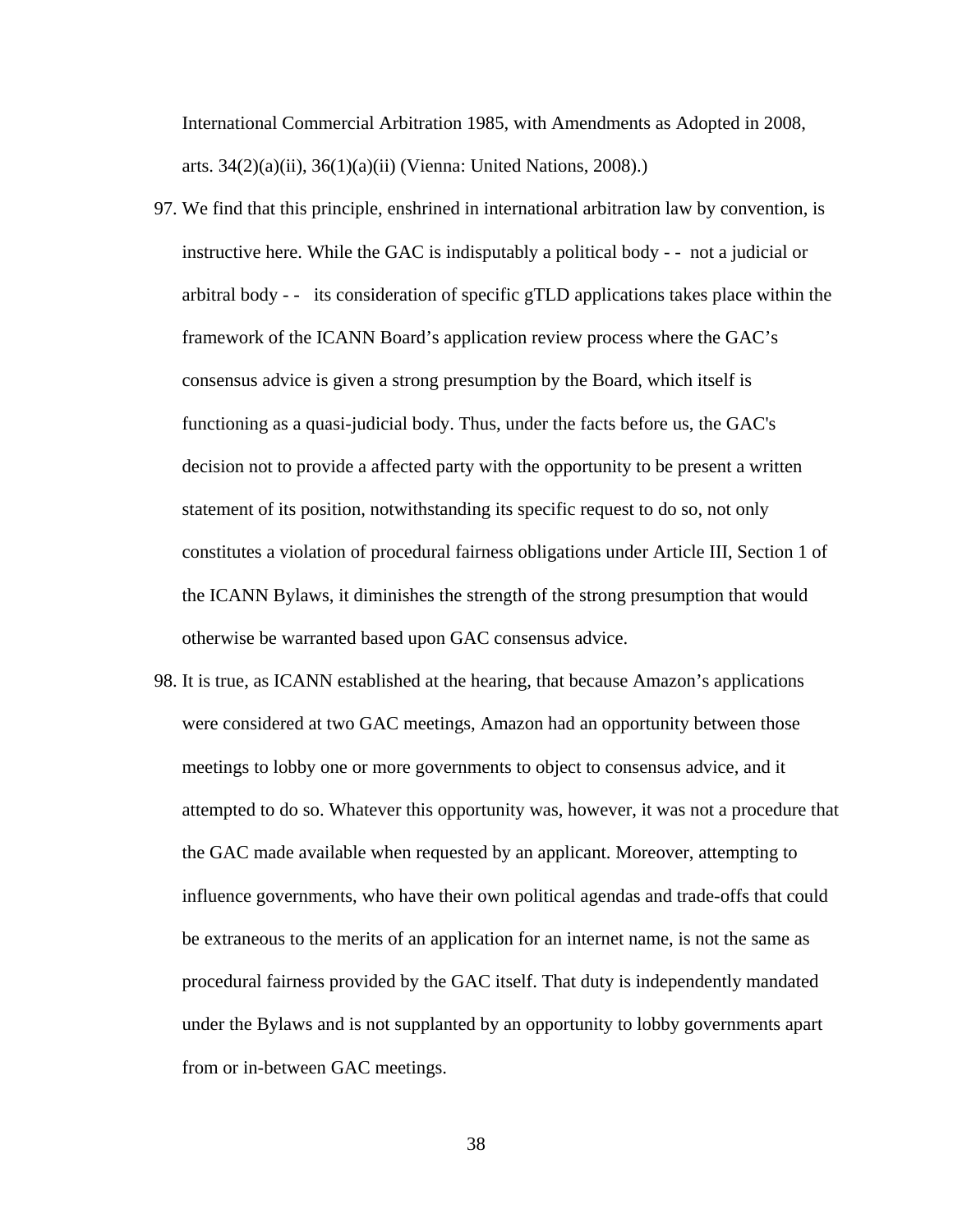International Commercial Arbitration 1985, with Amendments as Adopted in 2008, arts. 34(2)(a)(ii), 36(1)(a)(ii) (Vienna: United Nations, 2008).)

97. We find that this principle, enshrined in international arbitration law by convention, is instructive here. While the GAC is indisputably a political body - - not a judicial or arbitral body - - its consideration of specific gTLD applications takes place within the framework of the ICANN Board's application review process where the GAC's consensus advice is given a strong presumption by the Board, which itself is functioning as a quasi-judicial body. Thus, under the facts before us, the GAC's decision not to provide a affected party with the opportunity to be present a written statement of its position, notwithstanding its specific request to do so, not only constitutes a violation of procedural fairness obligations under Article III, Section 1 of the ICANN Bylaws, it diminishes the strength of the strong presumption that would otherwise be warranted based upon GAC consensus advice.

98. It is true, as ICANN established at the hearing, that because Amazon's applications were considered at two GAC meetings, Amazon had an opportunity between those meetings to lobby one or more governments to object to consensus advice, and it attempted to do so. Whatever this opportunity was, however, it was not a procedure that the GAC made available when requested by an applicant. Moreover, attempting to influence governments, who have their own political agendas and trade-offs that could be extraneous to the merits of an application for an internet name, is not the same as procedural fairness provided by the GAC itself. That duty is independently mandated under the Bylaws and is not supplanted by an opportunity to lobby governments apart from or in-between GAC meetings.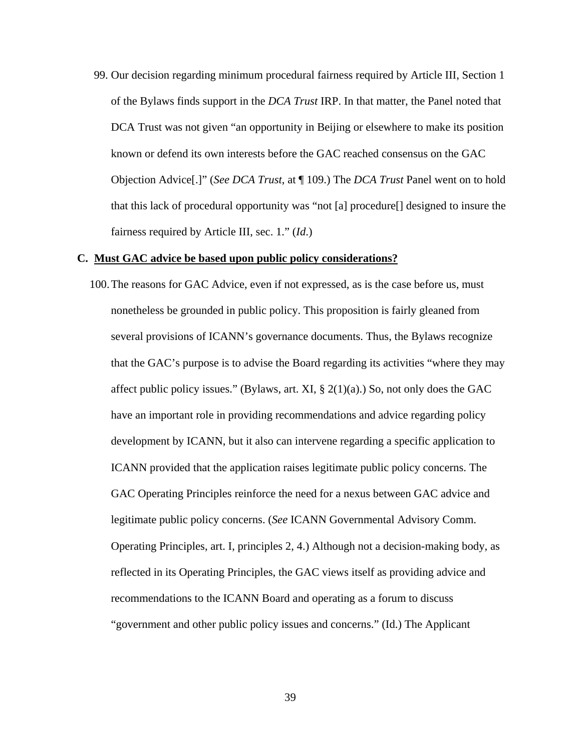99. Our decision regarding minimum procedural fairness required by Article III, Section 1 of the Bylaws finds support in the *DCA Trust* IRP. In that matter, the Panel noted that DCA Trust was not given "an opportunity in Beijing or elsewhere to make its position known or defend its own interests before the GAC reached consensus on the GAC Objection Advice[.]" (*See DCA Trust*, at ¶ 109.) The *DCA Trust* Panel went on to hold that this lack of procedural opportunity was "not [a] procedure[] designed to insure the fairness required by Article III, sec. 1." (*Id.*)

### C. <u>Must GAC advice be based upon public policy considerations?</u>

100. The reasons for GAC Advice, even if not expressed, as is the case before us, must nonetheless be grounded in public policy. This proposition is fairly gleaned from several provisions of ICANN's governance documents. Thus, the Bylaws recognize that the GAC's purpose is to advise the Board regarding its activities "where they may affect public policy issues." (Bylaws, art. XI, § 2(1)(a).) So, not only does the GAC have an important role in providing recommendations and advice regarding policy development by ICANN, but it also can intervene regarding a specific application to ICANN provided that the application raises legitimate public policy concerns. The GAC Operating Principles reinforce the need for a nexus between GAC advice and legitimate public policy concerns. (*See* ICANN Governmental Advisory Comm. Operating Principles, art. I, principles 2, 4.) Although not a decision-making body, as reflected in its Operating Principles, the GAC views itself as providing advice and recommendations to the ICANN Board and operating as a forum to discuss "government and other public policy issues and concerns." (Id.) The Applicant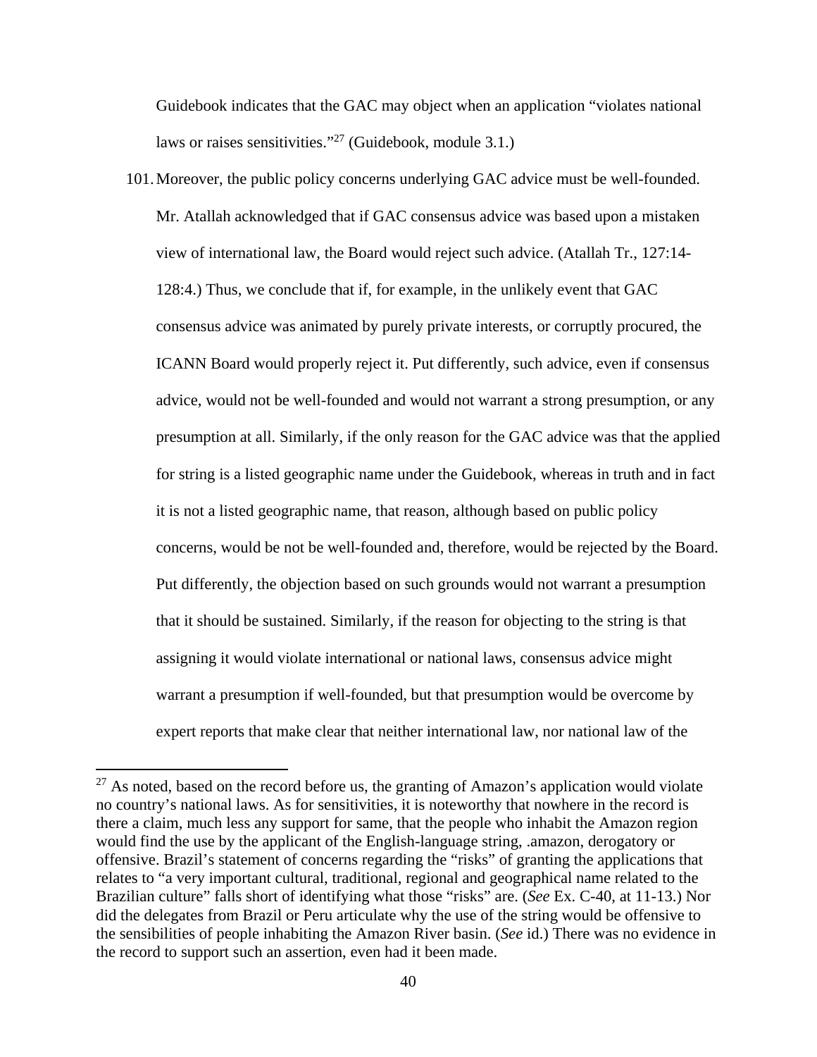Guidebook indicates that the GAC may object when an application "violates national laws or raises sensitivities."[27] (Guidebook, module 3.1.)

101. Moreover, the public policy concerns underlying GAC advice must be well-founded. Mr. Atallah acknowledged that if GAC consensus advice was based upon a mistaken view of international law, the Board would reject such advice. (Atallah Tr., 127:14-128:4.) Thus, we conclude that if, for example, in the unlikely event that GAC consensus advice was animated by purely private interests, or corruptly procured, the ICANN Board would properly reject it. Put differently, such advice, even if consensus advice, would not be well-founded and would not warrant a strong presumption, or any presumption at all. Similarly, if the only reason for the GAC advice was that the applied for string is a listed geographic name under the Guidebook, whereas in truth and in fact it is not a listed geographic name, that reason, although based on public policy concerns, would be not be well-founded and, therefore, would be rejected by the Board. Put differently, the objection based on such grounds would not warrant a presumption that it should be sustained. Similarly, if the reason for objecting to the string is that assigning it would violate international or national laws, consensus advice might warrant a presumption if well-founded, but that presumption would be overcome by expert reports that make clear that neither international law, nor national law of the

---

[27] As noted, based on the record before us, the granting of Amazon's application would violate no country's national laws. As for sensitivities, it is noteworthy that nowhere in the record is there a claim, much less any support for same, that the people who inhabit the Amazon region would find the use by the applicant of the English-language string, .amazon, derogatory or offensive. Brazil's statement of concerns regarding the "risks" of granting the applications that relates to "a very important cultural, traditional, regional and geographical name related to the Brazilian culture" falls short of identifying what those "risks" are. (*See* Ex. C-40, at 11-13.) Nor did the delegates from Brazil or Peru articulate why the use of the string would be offensive to the sensibilities of people inhabiting the Amazon River basin. (*See* id.) There was no evidence in the record to support such an assertion, even had it been made.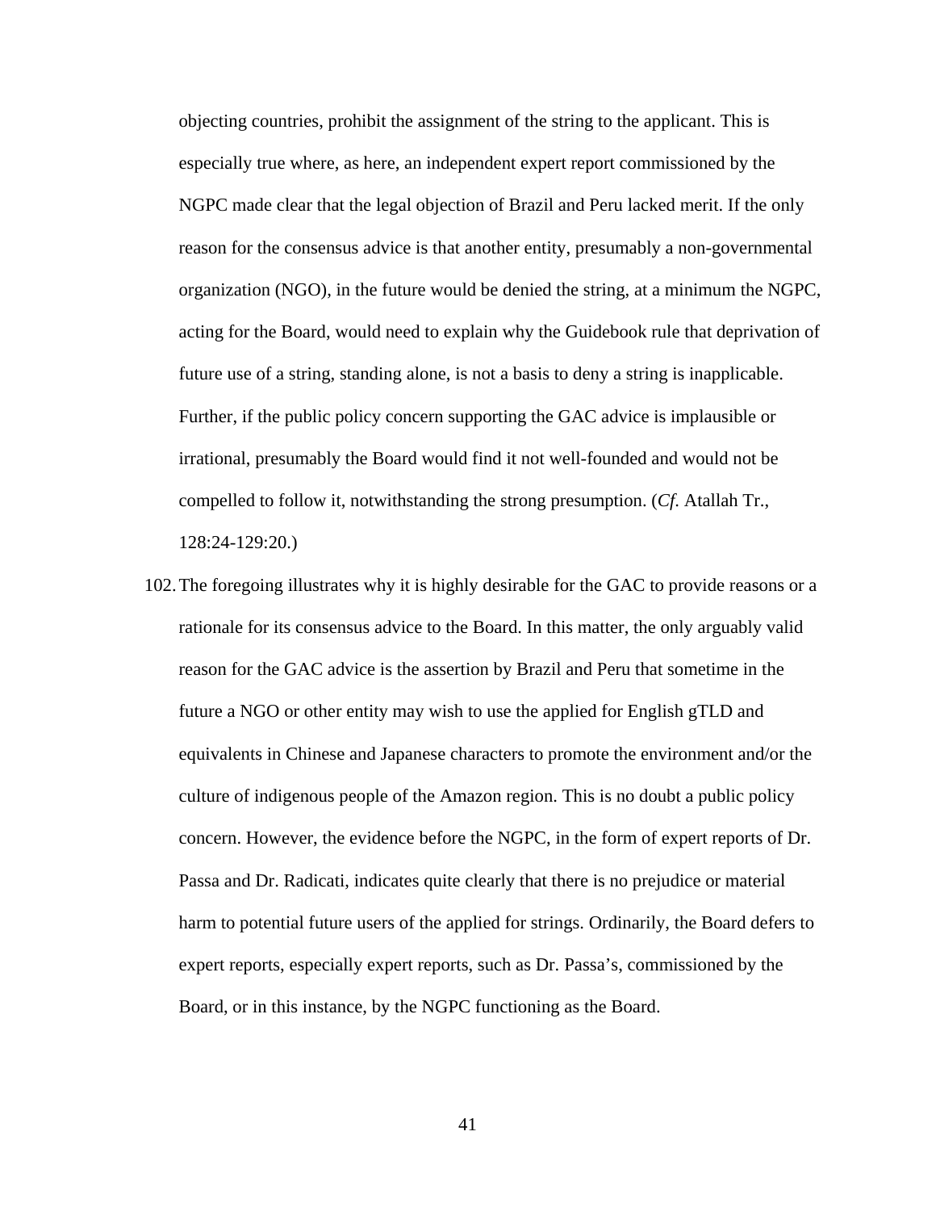objecting countries, prohibit the assignment of the string to the applicant. This is especially true where, as here, an independent expert report commissioned by the NGPC made clear that the legal objection of Brazil and Peru lacked merit. If the only reason for the consensus advice is that another entity, presumably a non-governmental organization (NGO), in the future would be denied the string, at a minimum the NGPC, acting for the Board, would need to explain why the Guidebook rule that deprivation of future use of a string, standing alone, is not a basis to deny a string is inapplicable. Further, if the public policy concern supporting the GAC advice is implausible or irrational, presumably the Board would find it not well-founded and would not be compelled to follow it, notwithstanding the strong presumption. (*Cf*. Atallah Tr., 128:24-129:20.)

102. The foregoing illustrates why it is highly desirable for the GAC to provide reasons or a rationale for its consensus advice to the Board. In this matter, the only arguably valid reason for the GAC advice is the assertion by Brazil and Peru that sometime in the future a NGO or other entity may wish to use the applied for English gTLD and equivalents in Chinese and Japanese characters to promote the environment and/or the culture of indigenous people of the Amazon region. This is no doubt a public policy concern. However, the evidence before the NGPC, in the form of expert reports of Dr. Passa and Dr. Radicati, indicates quite clearly that there is no prejudice or material harm to potential future users of the applied for strings. Ordinarily, the Board defers to expert reports, especially expert reports, such as Dr. Passa's, commissioned by the Board, or in this instance, by the NGPC functioning as the Board.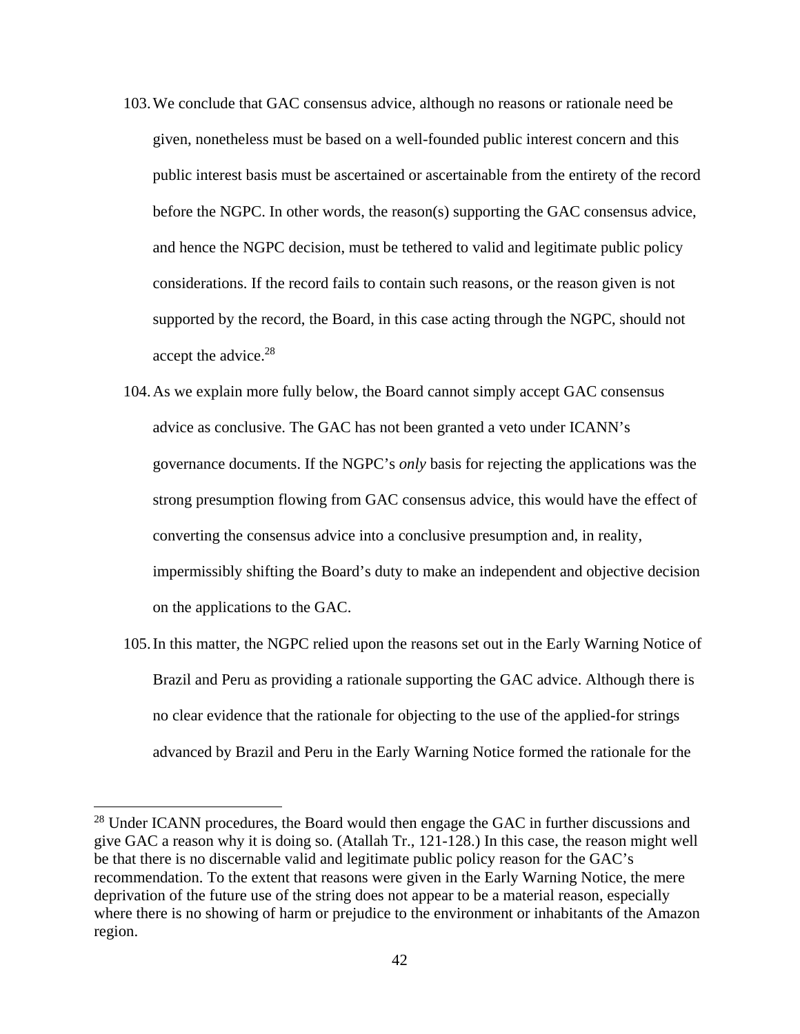103. We conclude that GAC consensus advice, although no reasons or rationale need be given, nonetheless must be based on a well-founded public interest concern and this public interest basis must be ascertained or ascertainable from the entirety of the record before the NGPC. In other words, the reason(s) supporting the GAC consensus advice, and hence the NGPC decision, must be tethered to valid and legitimate public policy considerations. If the record fails to contain such reasons, or the reason given is not supported by the record, the Board, in this case acting through the NGPC, should not accept the advice.[28]

104. As we explain more fully below, the Board cannot simply accept GAC consensus advice as conclusive. The GAC has not been granted a veto under ICANN's governance documents. If the NGPC's *only* basis for rejecting the applications was the strong presumption flowing from GAC consensus advice, this would have the effect of converting the consensus advice into a conclusive presumption and, in reality, impermissibly shifting the Board's duty to make an independent and objective decision on the applications to the GAC.

105. In this matter, the NGPC relied upon the reasons set out in the Early Warning Notice of Brazil and Peru as providing a rationale supporting the GAC advice. Although there is no clear evidence that the rationale for objecting to the use of the applied-for strings advanced by Brazil and Peru in the Early Warning Notice formed the rationale for the

---

[28] Under ICANN procedures, the Board would then engage the GAC in further discussions and give GAC a reason why it is doing so. (Atallah Tr., 121-128.) In this case, the reason might well be that there is no discernable valid and legitimate public policy reason for the GAC's recommendation. To the extent that reasons were given in the Early Warning Notice, the mere deprivation of the future use of the string does not appear to be a material reason, especially where there is no showing of harm or prejudice to the environment or inhabitants of the Amazon region.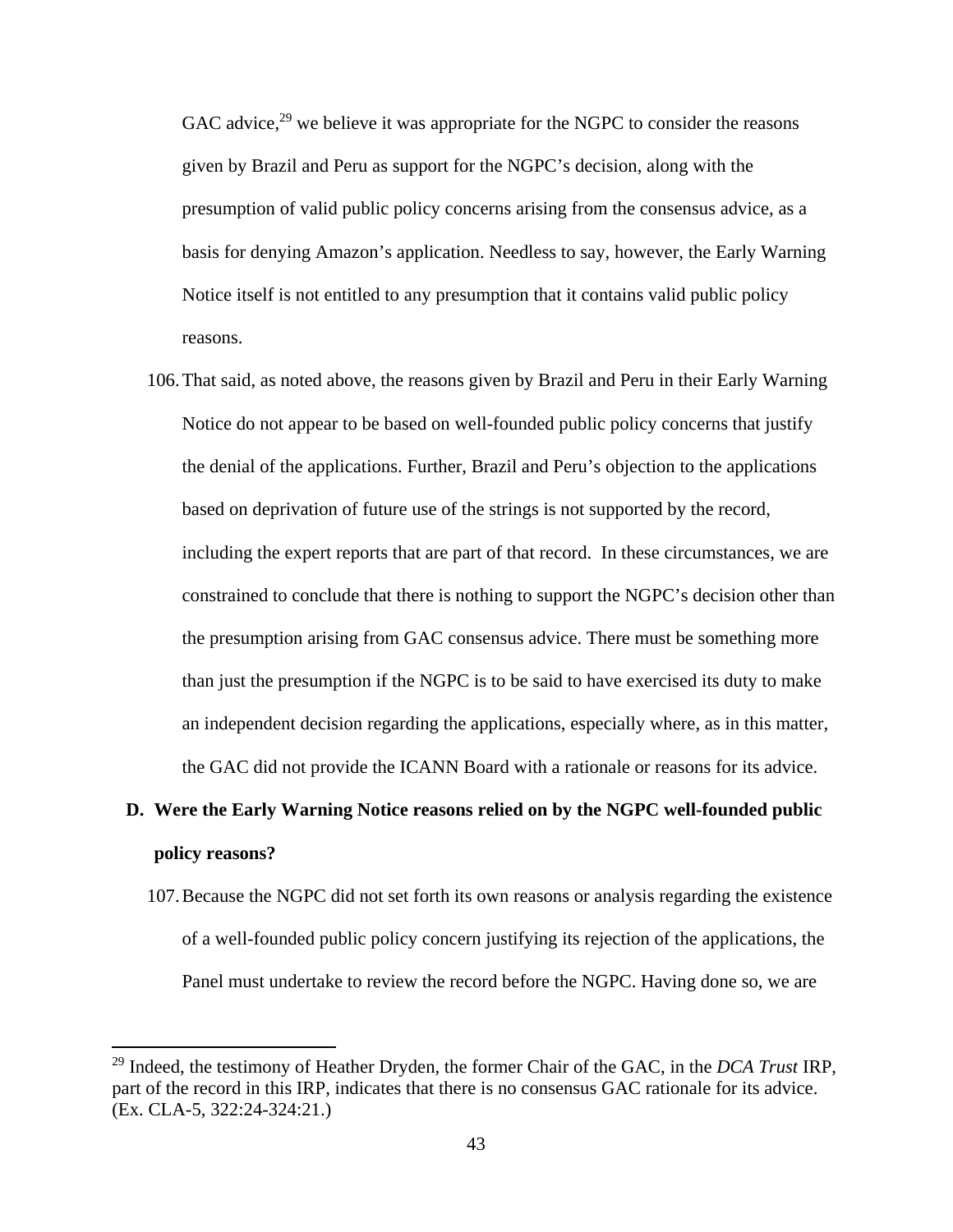GAC advice,[29] we believe it was appropriate for the NGPC to consider the reasons given by Brazil and Peru as support for the NGPC's decision, along with the presumption of valid public policy concerns arising from the consensus advice, as a basis for denying Amazon's application. Needless to say, however, the Early Warning Notice itself is not entitled to any presumption that it contains valid public policy reasons.

106. That said, as noted above, the reasons given by Brazil and Peru in their Early Warning Notice do not appear to be based on well-founded public policy concerns that justify the denial of the applications. Further, Brazil and Peru's objection to the applications based on deprivation of future use of the strings is not supported by the record, including the expert reports that are part of that record. In these circumstances, we are constrained to conclude that there is nothing to support the NGPC's decision other than the presumption arising from GAC consensus advice. There must be something more than just the presumption if the NGPC is to be said to have exercised its duty to make an independent decision regarding the applications, especially where, as in this matter, the GAC did not provide the ICANN Board with a rationale or reasons for its advice.

### D. Were the Early Warning Notice reasons relied on by the NGPC well-founded public policy reasons?

107. Because the NGPC did not set forth its own reasons or analysis regarding the existence of a well-founded public policy concern justifying its rejection of the applications, the Panel must undertake to review the record before the NGPC. Having done so, we are

---

[29] Indeed, the testimony of Heather Dryden, the former Chair of the GAC, in the *DCA Trust* IRP, part of the record in this IRP, indicates that there is no consensus GAC rationale for its advice. (Ex. CLA-5, 322:24-324:21.)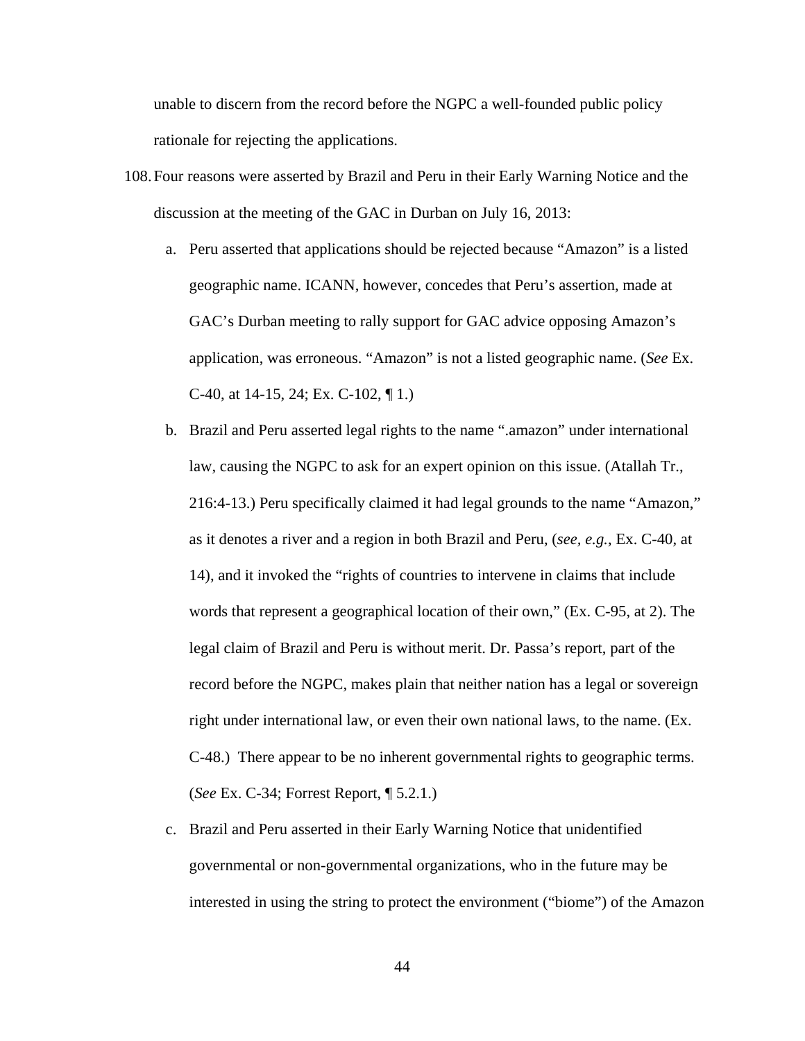unable to discern from the record before the NGPC a well-founded public policy rationale for rejecting the applications.

108. Four reasons were asserted by Brazil and Peru in their Early Warning Notice and the discussion at the meeting of the GAC in Durban on July 16, 2013:

    a. Peru asserted that applications should be rejected because “Amazon” is a listed geographic name. ICANN, however, concedes that Peru’s assertion, made at GAC’s Durban meeting to rally support for GAC advice opposing Amazon’s application, was erroneous. “Amazon” is not a listed geographic name. (*See* Ex. C-40, at 14-15, 24; Ex. C-102, ¶ 1.)

    b. Brazil and Peru asserted legal rights to the name “.amazon” under international law, causing the NGPC to ask for an expert opinion on this issue. (Atallah Tr., 216:4-13.) Peru specifically claimed it had legal grounds to the name “Amazon,” as it denotes a river and a region in both Brazil and Peru, (*see, e.g.*, Ex. C-40, at 14), and it invoked the “rights of countries to intervene in claims that include words that represent a geographical location of their own,” (Ex. C-95, at 2). The legal claim of Brazil and Peru is without merit. Dr. Passa’s report, part of the record before the NGPC, makes plain that neither nation has a legal or sovereign right under international law, or even their own national laws, to the name. (Ex. C-48.) There appear to be no inherent governmental rights to geographic terms. (*See* Ex. C-34; Forrest Report, ¶ 5.2.1.)

    c. Brazil and Peru asserted in their Early Warning Notice that unidentified governmental or non-governmental organizations, who in the future may be interested in using the string to protect the environment (“biome”) of the Amazon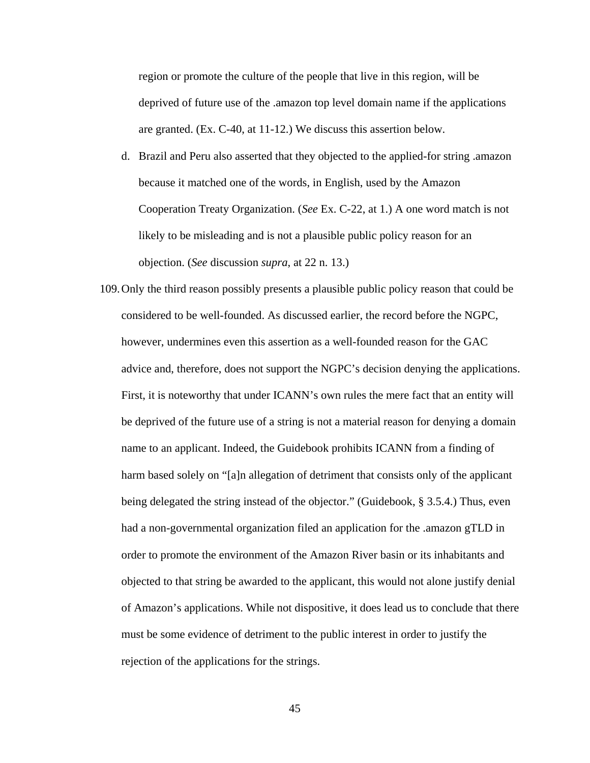region or promote the culture of the people that live in this region, will be deprived of future use of the .amazon top level domain name if the applications are granted. (Ex. C-40, at 11-12.) We discuss this assertion below.

d. Brazil and Peru also asserted that they objected to the applied-for string .amazon because it matched one of the words, in English, used by the Amazon Cooperation Treaty Organization. (*See* Ex. C-22, at 1.) A one word match is not likely to be misleading and is not a plausible public policy reason for an objection. (*See* discussion *supra*, at 22 n. 13.)

109. Only the third reason possibly presents a plausible public policy reason that could be considered to be well-founded. As discussed earlier, the record before the NGPC, however, undermines even this assertion as a well-founded reason for the GAC advice and, therefore, does not support the NGPC's decision denying the applications. First, it is noteworthy that under ICANN's own rules the mere fact that an entity will be deprived of the future use of a string is not a material reason for denying a domain name to an applicant. Indeed, the Guidebook prohibits ICANN from a finding of harm based solely on "[a]n allegation of detriment that consists only of the applicant being delegated the string instead of the objector." (Guidebook, § 3.5.4.) Thus, even had a non-governmental organization filed an application for the .amazon gTLD in order to promote the environment of the Amazon River basin or its inhabitants and objected to that string be awarded to the applicant, this would not alone justify denial of Amazon's applications. While not dispositive, it does lead us to conclude that there must be some evidence of detriment to the public interest in order to justify the rejection of the applications for the strings.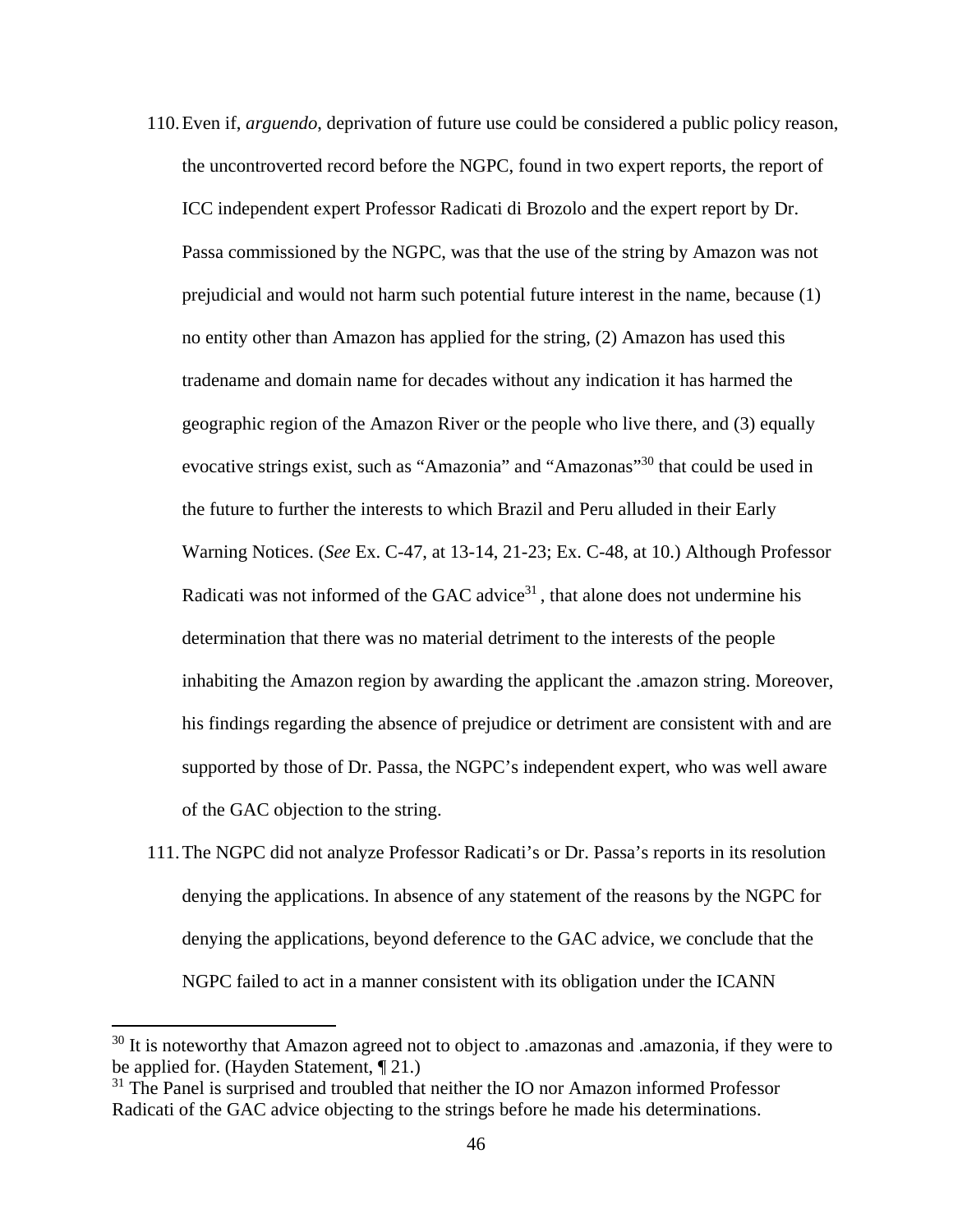110. Even if, *arguendo*, deprivation of future use could be considered a public policy reason, the uncontroverted record before the NGPC, found in two expert reports, the report of ICC independent expert Professor Radicati di Brozolo and the expert report by Dr. Passa commissioned by the NGPC, was that the use of the string by Amazon was not prejudicial and would not harm such potential future interest in the name, because (1) no entity other than Amazon has applied for the string, (2) Amazon has used this tradename and domain name for decades without any indication it has harmed the geographic region of the Amazon River or the people who live there, and (3) equally evocative strings exist, such as "Amazonia" and "Amazonas"[30] that could be used in the future to further the interests to which Brazil and Peru alluded in their Early Warning Notices. (*See* Ex. C-47, at 13-14, 21-23; Ex. C-48, at 10.) Although Professor Radicati was not informed of the GAC advice[31] , that alone does not undermine his determination that there was no material detriment to the interests of the people inhabiting the Amazon region by awarding the applicant the .amazon string. Moreover, his findings regarding the absence of prejudice or detriment are consistent with and are supported by those of Dr. Passa, the NGPC's independent expert, who was well aware of the GAC objection to the string.

111. The NGPC did not analyze Professor Radicati's or Dr. Passa's reports in its resolution denying the applications. In absence of any statement of the reasons by the NGPC for denying the applications, beyond deference to the GAC advice, we conclude that the NGPC failed to act in a manner consistent with its obligation under the ICANN

---

[30] It is noteworthy that Amazon agreed not to object to .amazonas and .amazonia, if they were to be applied for. (Hayden Statement, ¶ 21.)

[31] The Panel is surprised and troubled that neither the IO nor Amazon informed Professor Radicati of the GAC advice objecting to the strings before he made his determinations.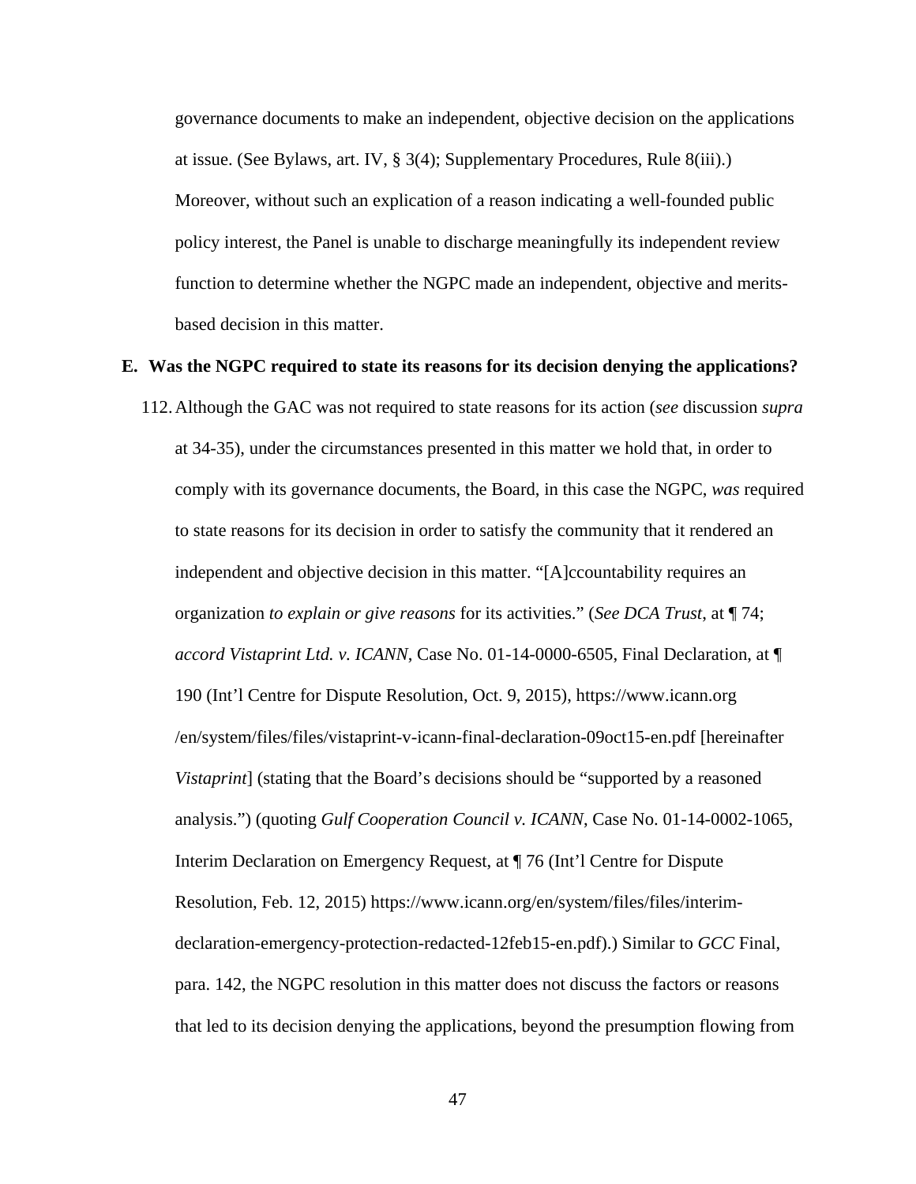governance documents to make an independent, objective decision on the applications at issue. (See Bylaws, art. IV, § 3(4); Supplementary Procedures, Rule 8(iii).) Moreover, without such an explication of a reason indicating a well-founded public policy interest, the Panel is unable to discharge meaningfully its independent review function to determine whether the NGPC made an independent, objective and merits-based decision in this matter.

**E. Was the NGPC required to state its reasons for its decision denying the applications?**

112. Although the GAC was not required to state reasons for its action (*see* discussion *supra* at 34-35), under the circumstances presented in this matter we hold that, in order to comply with its governance documents, the Board, in this case the NGPC, *was* required to state reasons for its decision in order to satisfy the community that it rendered an independent and objective decision in this matter. "[A]ccountability requires an organization *to explain or give reasons* for its activities." (*See DCA Trust*, at ¶ 74; *accord Vistaprint Ltd. v. ICANN*, Case No. 01-14-0000-6505, Final Declaration, at ¶ 190 (Int'l Centre for Dispute Resolution, Oct. 9, 2015), https://www.icann.org /en/system/files/files/vistaprint-v-icann-final-declaration-09oct15-en.pdf [hereinafter *Vistaprint*] (stating that the Board's decisions should be "supported by a reasoned analysis.") (quoting *Gulf Cooperation Council v. ICANN*, Case No. 01-14-0002-1065, Interim Declaration on Emergency Request, at ¶ 76 (Int'l Centre for Dispute Resolution, Feb. 12, 2015) https://www.icann.org/en/system/files/files/interim-declaration-emergency-protection-redacted-12feb15-en.pdf).) Similar to *GCC* Final, para. 142, the NGPC resolution in this matter does not discuss the factors or reasons that led to its decision denying the applications, beyond the presumption flowing from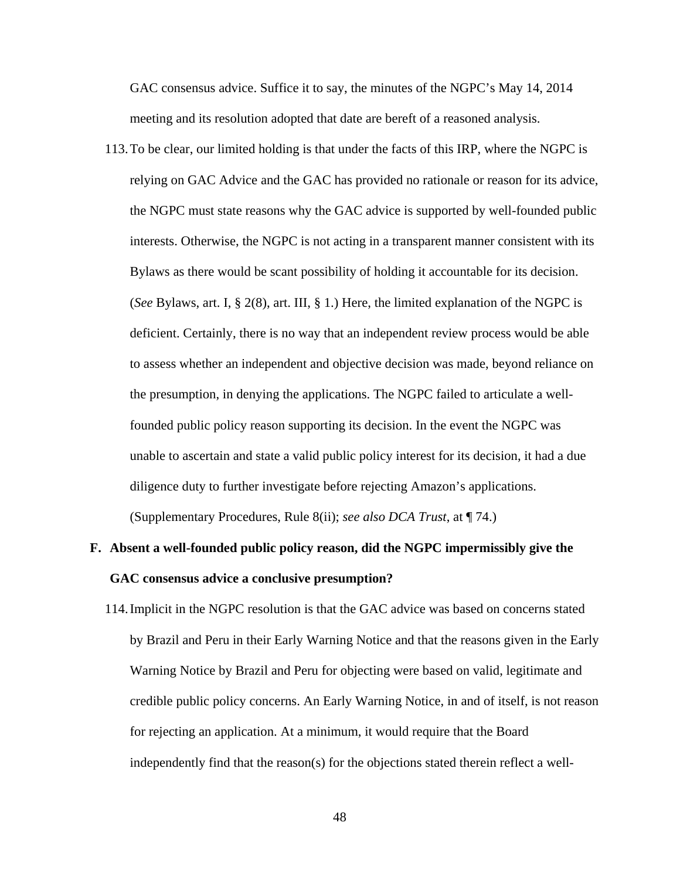GAC consensus advice. Suffice it to say, the minutes of the NGPC's May 14, 2014 meeting and its resolution adopted that date are bereft of a reasoned analysis.

113. To be clear, our limited holding is that under the facts of this IRP, where the NGPC is relying on GAC Advice and the GAC has provided no rationale or reason for its advice, the NGPC must state reasons why the GAC advice is supported by well-founded public interests. Otherwise, the NGPC is not acting in a transparent manner consistent with its Bylaws as there would be scant possibility of holding it accountable for its decision. (*See* Bylaws, art. I, § 2(8), art. III, § 1.) Here, the limited explanation of the NGPC is deficient. Certainly, there is no way that an independent review process would be able to assess whether an independent and objective decision was made, beyond reliance on the presumption, in denying the applications. The NGPC failed to articulate a well-founded public policy reason supporting its decision. In the event the NGPC was unable to ascertain and state a valid public policy interest for its decision, it had a due diligence duty to further investigate before rejecting Amazon's applications. (Supplementary Procedures, Rule 8(ii); *see also DCA Trust*, at ¶ 74.)

### F. Absent a well-founded public policy reason, did the NGPC impermissibly give the GAC consensus advice a conclusive presumption?

114. Implicit in the NGPC resolution is that the GAC advice was based on concerns stated by Brazil and Peru in their Early Warning Notice and that the reasons given in the Early Warning Notice by Brazil and Peru for objecting were based on valid, legitimate and credible public policy concerns. An Early Warning Notice, in and of itself, is not reason for rejecting an application. At a minimum, it would require that the Board independently find that the reason(s) for the objections stated therein reflect a well-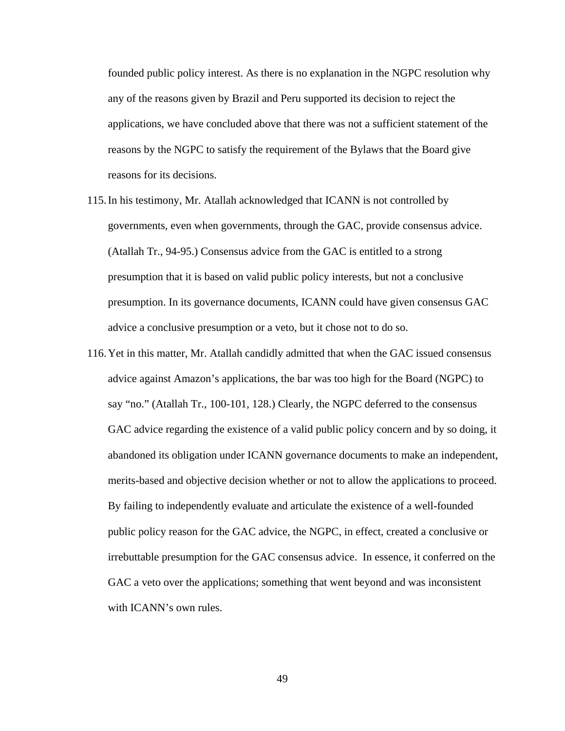founded public policy interest. As there is no explanation in the NGPC resolution why any of the reasons given by Brazil and Peru supported its decision to reject the applications, we have concluded above that there was not a sufficient statement of the reasons by the NGPC to satisfy the requirement of the Bylaws that the Board give reasons for its decisions.

115. In his testimony, Mr. Atallah acknowledged that ICANN is not controlled by governments, even when governments, through the GAC, provide consensus advice. (Atallah Tr., 94-95.) Consensus advice from the GAC is entitled to a strong presumption that it is based on valid public policy interests, but not a conclusive presumption. In its governance documents, ICANN could have given consensus GAC advice a conclusive presumption or a veto, but it chose not to do so.

116. Yet in this matter, Mr. Atallah candidly admitted that when the GAC issued consensus advice against Amazon's applications, the bar was too high for the Board (NGPC) to say "no." (Atallah Tr., 100-101, 128.) Clearly, the NGPC deferred to the consensus GAC advice regarding the existence of a valid public policy concern and by so doing, it abandoned its obligation under ICANN governance documents to make an independent, merits-based and objective decision whether or not to allow the applications to proceed. By failing to independently evaluate and articulate the existence of a well-founded public policy reason for the GAC advice, the NGPC, in effect, created a conclusive or irrebuttable presumption for the GAC consensus advice. In essence, it conferred on the GAC a veto over the applications; something that went beyond and was inconsistent with ICANN's own rules.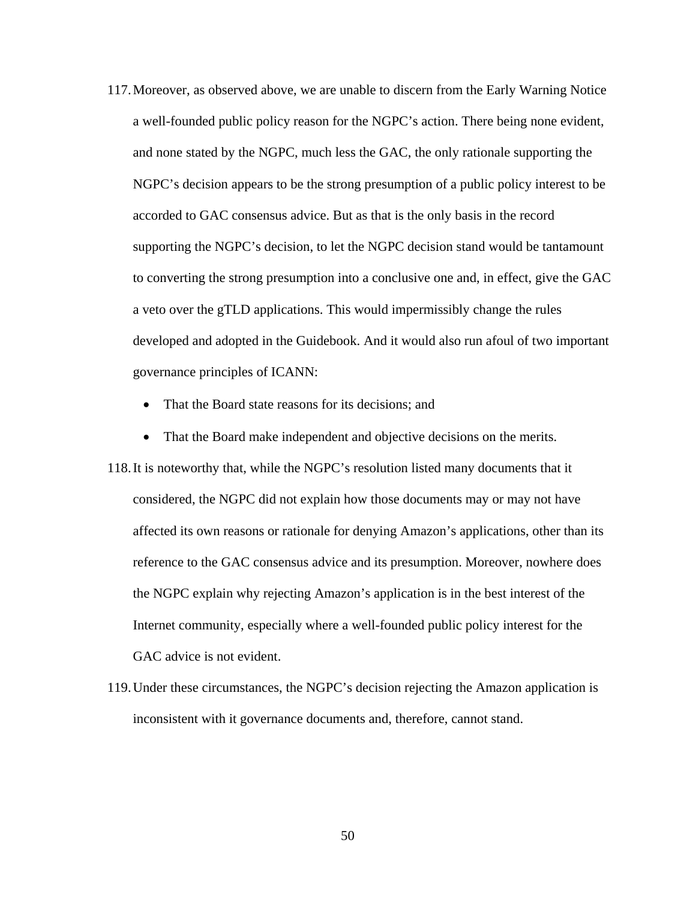117. Moreover, as observed above, we are unable to discern from the Early Warning Notice a well-founded public policy reason for the NGPC's action. There being none evident, and none stated by the NGPC, much less the GAC, the only rationale supporting the NGPC's decision appears to be the strong presumption of a public policy interest to be accorded to GAC consensus advice. But as that is the only basis in the record supporting the NGPC's decision, to let the NGPC decision stand would be tantamount to converting the strong presumption into a conclusive one and, in effect, give the GAC a veto over the gTLD applications. This would impermissibly change the rules developed and adopted in the Guidebook. And it would also run afoul of two important governance principles of ICANN:

    - That the Board state reasons for its decisions; and
    - That the Board make independent and objective decisions on the merits.

118. It is noteworthy that, while the NGPC's resolution listed many documents that it considered, the NGPC did not explain how those documents may or may not have affected its own reasons or rationale for denying Amazon's applications, other than its reference to the GAC consensus advice and its presumption. Moreover, nowhere does the NGPC explain why rejecting Amazon's application is in the best interest of the Internet community, especially where a well-founded public policy interest for the GAC advice is not evident.

119. Under these circumstances, the NGPC's decision rejecting the Amazon application is inconsistent with it governance documents and, therefore, cannot stand.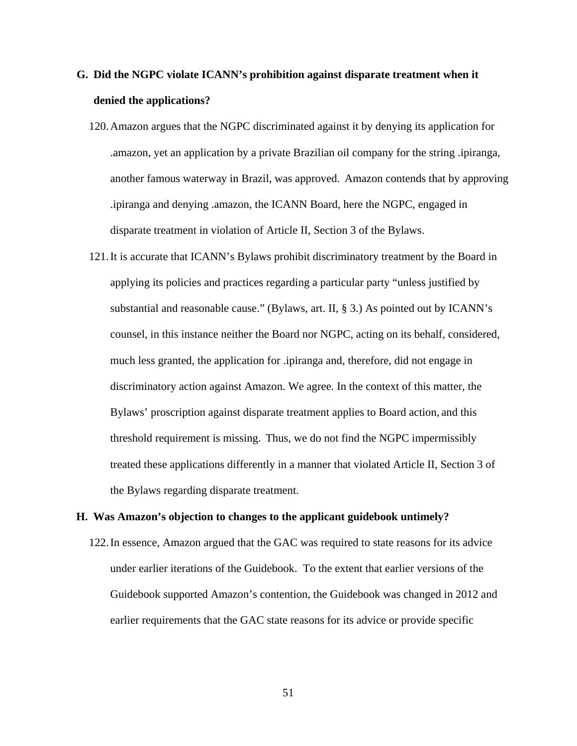## G. Did the NGPC violate ICANN's prohibition against disparate treatment when it denied the applications?

120. Amazon argues that the NGPC discriminated against it by denying its application for .amazon, yet an application by a private Brazilian oil company for the string .ipiranga, another famous waterway in Brazil, was approved. Amazon contends that by approving .ipiranga and denying .amazon, the ICANN Board, here the NGPC, engaged in disparate treatment in violation of Article II, Section 3 of the Bylaws.

121. It is accurate that ICANN's Bylaws prohibit discriminatory treatment by the Board in applying its policies and practices regarding a particular party "unless justified by substantial and reasonable cause." (Bylaws, art. II, § 3.) As pointed out by ICANN's counsel, in this instance neither the Board nor NGPC, acting on its behalf, considered, much less granted, the application for .ipiranga and, therefore, did not engage in discriminatory action against Amazon. We agree. In the context of this matter, the Bylaws' proscription against disparate treatment applies to Board action, and this threshold requirement is missing. Thus, we do not find the NGPC impermissibly treated these applications differently in a manner that violated Article II, Section 3 of the Bylaws regarding disparate treatment.

## H. Was Amazon's objection to changes to the applicant guidebook untimely?

122. In essence, Amazon argued that the GAC was required to state reasons for its advice under earlier iterations of the Guidebook. To the extent that earlier versions of the Guidebook supported Amazon's contention, the Guidebook was changed in 2012 and earlier requirements that the GAC state reasons for its advice or provide specific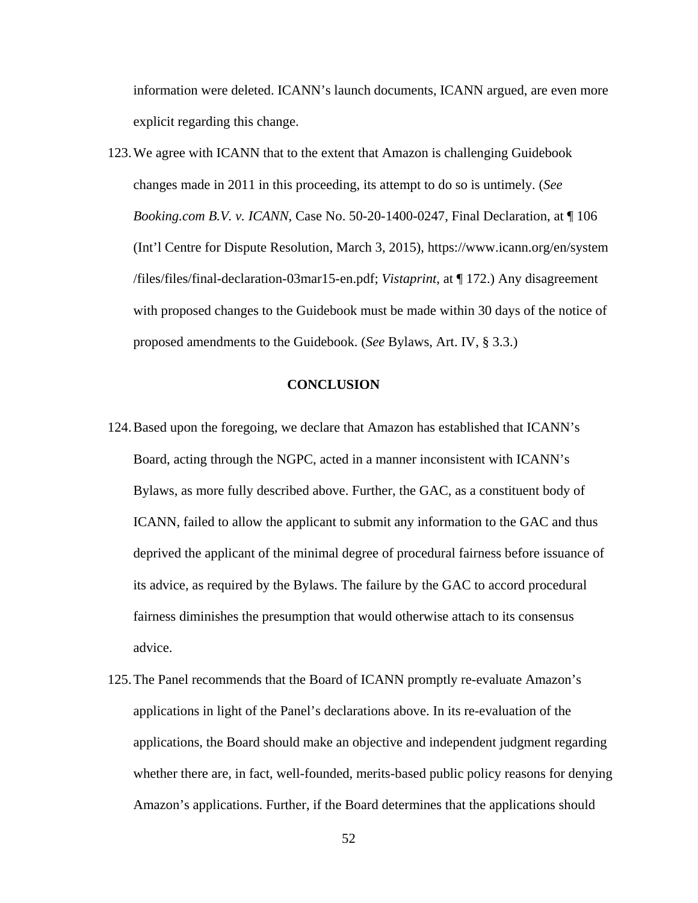information were deleted. ICANN's launch documents, ICANN argued, are even more explicit regarding this change.

123. We agree with ICANN that to the extent that Amazon is challenging Guidebook changes made in 2011 in this proceeding, its attempt to do so is untimely. (*See Booking.com B.V. v. ICANN*, Case No. 50-20-1400-0247, Final Declaration, at ¶ 106 (Int'l Centre for Dispute Resolution, March 3, 2015), https://www.icann.org/en/system/files/files/final-declaration-03mar15-en.pdf; *Vistaprint*, at ¶ 172.) Any disagreement with proposed changes to the Guidebook must be made within 30 days of the notice of proposed amendments to the Guidebook. (*See* Bylaws, Art. IV, § 3.3.)

## CONCLUSION

124. Based upon the foregoing, we declare that Amazon has established that ICANN's Board, acting through the NGPC, acted in a manner inconsistent with ICANN's Bylaws, as more fully described above. Further, the GAC, as a constituent body of ICANN, failed to allow the applicant to submit any information to the GAC and thus deprived the applicant of the minimal degree of procedural fairness before issuance of its advice, as required by the Bylaws. The failure by the GAC to accord procedural fairness diminishes the presumption that would otherwise attach to its consensus advice.

125. The Panel recommends that the Board of ICANN promptly re-evaluate Amazon's applications in light of the Panel's declarations above. In its re-evaluation of the applications, the Board should make an objective and independent judgment regarding whether there are, in fact, well-founded, merits-based public policy reasons for denying Amazon's applications. Further, if the Board determines that the applications should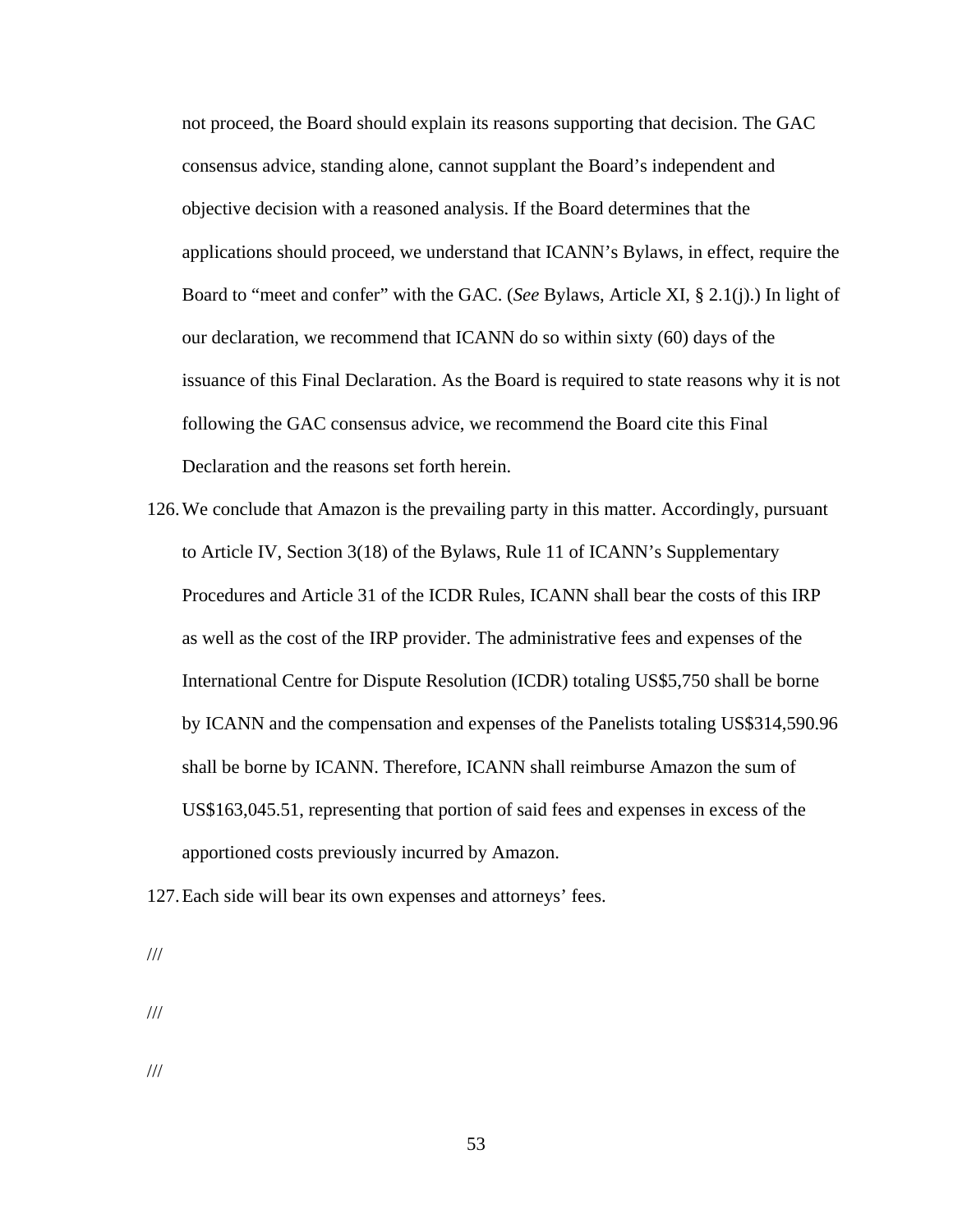not proceed, the Board should explain its reasons supporting that decision. The GAC consensus advice, standing alone, cannot supplant the Board's independent and objective decision with a reasoned analysis. If the Board determines that the applications should proceed, we understand that ICANN's Bylaws, in effect, require the Board to "meet and confer" with the GAC. (*See* Bylaws, Article XI, § 2.1(j).) In light of our declaration, we recommend that ICANN do so within sixty (60) days of the issuance of this Final Declaration. As the Board is required to state reasons why it is not following the GAC consensus advice, we recommend the Board cite this Final Declaration and the reasons set forth herein.

126. We conclude that Amazon is the prevailing party in this matter. Accordingly, pursuant to Article IV, Section 3(18) of the Bylaws, Rule 11 of ICANN's Supplementary Procedures and Article 31 of the ICDR Rules, ICANN shall bear the costs of this IRP as well as the cost of the IRP provider. The administrative fees and expenses of the International Centre for Dispute Resolution (ICDR) totaling US$5,750 shall be borne by ICANN and the compensation and expenses of the Panelists totaling US$314,590.96 shall be borne by ICANN. Therefore, ICANN shall reimburse Amazon the sum of US$163,045.51, representing that portion of said fees and expenses in excess of the apportioned costs previously incurred by Amazon.

127. Each side will bear its own expenses and attorneys' fees.

///

///

///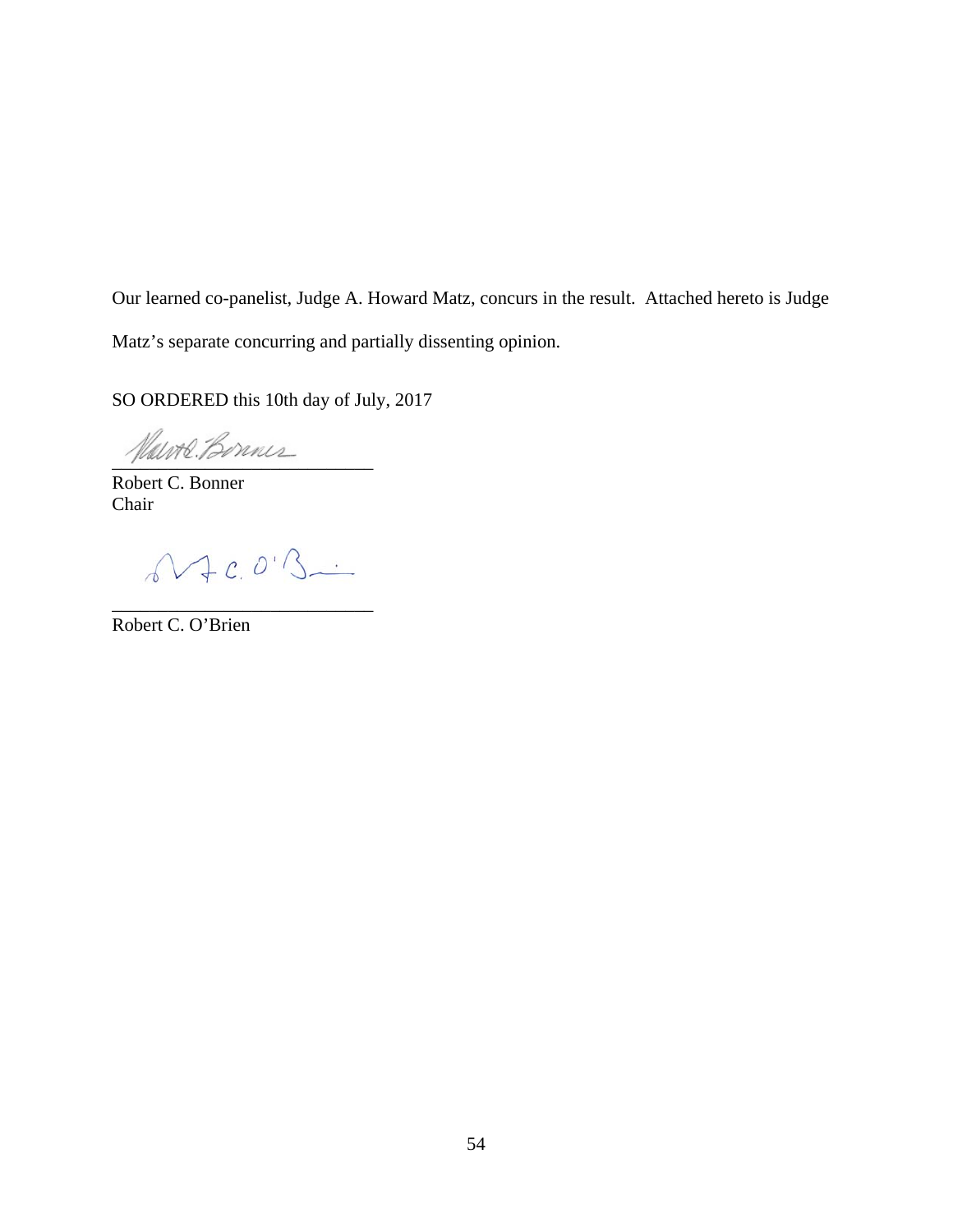Our learned co-panelist, Judge A. Howard Matz, concurs in the result. Attached hereto is Judge Matz's separate concurring and partially dissenting opinion.

SO ORDERED this 10th day of July, 2017

\_\_\_\_\_\_\_\_\_\_\_\_\_\_\_\_\_\_\_\_\_\_\_\_\_\_\_\_

Robert C. Bonner
Chair

\_\_\_\_\_\_\_\_\_\_\_\_\_\_\_\_\_\_\_\_\_\_\_\_\_\_\_\_

Robert C. O'Brien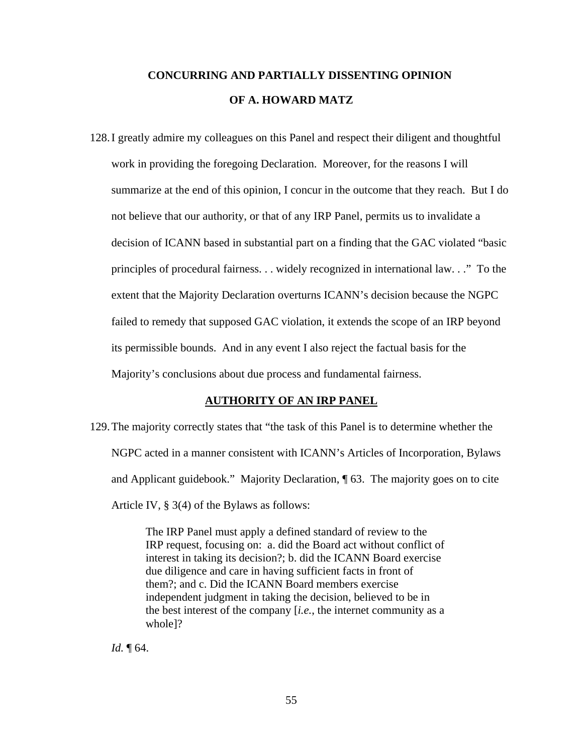**CONCURRING AND PARTIALLY DISSENTING OPINION**

**OF A. HOWARD MATZ**

128. I greatly admire my colleagues on this Panel and respect their diligent and thoughtful work in providing the foregoing Declaration. Moreover, for the reasons I will summarize at the end of this opinion, I concur in the outcome that they reach. But I do not believe that our authority, or that of any IRP Panel, permits us to invalidate a decision of ICANN based in substantial part on a finding that the GAC violated "basic principles of procedural fairness. . . widely recognized in international law. . ." To the extent that the Majority Declaration overturns ICANN's decision because the NGPC failed to remedy that supposed GAC violation, it extends the scope of an IRP beyond its permissible bounds. And in any event I also reject the factual basis for the Majority's conclusions about due process and fundamental fairness.

**AUTHORITY OF AN IRP PANEL**

129. The majority correctly states that "the task of this Panel is to determine whether the NGPC acted in a manner consistent with ICANN's Articles of Incorporation, Bylaws and Applicant guidebook." Majority Declaration, ¶ 63. The majority goes on to cite Article IV, § 3(4) of the Bylaws as follows:

> The IRP Panel must apply a defined standard of review to the IRP request, focusing on: a. did the Board act without conflict of interest in taking its decision?; b. did the ICANN Board exercise due diligence and care in having sufficient facts in front of them?; and c. Did the ICANN Board members exercise independent judgment in taking the decision, believed to be in the best interest of the company [*i.e.*, the internet community as a whole]?

*Id.* ¶ 64.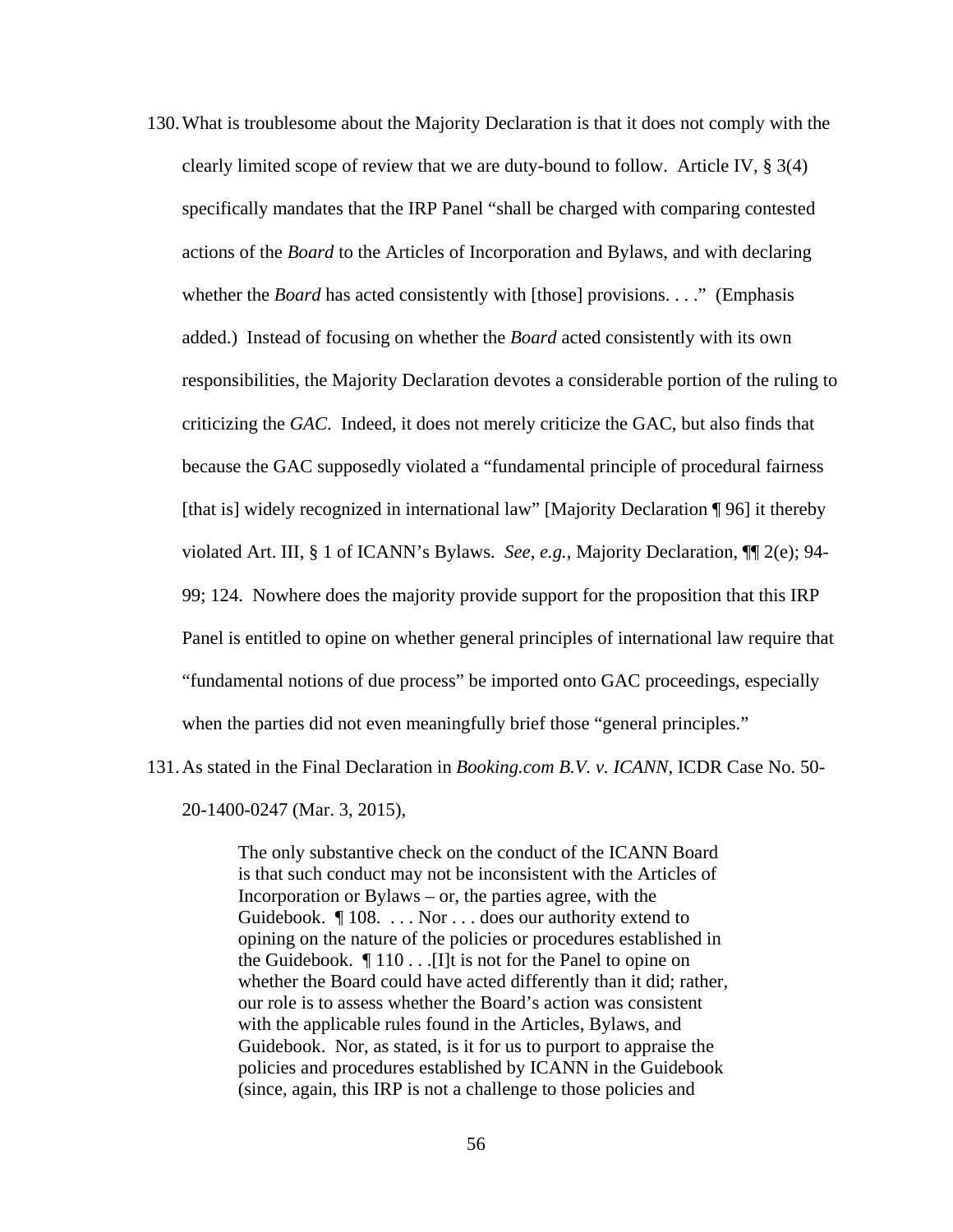130. What is troublesome about the Majority Declaration is that it does not comply with the clearly limited scope of review that we are duty-bound to follow. Article IV, § 3(4) specifically mandates that the IRP Panel "shall be charged with comparing contested actions of the *Board* to the Articles of Incorporation and Bylaws, and with declaring whether the *Board* has acted consistently with [those] provisions. . . ." (Emphasis added.) Instead of focusing on whether the *Board* acted consistently with its own responsibilities, the Majority Declaration devotes a considerable portion of the ruling to criticizing the *GAC*. Indeed, it does not merely criticize the GAC, but also finds that because the GAC supposedly violated a "fundamental principle of procedural fairness [that is] widely recognized in international law" [Majority Declaration ¶ 96] it thereby violated Art. III, § 1 of ICANN's Bylaws. *See*, *e.g.*, Majority Declaration, ¶¶ 2(e); 94-99; 124. Nowhere does the majority provide support for the proposition that this IRP Panel is entitled to opine on whether general principles of international law require that "fundamental notions of due process" be imported onto GAC proceedings, especially when the parties did not even meaningfully brief those "general principles."

131. As stated in the Final Declaration in *Booking.com B.V. v. ICANN*, ICDR Case No. 50-20-1400-0247 (Mar. 3, 2015),

> The only substantive check on the conduct of the ICANN Board is that such conduct may not be inconsistent with the Articles of Incorporation or Bylaws – or, the parties agree, with the Guidebook. ¶ 108. . . . Nor . . . does our authority extend to opining on the nature of the policies or procedures established in the Guidebook. ¶ 110 . . .[I]t is not for the Panel to opine on whether the Board could have acted differently than it did; rather, our role is to assess whether the Board's action was consistent with the applicable rules found in the Articles, Bylaws, and Guidebook. Nor, as stated, is it for us to purport to appraise the policies and procedures established by ICANN in the Guidebook (since, again, this IRP is not a challenge to those policies and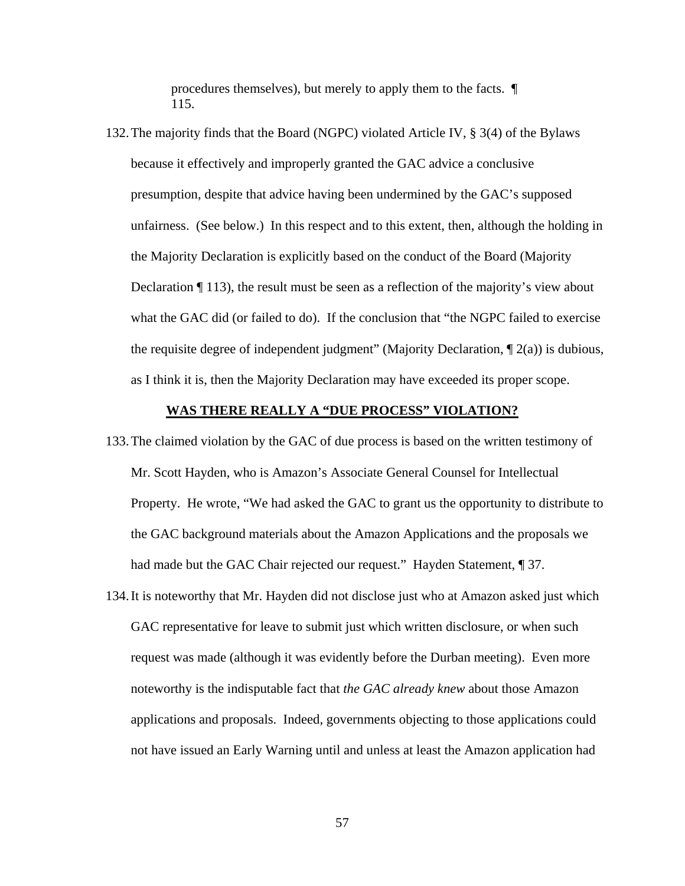procedures themselves), but merely to apply them to the facts. ¶ 115.

132. The majority finds that the Board (NGPC) violated Article IV, § 3(4) of the Bylaws because it effectively and improperly granted the GAC advice a conclusive presumption, despite that advice having been undermined by the GAC's supposed unfairness. (See below.) In this respect and to this extent, then, although the holding in the Majority Declaration is explicitly based on the conduct of the Board (Majority Declaration ¶ 113), the result must be seen as a reflection of the majority's view about what the GAC did (or failed to do). If the conclusion that "the NGPC failed to exercise the requisite degree of independent judgment" (Majority Declaration, ¶ 2(a)) is dubious, as I think it is, then the Majority Declaration may have exceeded its proper scope.

## **WAS THERE REALLY A "DUE PROCESS" VIOLATION?**

133. The claimed violation by the GAC of due process is based on the written testimony of Mr. Scott Hayden, who is Amazon's Associate General Counsel for Intellectual Property. He wrote, "We had asked the GAC to grant us the opportunity to distribute to the GAC background materials about the Amazon Applications and the proposals we had made but the GAC Chair rejected our request." Hayden Statement, ¶ 37.

134. It is noteworthy that Mr. Hayden did not disclose just who at Amazon asked just which GAC representative for leave to submit just which written disclosure, or when such request was made (although it was evidently before the Durban meeting). Even more noteworthy is the indisputable fact that *the GAC already knew* about those Amazon applications and proposals. Indeed, governments objecting to those applications could not have issued an Early Warning until and unless at least the Amazon application had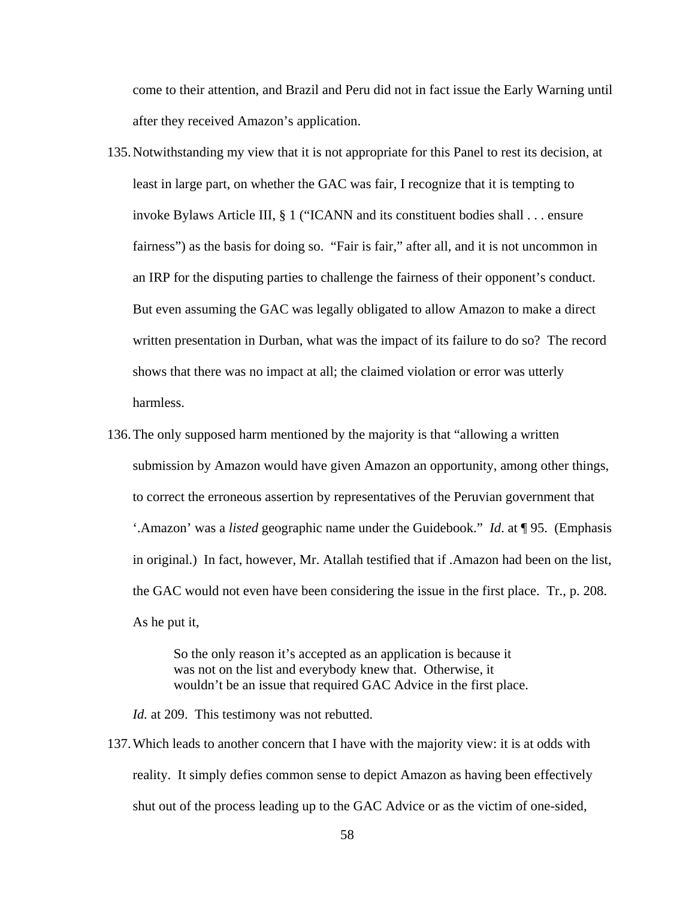come to their attention, and Brazil and Peru did not in fact issue the Early Warning until after they received Amazon's application.

135. Notwithstanding my view that it is not appropriate for this Panel to rest its decision, at least in large part, on whether the GAC was fair, I recognize that it is tempting to invoke Bylaws Article III, § 1 ("ICANN and its constituent bodies shall . . . ensure fairness") as the basis for doing so. "Fair is fair," after all, and it is not uncommon in an IRP for the disputing parties to challenge the fairness of their opponent's conduct. But even assuming the GAC was legally obligated to allow Amazon to make a direct written presentation in Durban, what was the impact of its failure to do so? The record shows that there was no impact at all; the claimed violation or error was utterly harmless.

136. The only supposed harm mentioned by the majority is that "allowing a written submission by Amazon would have given Amazon an opportunity, among other things, to correct the erroneous assertion by representatives of the Peruvian government that '.Amazon' was a *listed* geographic name under the Guidebook." *Id*. at ¶ 95. (Emphasis in original.) In fact, however, Mr. Atallah testified that if .Amazon had been on the list, the GAC would not even have been considering the issue in the first place. Tr., p. 208. As he put it,

> So the only reason it's accepted as an application is because it was not on the list and everybody knew that. Otherwise, it wouldn't be an issue that required GAC Advice in the first place.

*Id.* at 209. This testimony was not rebutted.

137. Which leads to another concern that I have with the majority view: it is at odds with reality. It simply defies common sense to depict Amazon as having been effectively shut out of the process leading up to the GAC Advice or as the victim of one-sided,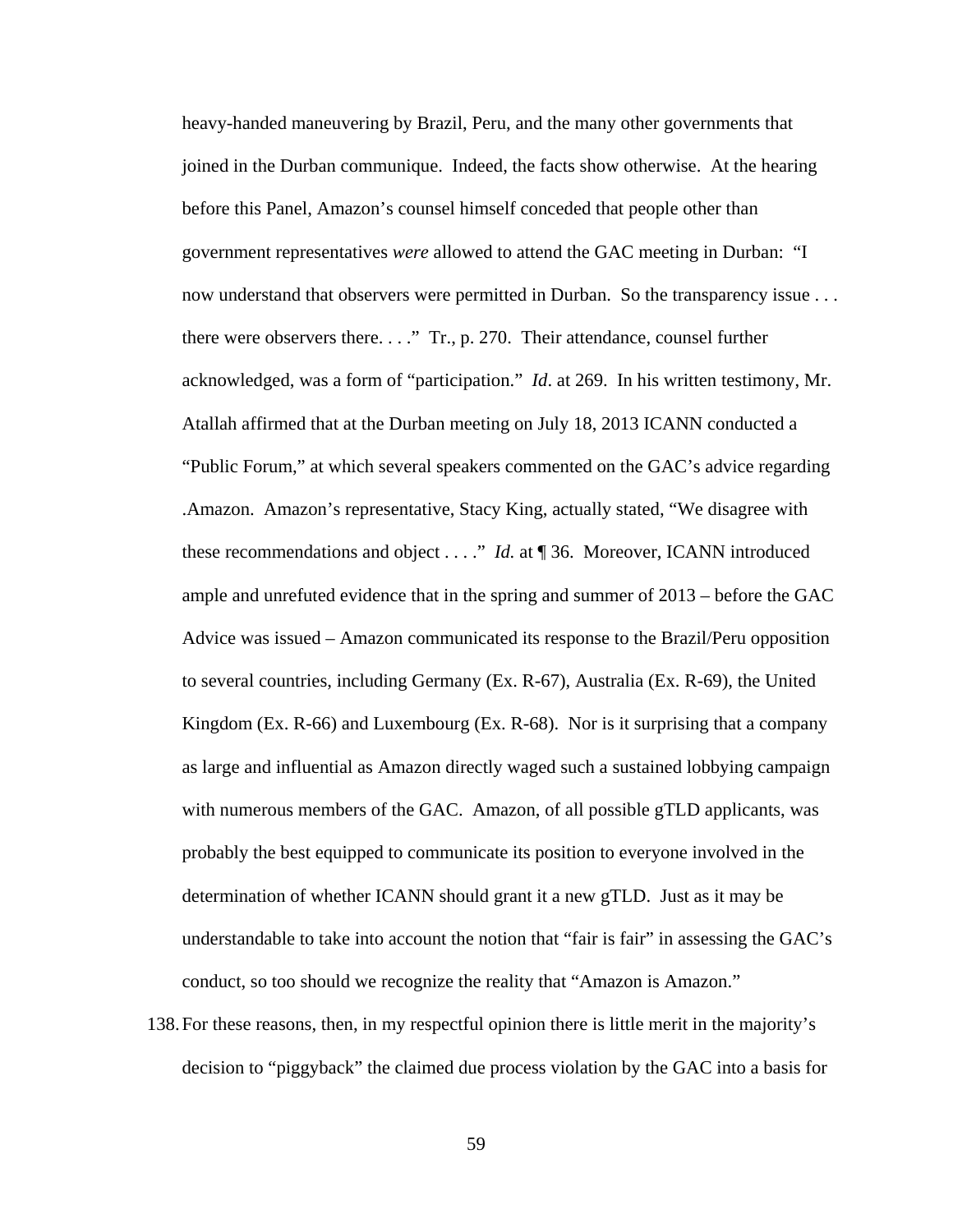heavy-handed maneuvering by Brazil, Peru, and the many other governments that joined in the Durban communique. Indeed, the facts show otherwise. At the hearing before this Panel, Amazon's counsel himself conceded that people other than government representatives *were* allowed to attend the GAC meeting in Durban: "I now understand that observers were permitted in Durban. So the transparency issue . . . there were observers there. . . ." Tr., p. 270. Their attendance, counsel further acknowledged, was a form of "participation." *Id*. at 269. In his written testimony, Mr. Atallah affirmed that at the Durban meeting on July 18, 2013 ICANN conducted a "Public Forum," at which several speakers commented on the GAC's advice regarding .Amazon. Amazon's representative, Stacy King, actually stated, "We disagree with these recommendations and object . . . ." *Id.* at ¶ 36. Moreover, ICANN introduced ample and unrefuted evidence that in the spring and summer of 2013 – before the GAC Advice was issued – Amazon communicated its response to the Brazil/Peru opposition to several countries, including Germany (Ex. R-67), Australia (Ex. R-69), the United Kingdom (Ex. R-66) and Luxembourg (Ex. R-68). Nor is it surprising that a company as large and influential as Amazon directly waged such a sustained lobbying campaign with numerous members of the GAC. Amazon, of all possible gTLD applicants, was probably the best equipped to communicate its position to everyone involved in the determination of whether ICANN should grant it a new gTLD. Just as it may be understandable to take into account the notion that "fair is fair" in assessing the GAC's conduct, so too should we recognize the reality that "Amazon is Amazon."

138. For these reasons, then, in my respectful opinion there is little merit in the majority's decision to "piggyback" the claimed due process violation by the GAC into a basis for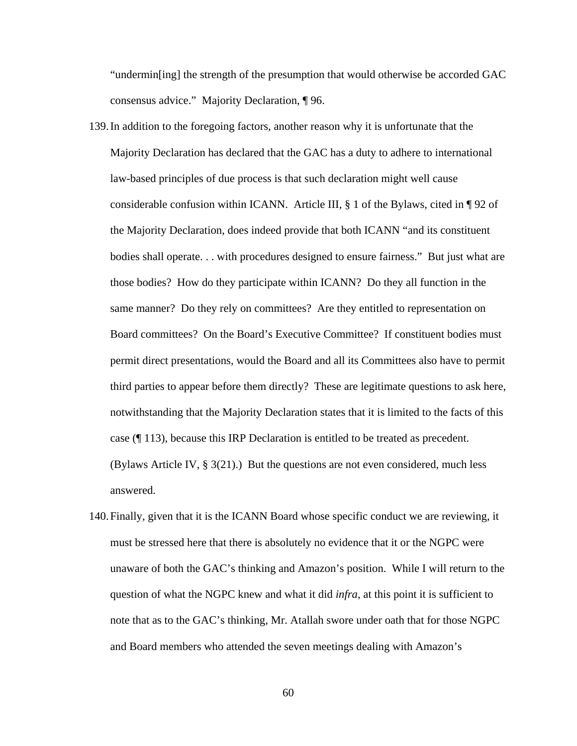"undermin[ing] the strength of the presumption that would otherwise be accorded GAC consensus advice." Majority Declaration, ¶ 96.

139. In addition to the foregoing factors, another reason why it is unfortunate that the Majority Declaration has declared that the GAC has a duty to adhere to international law-based principles of due process is that such declaration might well cause considerable confusion within ICANN. Article III, § 1 of the Bylaws, cited in ¶ 92 of the Majority Declaration, does indeed provide that both ICANN "and its constituent bodies shall operate. . . with procedures designed to ensure fairness." But just what are those bodies? How do they participate within ICANN? Do they all function in the same manner? Do they rely on committees? Are they entitled to representation on Board committees? On the Board's Executive Committee? If constituent bodies must permit direct presentations, would the Board and all its Committees also have to permit third parties to appear before them directly? These are legitimate questions to ask here, notwithstanding that the Majority Declaration states that it is limited to the facts of this case (¶ 113), because this IRP Declaration is entitled to be treated as precedent. (Bylaws Article IV, § 3(21).) But the questions are not even considered, much less answered.

140. Finally, given that it is the ICANN Board whose specific conduct we are reviewing, it must be stressed here that there is absolutely no evidence that it or the NGPC were unaware of both the GAC's thinking and Amazon's position. While I will return to the question of what the NGPC knew and what it did *infra*, at this point it is sufficient to note that as to the GAC's thinking, Mr. Atallah swore under oath that for those NGPC and Board members who attended the seven meetings dealing with Amazon's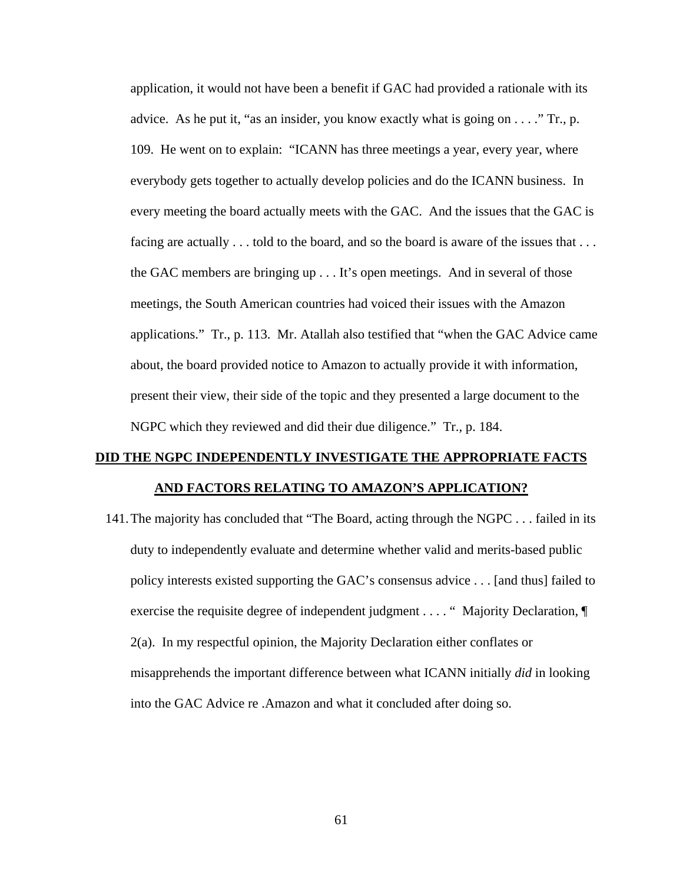application, it would not have been a benefit if GAC had provided a rationale with its advice. As he put it, "as an insider, you know exactly what is going on . . . ." Tr., p. 109. He went on to explain: "ICANN has three meetings a year, every year, where everybody gets together to actually develop policies and do the ICANN business. In every meeting the board actually meets with the GAC. And the issues that the GAC is facing are actually . . . told to the board, and so the board is aware of the issues that . . . the GAC members are bringing up . . . It's open meetings. And in several of those meetings, the South American countries had voiced their issues with the Amazon applications." Tr., p. 113. Mr. Atallah also testified that "when the GAC Advice came about, the board provided notice to Amazon to actually provide it with information, present their view, their side of the topic and they presented a large document to the NGPC which they reviewed and did their due diligence." Tr., p. 184.

## DID THE NGPC INDEPENDENTLY INVESTIGATE THE APPROPRIATE FACTS AND FACTORS RELATING TO AMAZON'S APPLICATION?

141. The majority has concluded that "The Board, acting through the NGPC . . . failed in its duty to independently evaluate and determine whether valid and merits-based public policy interests existed supporting the GAC's consensus advice . . . [and thus] failed to exercise the requisite degree of independent judgment . . . . " Majority Declaration, ¶ 2(a). In my respectful opinion, the Majority Declaration either conflates or misapprehends the important difference between what ICANN initially *did* in looking into the GAC Advice re .Amazon and what it concluded after doing so.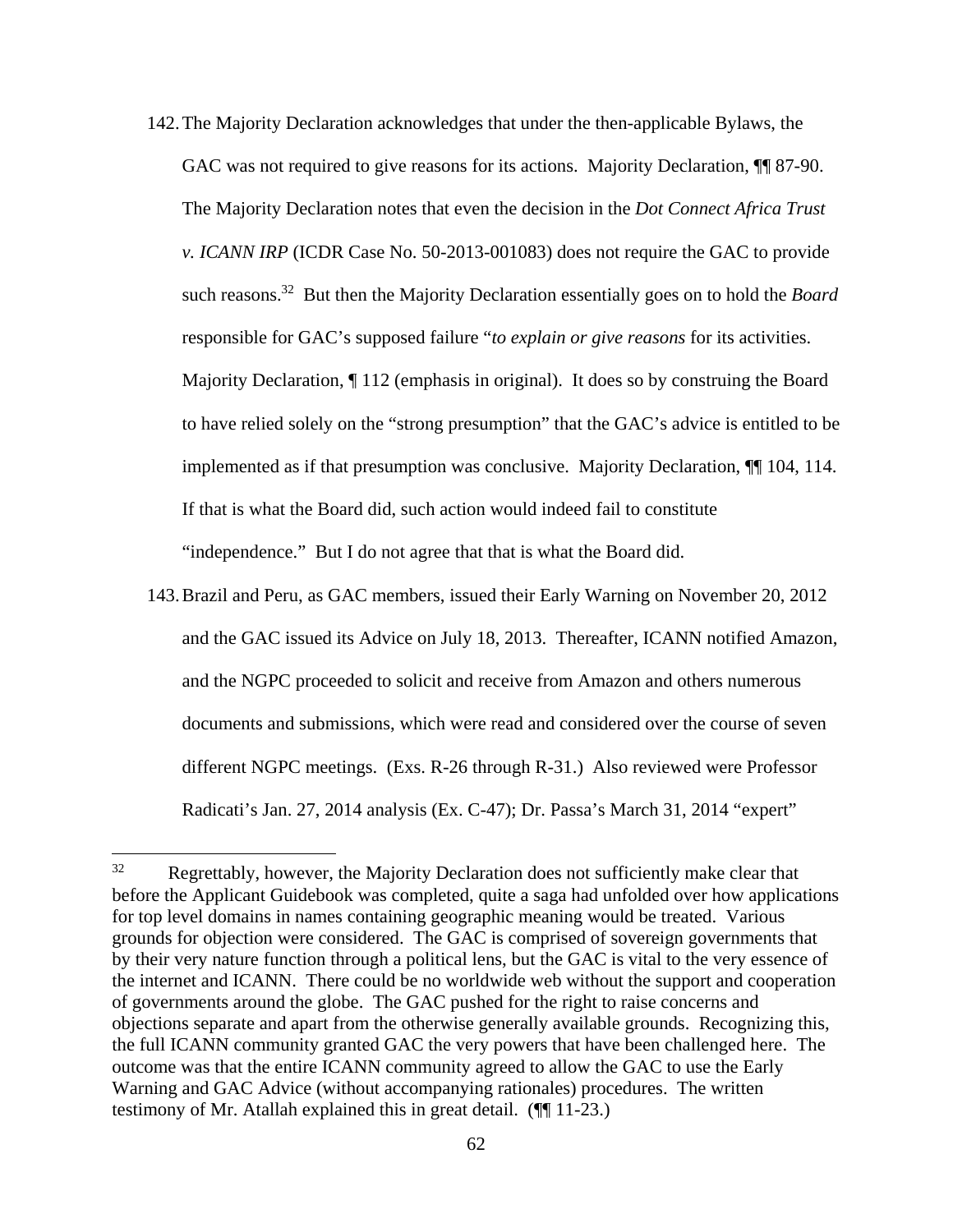142. The Majority Declaration acknowledges that under the then-applicable Bylaws, the GAC was not required to give reasons for its actions. Majority Declaration, ¶¶ 87-90. The Majority Declaration notes that even the decision in the *Dot Connect Africa Trust v. ICANN IRP* (ICDR Case No. 50-2013-001083) does not require the GAC to provide such reasons.[32] But then the Majority Declaration essentially goes on to hold the *Board* responsible for GAC's supposed failure "*to explain or give reasons* for its activities. Majority Declaration, ¶ 112 (emphasis in original). It does so by construing the Board to have relied solely on the "strong presumption" that the GAC's advice is entitled to be implemented as if that presumption was conclusive. Majority Declaration, ¶¶ 104, 114. If that is what the Board did, such action would indeed fail to constitute "independence." But I do not agree that that is what the Board did.

143. Brazil and Peru, as GAC members, issued their Early Warning on November 20, 2012 and the GAC issued its Advice on July 18, 2013. Thereafter, ICANN notified Amazon, and the NGPC proceeded to solicit and receive from Amazon and others numerous documents and submissions, which were read and considered over the course of seven different NGPC meetings. (Exs. R-26 through R-31.) Also reviewed were Professor Radicati's Jan. 27, 2014 analysis (Ex. C-47); Dr. Passa's March 31, 2014 "expert"

---

[32] Regrettably, however, the Majority Declaration does not sufficiently make clear that before the Applicant Guidebook was completed, quite a saga had unfolded over how applications for top level domains in names containing geographic meaning would be treated. Various grounds for objection were considered. The GAC is comprised of sovereign governments that by their very nature function through a political lens, but the GAC is vital to the very essence of the internet and ICANN. There could be no worldwide web without the support and cooperation of governments around the globe. The GAC pushed for the right to raise concerns and objections separate and apart from the otherwise generally available grounds. Recognizing this, the full ICANN community granted GAC the very powers that have been challenged here. The outcome was that the entire ICANN community agreed to allow the GAC to use the Early Warning and GAC Advice (without accompanying rationales) procedures. The written testimony of Mr. Atallah explained this in great detail. (¶¶ 11-23.)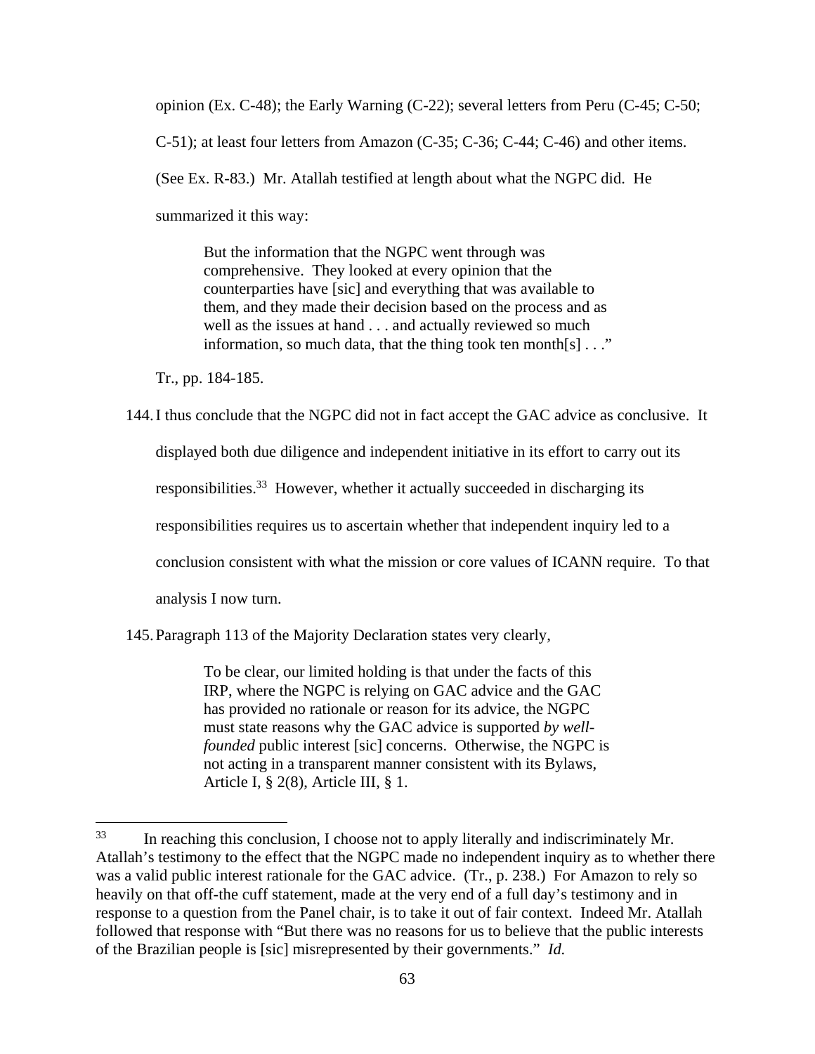opinion (Ex. C-48); the Early Warning (C-22); several letters from Peru (C-45; C-50; C-51); at least four letters from Amazon (C-35; C-36; C-44; C-46) and other items. (See Ex. R-83.) Mr. Atallah testified at length about what the NGPC did. He summarized it this way:

> But the information that the NGPC went through was comprehensive. They looked at every opinion that the counterparties have [sic] and everything that was available to them, and they made their decision based on the process and as well as the issues at hand . . . and actually reviewed so much information, so much data, that the thing took ten month[s] . . ."

Tr., pp. 184-185.

144. I thus conclude that the NGPC did not in fact accept the GAC advice as conclusive. It displayed both due diligence and independent initiative in its effort to carry out its responsibilities.[33] However, whether it actually succeeded in discharging its responsibilities requires us to ascertain whether that independent inquiry led to a conclusion consistent with what the mission or core values of ICANN require. To that analysis I now turn.

145. Paragraph 113 of the Majority Declaration states very clearly,

> To be clear, our limited holding is that under the facts of this IRP, where the NGPC is relying on GAC advice and the GAC has provided no rationale or reason for its advice, the NGPC must state reasons why the GAC advice is supported *by well-founded* public interest [sic] concerns. Otherwise, the NGPC is not acting in a transparent manner consistent with its Bylaws, Article I, § 2(8), Article III, § 1.

---

[33] In reaching this conclusion, I choose not to apply literally and indiscriminately Mr. Atallah's testimony to the effect that the NGPC made no independent inquiry as to whether there was a valid public interest rationale for the GAC advice. (Tr., p. 238.) For Amazon to rely so heavily on that off-the cuff statement, made at the very end of a full day's testimony and in response to a question from the Panel chair, is to take it out of fair context. Indeed Mr. Atallah followed that response with "But there was no reasons for us to believe that the public interests of the Brazilian people is [sic] misrepresented by their governments." *Id.*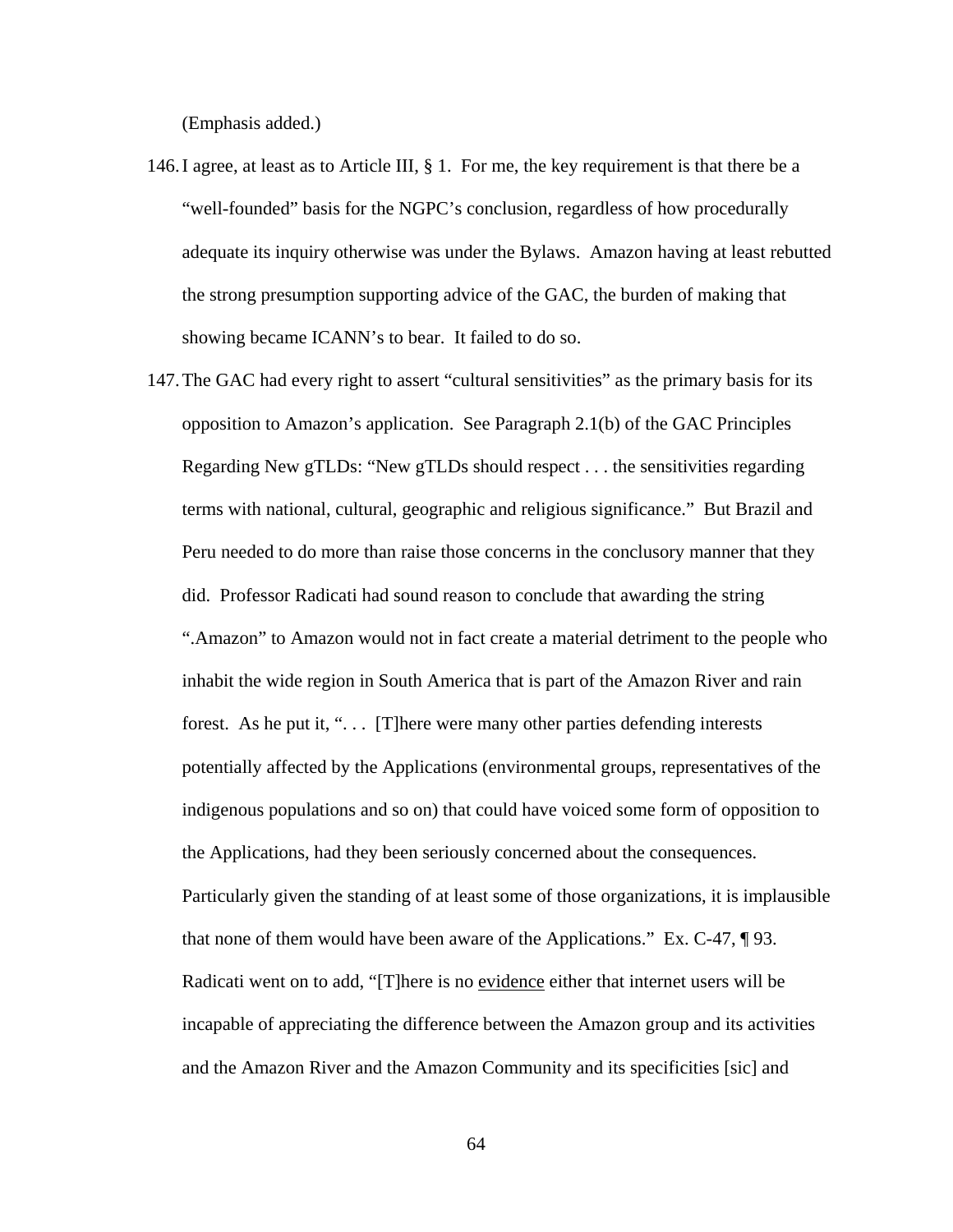(Emphasis added.)

146. I agree, at least as to Article III, § 1. For me, the key requirement is that there be a "well-founded" basis for the NGPC's conclusion, regardless of how procedurally adequate its inquiry otherwise was under the Bylaws. Amazon having at least rebutted the strong presumption supporting advice of the GAC, the burden of making that showing became ICANN's to bear. It failed to do so.

147. The GAC had every right to assert "cultural sensitivities" as the primary basis for its opposition to Amazon's application. See Paragraph 2.1(b) of the GAC Principles Regarding New gTLDs: "New gTLDs should respect . . . the sensitivities regarding terms with national, cultural, geographic and religious significance." But Brazil and Peru needed to do more than raise those concerns in the conclusory manner that they did. Professor Radicati had sound reason to conclude that awarding the string ".Amazon" to Amazon would not in fact create a material detriment to the people who inhabit the wide region in South America that is part of the Amazon River and rain forest. As he put it, ". . . [T]here were many other parties defending interests potentially affected by the Applications (environmental groups, representatives of the indigenous populations and so on) that could have voiced some form of opposition to the Applications, had they been seriously concerned about the consequences. Particularly given the standing of at least some of those organizations, it is implausible that none of them would have been aware of the Applications." Ex. C-47, ¶ 93. Radicati went on to add, "[T]here is no <u>evidence</u> either that internet users will be incapable of appreciating the difference between the Amazon group and its activities and the Amazon River and the Amazon Community and its specificities [sic] and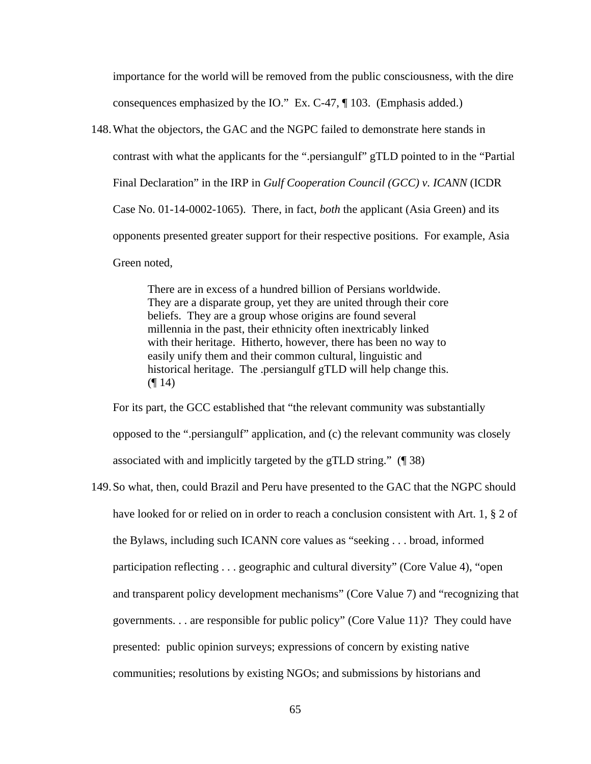importance for the world will be removed from the public consciousness, with the dire consequences emphasized by the IO." Ex. C-47, ¶ 103. (Emphasis added.)

148. What the objectors, the GAC and the NGPC failed to demonstrate here stands in contrast with what the applicants for the ".persiangulf" gTLD pointed to in the "Partial Final Declaration" in the IRP in *Gulf Cooperation Council (GCC) v. ICANN* (ICDR Case No. 01-14-0002-1065). There, in fact, *both* the applicant (Asia Green) and its opponents presented greater support for their respective positions. For example, Asia Green noted,

> There are in excess of a hundred billion of Persians worldwide. They are a disparate group, yet they are united through their core beliefs. They are a group whose origins are found several millennia in the past, their ethnicity often inextricably linked with their heritage. Hitherto, however, there has been no way to easily unify them and their common cultural, linguistic and historical heritage. The .persiangulf gTLD will help change this. (¶ 14)

For its part, the GCC established that "the relevant community was substantially opposed to the ".persiangulf" application, and (c) the relevant community was closely associated with and implicitly targeted by the gTLD string." (¶ 38)

149. So what, then, could Brazil and Peru have presented to the GAC that the NGPC should have looked for or relied on in order to reach a conclusion consistent with Art. 1, § 2 of the Bylaws, including such ICANN core values as "seeking . . . broad, informed participation reflecting . . . geographic and cultural diversity" (Core Value 4), "open and transparent policy development mechanisms" (Core Value 7) and "recognizing that governments. . . are responsible for public policy" (Core Value 11)? They could have presented: public opinion surveys; expressions of concern by existing native communities; resolutions by existing NGOs; and submissions by historians and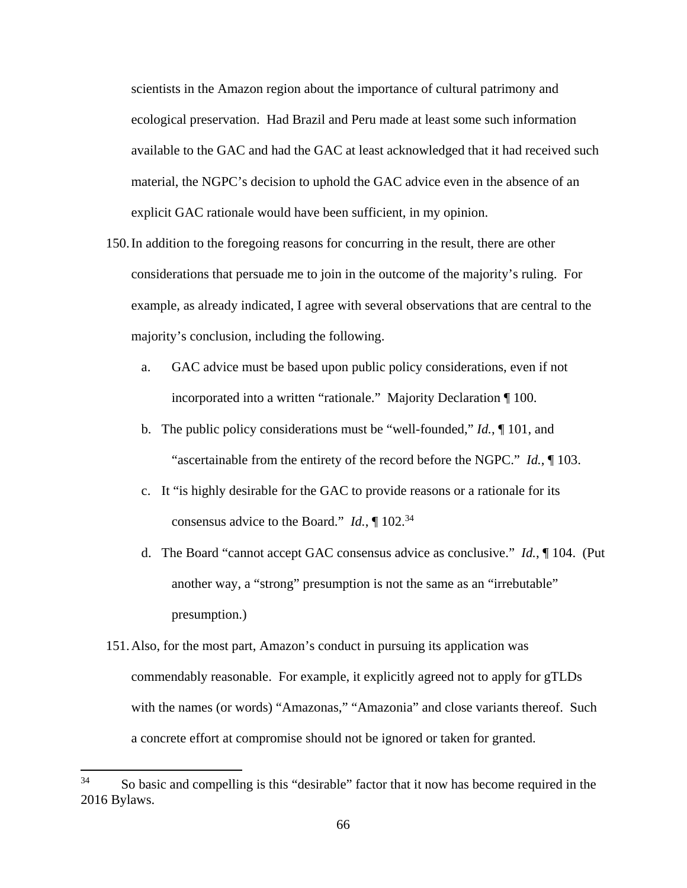scientists in the Amazon region about the importance of cultural patrimony and ecological preservation. Had Brazil and Peru made at least some such information available to the GAC and had the GAC at least acknowledged that it had received such material, the NGPC's decision to uphold the GAC advice even in the absence of an explicit GAC rationale would have been sufficient, in my opinion.

150. In addition to the foregoing reasons for concurring in the result, there are other considerations that persuade me to join in the outcome of the majority's ruling. For example, as already indicated, I agree with several observations that are central to the majority's conclusion, including the following.

   a. GAC advice must be based upon public policy considerations, even if not incorporated into a written "rationale." Majority Declaration ¶ 100.

   b. The public policy considerations must be "well-founded," *Id.*, ¶ 101, and "ascertainable from the entirety of the record before the NGPC." *Id.*, ¶ 103.

   c. It "is highly desirable for the GAC to provide reasons or a rationale for its consensus advice to the Board." *Id.*, ¶ 102.[34]

   d. The Board "cannot accept GAC consensus advice as conclusive." *Id.*, ¶ 104. (Put another way, a "strong" presumption is not the same as an "irrebutable" presumption.)

151. Also, for the most part, Amazon's conduct in pursuing its application was commendably reasonable. For example, it explicitly agreed not to apply for gTLDs with the names (or words) "Amazonas," "Amazonia" and close variants thereof. Such a concrete effort at compromise should not be ignored or taken for granted.

---

[34] So basic and compelling is this "desirable" factor that it now has become required in the 2016 Bylaws.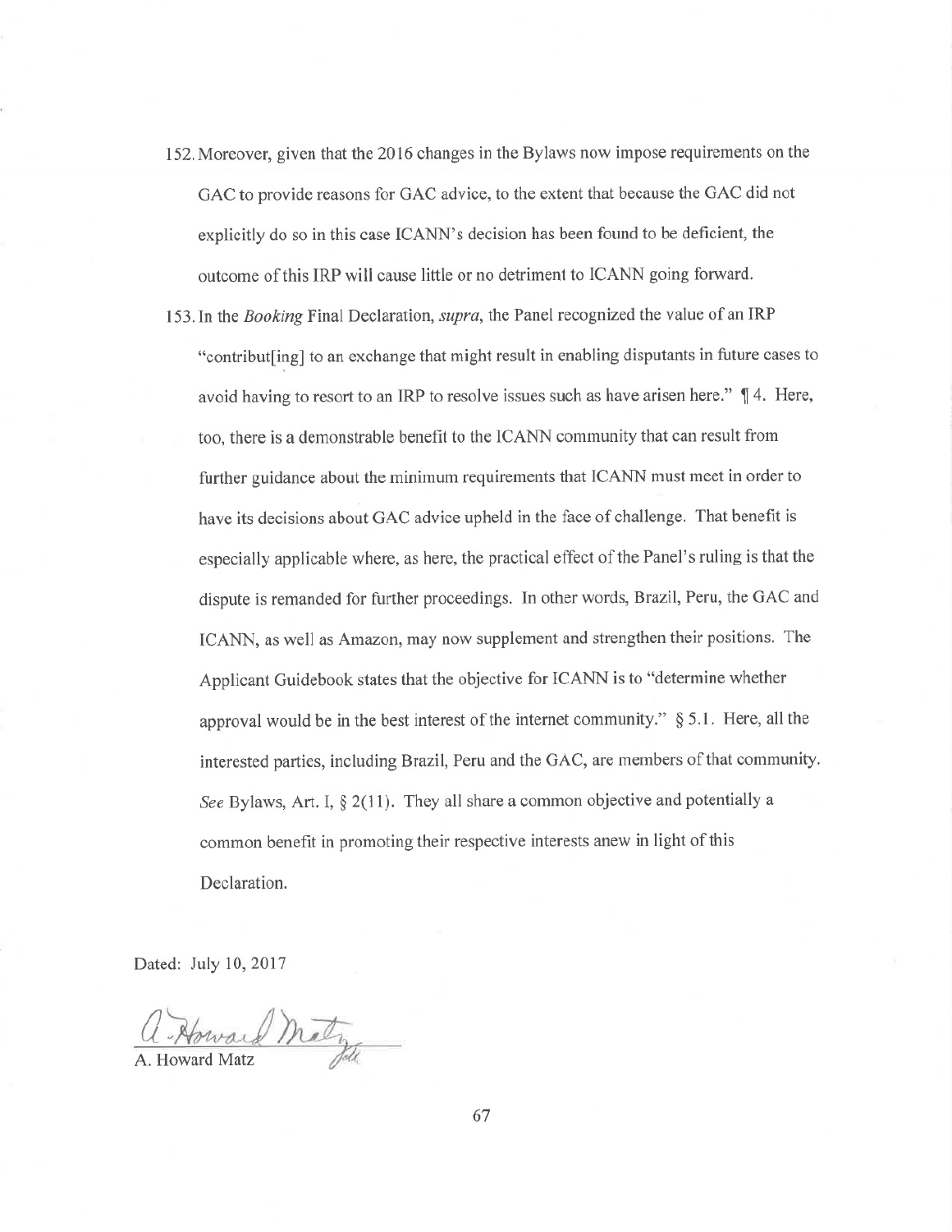152. Moreover, given that the 2016 changes in the Bylaws now impose requirements on the GAC to provide reasons for GAC advice, to the extent that because the GAC did not explicitly do so in this case ICANN's decision has been found to be deficient, the outcome of this IRP will cause little or no detriment to ICANN going forward.

153. In the *Booking* Final Declaration, *supra*, the Panel recognized the value of an IRP "contribut[ing] to an exchange that might result in enabling disputants in future cases to avoid having to resort to an IRP to resolve issues such as have arisen here." ¶ 4. Here, too, there is a demonstrable benefit to the ICANN community that can result from further guidance about the minimum requirements that ICANN must meet in order to have its decisions about GAC advice upheld in the face of challenge. That benefit is especially applicable where, as here, the practical effect of the Panel's ruling is that the dispute is remanded for further proceedings. In other words, Brazil, Peru, the GAC and ICANN, as well as Amazon, may now supplement and strengthen their positions. The Applicant Guidebook states that the objective for ICANN is to "determine whether approval would be in the best interest of the internet community." § 5.1. Here, all the interested parties, including Brazil, Peru and the GAC, are members of that community. *See* Bylaws, Art. I, § 2(11). They all share a common objective and potentially a common benefit in promoting their respective interests anew in light of this Declaration.

Dated: July 10, 2017

A. Howard Matz